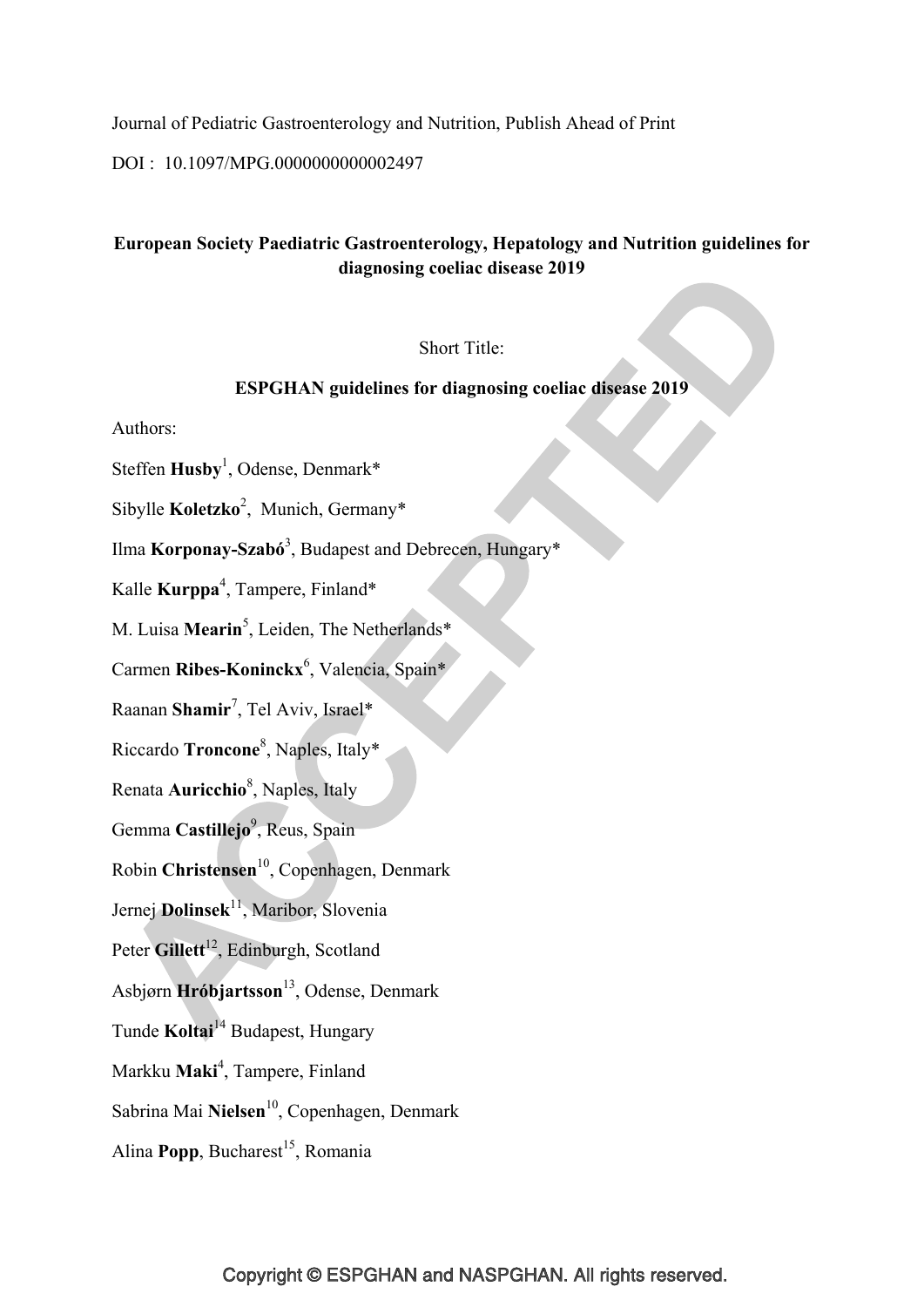Journal of Pediatric Gastroenterology and Nutrition, Publish Ahead of Print

DOI : 10.1097/MPG.0000000000002497

# European Society Paediatric Gastroenterology, Hepatology and Nutrition guidelines for diagnosing coeliac disease 2019

Short Title:

**ESPGHAN guidelines for diagnosing coeliac disease 2019**

Authors:

Steffen **Husby**[1], Odense, Denmark*

Sibylle **Koletzko**[2], Munich, Germany*

Ilma **Korponay-Szabó**[3], Budapest and Debrecen, Hungary*

Kalle **Kurppa**[4], Tampere, Finland*

M. Luisa **Mearin**[5], Leiden, The Netherlands*

Carmen **Ribes-Koninckx**[6], Valencia, Spain*

Raanan **Shamir**[7], Tel Aviv, Israel*

Riccardo **Troncone**[8], Naples, Italy*

Renata **Auricchio**[8], Naples, Italy

Gemma **Castillejo**[9], Reus, Spain

Robin **Christensen**[10], Copenhagen, Denmark

Jernej **Dolinsek**[11], Maribor, Slovenia

Peter **Gillett**[12], Edinburgh, Scotland

Asbjørn **Hróbjartsson**[13], Odense, Denmark

Tunde **Koltai**[14] Budapest, Hungary

Markku **Maki**[4], Tampere, Finland

Sabrina Mai **Nielsen**[10], Copenhagen, Denmark

Alina **Popp**, Bucharest[15], Romania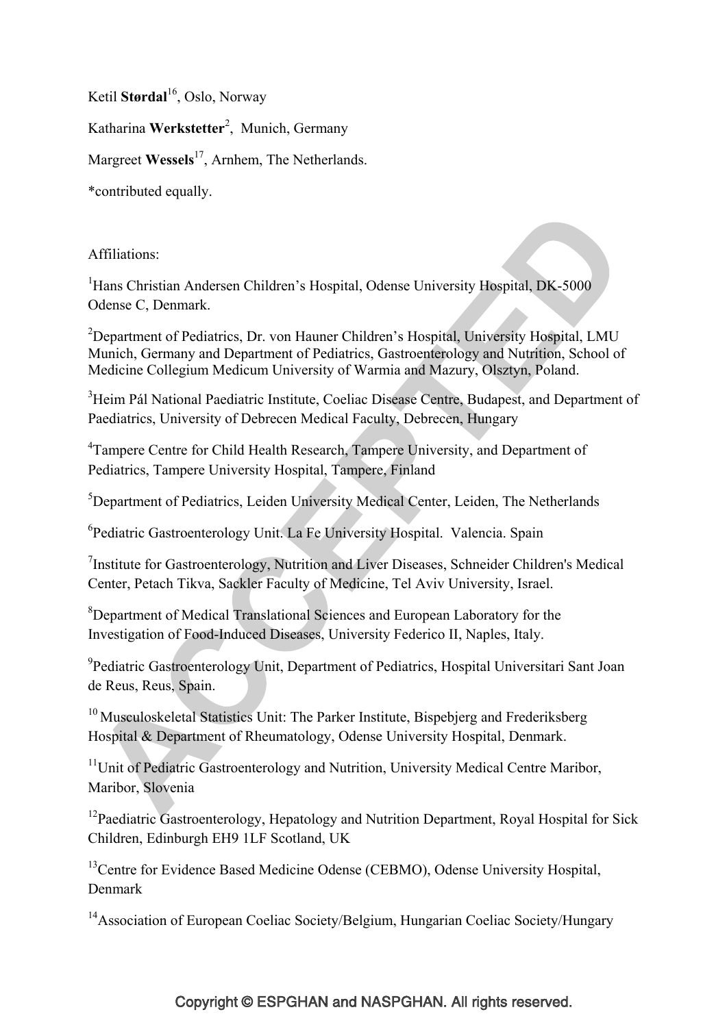Ketil **Størdal**[16], Oslo, Norway

Katharina **Werkstetter**[2], Munich, Germany

Margreet **Wessels**[17], Arnhem, The Netherlands.

*contributed equally.

Affiliations:

[1]Hans Christian Andersen Children's Hospital, Odense University Hospital, DK-5000 Odense C, Denmark.

[2]Department of Pediatrics, Dr. von Hauner Children's Hospital, University Hospital, LMU Munich, Germany and Department of Pediatrics, Gastroenterology and Nutrition, School of Medicine Collegium Medicum University of Warmia and Mazury, Olsztyn, Poland.

[3]Heim Pál National Paediatric Institute, Coeliac Disease Centre, Budapest, and Department of Paediatrics, University of Debrecen Medical Faculty, Debrecen, Hungary

[4]Tampere Centre for Child Health Research, Tampere University, and Department of Pediatrics, Tampere University Hospital, Tampere, Finland

[5]Department of Pediatrics, Leiden University Medical Center, Leiden, The Netherlands

[6]Pediatric Gastroenterology Unit. La Fe University Hospital. Valencia. Spain

[7]Institute for Gastroenterology, Nutrition and Liver Diseases, Schneider Children's Medical Center, Petach Tikva, Sackler Faculty of Medicine, Tel Aviv University, Israel.

[8]Department of Medical Translational Sciences and European Laboratory for the Investigation of Food-Induced Diseases, University Federico II, Naples, Italy.

[9]Pediatric Gastroenterology Unit, Department of Pediatrics, Hospital Universitari Sant Joan de Reus, Reus, Spain.

[10] Musculoskeletal Statistics Unit: The Parker Institute, Bispebjerg and Frederiksberg Hospital & Department of Rheumatology, Odense University Hospital, Denmark.

[11]Unit of Pediatric Gastroenterology and Nutrition, University Medical Centre Maribor, Maribor, Slovenia

[12]Paediatric Gastroenterology, Hepatology and Nutrition Department, Royal Hospital for Sick Children, Edinburgh EH9 1LF Scotland, UK

[13]Centre for Evidence Based Medicine Odense (CEBMO), Odense University Hospital, Denmark

[14]Association of European Coeliac Society/Belgium, Hungarian Coeliac Society/Hungary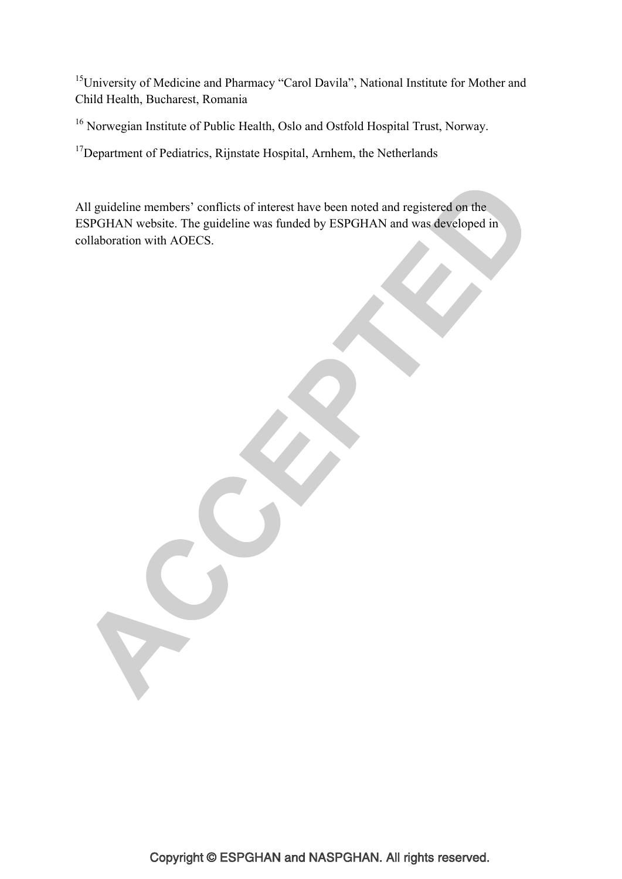[15]University of Medicine and Pharmacy "Carol Davila", National Institute for Mother and Child Health, Bucharest, Romania

[16] Norwegian Institute of Public Health, Oslo and Ostfold Hospital Trust, Norway.

[17]Department of Pediatrics, Rijnstate Hospital, Arnhem, the Netherlands

All guideline members' conflicts of interest have been noted and registered on the ESPGHAN website. The guideline was funded by ESPGHAN and was developed in collaboration with AOECS.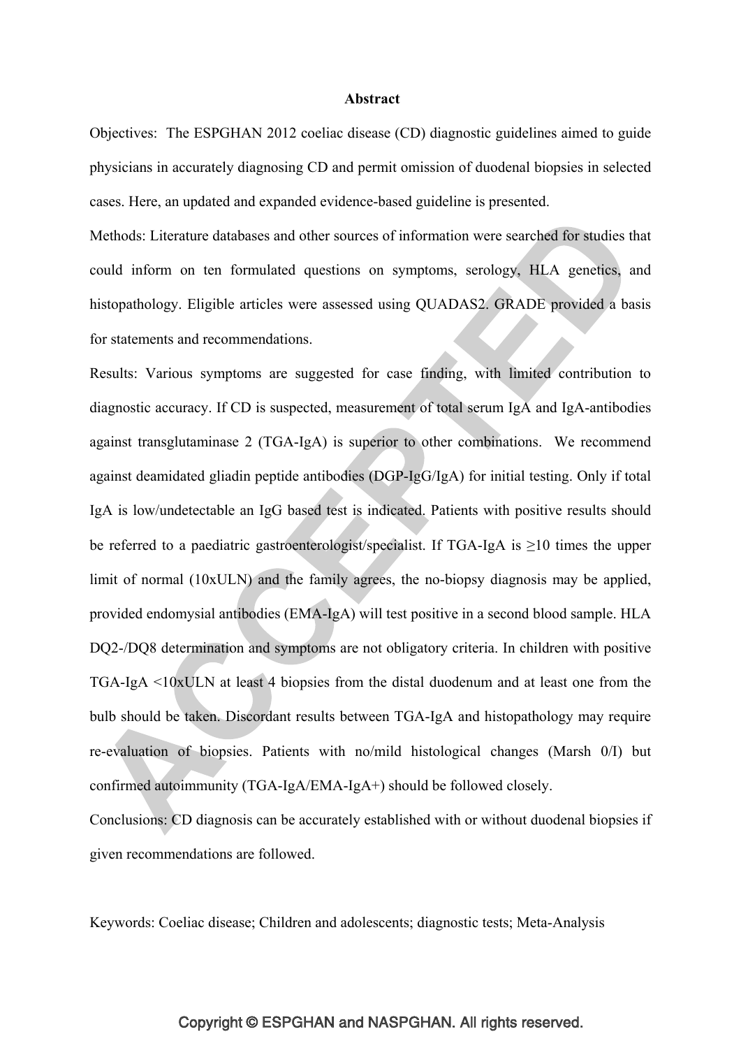# Abstract

Objectives: The ESPGHAN 2012 coeliac disease (CD) diagnostic guidelines aimed to guide physicians in accurately diagnosing CD and permit omission of duodenal biopsies in selected cases. Here, an updated and expanded evidence-based guideline is presented.

Methods: Literature databases and other sources of information were searched for studies that could inform on ten formulated questions on symptoms, serology, HLA genetics, and histopathology. Eligible articles were assessed using QUADAS2. GRADE provided a basis for statements and recommendations.

Results: Various symptoms are suggested for case finding, with limited contribution to diagnostic accuracy. If CD is suspected, measurement of total serum IgA and IgA-antibodies against transglutaminase 2 (TGA-IgA) is superior to other combinations. We recommend against deamidated gliadin peptide antibodies (DGP-IgG/IgA) for initial testing. Only if total IgA is low/undetectable an IgG based test is indicated. Patients with positive results should be referred to a paediatric gastroenterologist/specialist. If TGA-IgA is ≥10 times the upper limit of normal (10xULN) and the family agrees, the no-biopsy diagnosis may be applied, provided endomysial antibodies (EMA-IgA) will test positive in a second blood sample. HLA DQ2-/DQ8 determination and symptoms are not obligatory criteria. In children with positive TGA-IgA <10xULN at least 4 biopsies from the distal duodenum and at least one from the bulb should be taken. Discordant results between TGA-IgA and histopathology may require re-evaluation of biopsies. Patients with no/mild histological changes (Marsh 0/I) but confirmed autoimmunity (TGA-IgA/EMA-IgA+) should be followed closely.

Conclusions: CD diagnosis can be accurately established with or without duodenal biopsies if given recommendations are followed.

Keywords: Coeliac disease; Children and adolescents; diagnostic tests; Meta-Analysis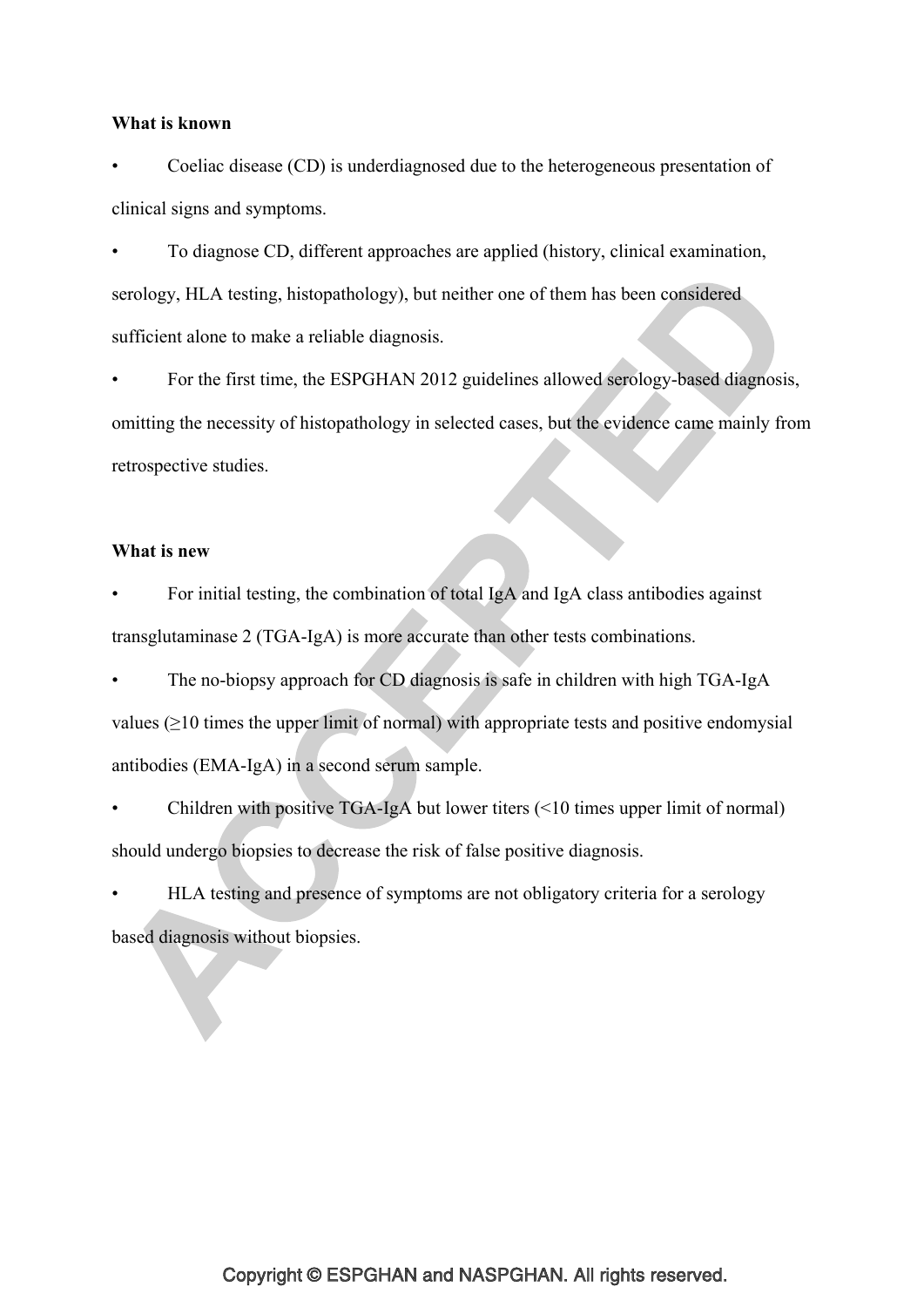**What is known**

- Coeliac disease (CD) is underdiagnosed due to the heterogeneous presentation of clinical signs and symptoms.
- To diagnose CD, different approaches are applied (history, clinical examination, serology, HLA testing, histopathology), but neither one of them has been considered sufficient alone to make a reliable diagnosis.
- For the first time, the ESPGHAN 2012 guidelines allowed serology-based diagnosis, omitting the necessity of histopathology in selected cases, but the evidence came mainly from retrospective studies.

**What is new**

- For initial testing, the combination of total IgA and IgA class antibodies against transglutaminase 2 (TGA-IgA) is more accurate than other tests combinations.
- The no-biopsy approach for CD diagnosis is safe in children with high TGA-IgA values (≥10 times the upper limit of normal) with appropriate tests and positive endomysial antibodies (EMA-IgA) in a second serum sample.
- Children with positive TGA-IgA but lower titers (<10 times upper limit of normal) should undergo biopsies to decrease the risk of false positive diagnosis.
- HLA testing and presence of symptoms are not obligatory criteria for a serology based diagnosis without biopsies.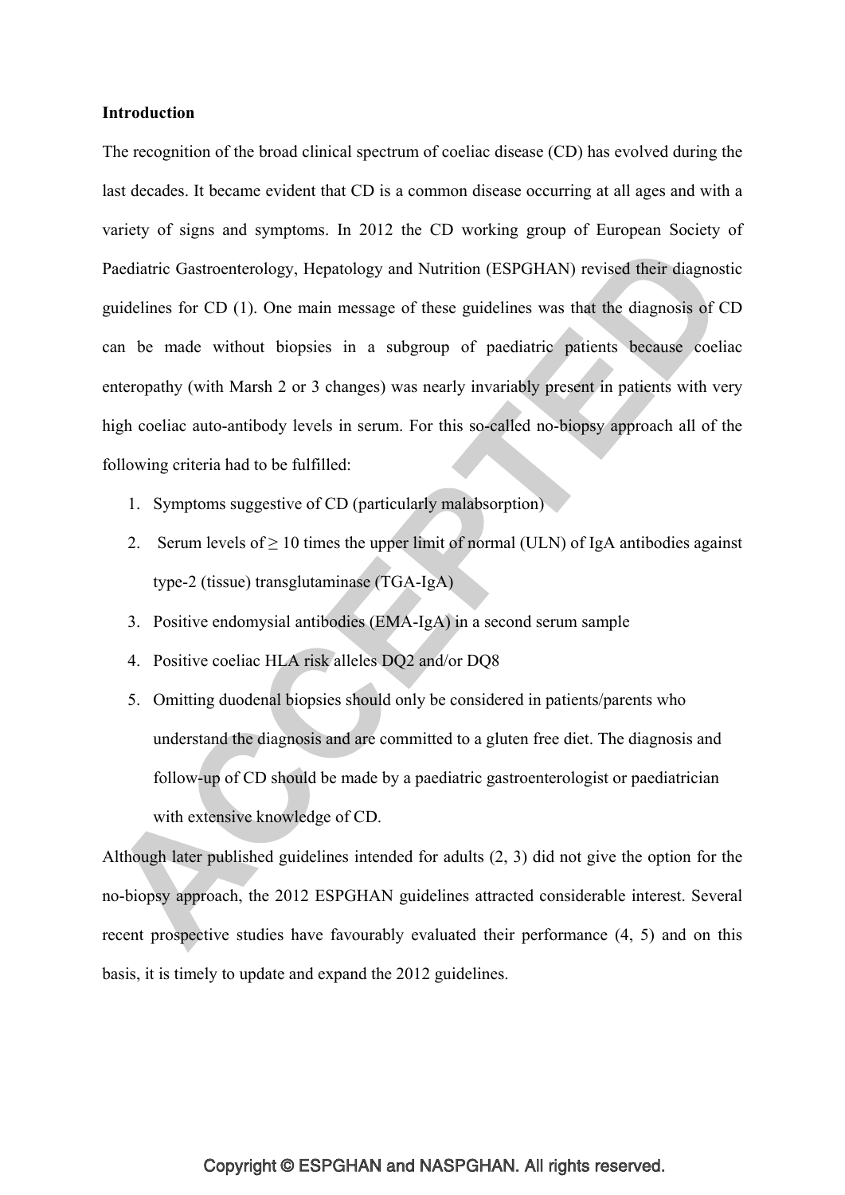**Introduction**

The recognition of the broad clinical spectrum of coeliac disease (CD) has evolved during the last decades. It became evident that CD is a common disease occurring at all ages and with a variety of signs and symptoms. In 2012 the CD working group of European Society of Paediatric Gastroenterology, Hepatology and Nutrition (ESPGHAN) revised their diagnostic guidelines for CD (1). One main message of these guidelines was that the diagnosis of CD can be made without biopsies in a subgroup of paediatric patients because coeliac enteropathy (with Marsh 2 or 3 changes) was nearly invariably present in patients with very high coeliac auto-antibody levels in serum. For this so-called no-biopsy approach all of the following criteria had to be fulfilled:

1. Symptoms suggestive of CD (particularly malabsorption)
2. Serum levels of ≥ 10 times the upper limit of normal (ULN) of IgA antibodies against type-2 (tissue) transglutaminase (TGA-IgA)
3. Positive endomysial antibodies (EMA-IgA) in a second serum sample
4. Positive coeliac HLA risk alleles DQ2 and/or DQ8
5. Omitting duodenal biopsies should only be considered in patients/parents who understand the diagnosis and are committed to a gluten free diet. The diagnosis and follow-up of CD should be made by a paediatric gastroenterologist or paediatrician with extensive knowledge of CD.

Although later published guidelines intended for adults (2, 3) did not give the option for the no-biopsy approach, the 2012 ESPGHAN guidelines attracted considerable interest. Several recent prospective studies have favourably evaluated their performance (4, 5) and on this basis, it is timely to update and expand the 2012 guidelines.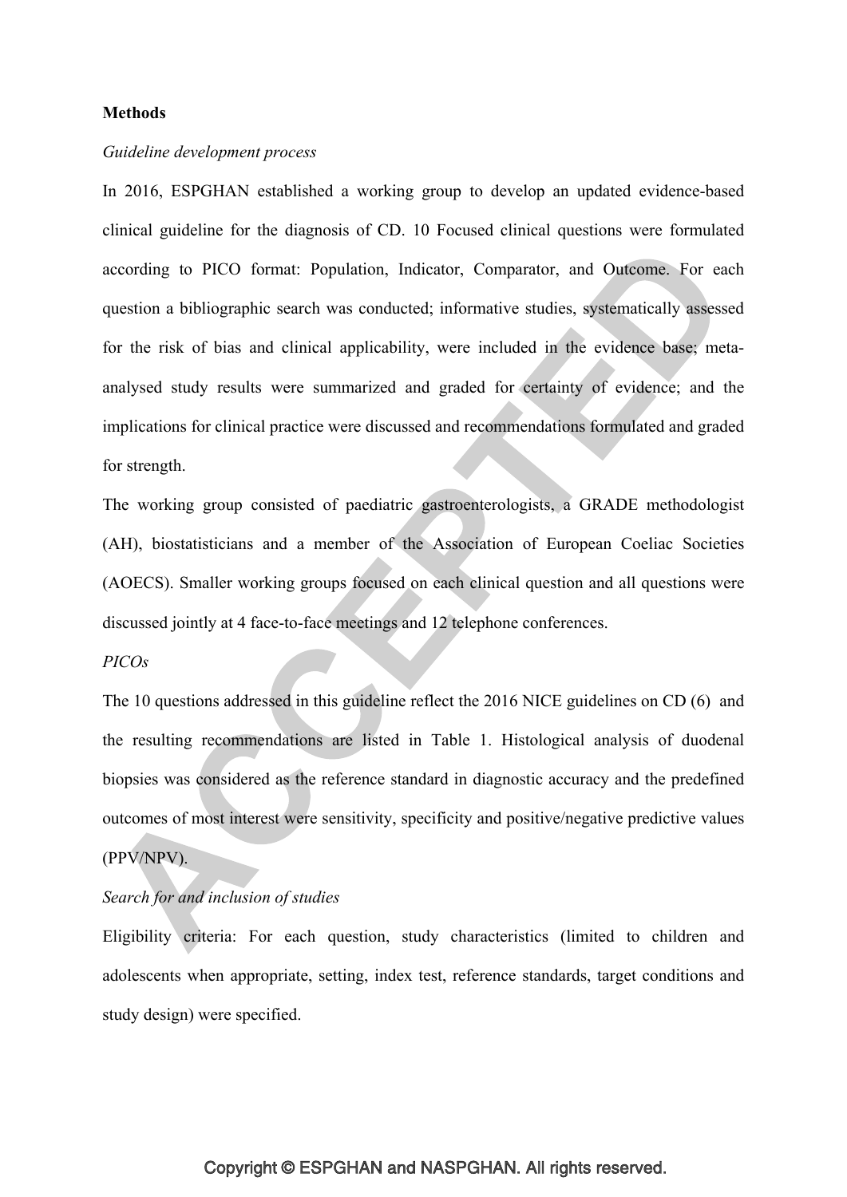**Methods**

*Guideline development process*

In 2016, ESPGHAN established a working group to develop an updated evidence-based clinical guideline for the diagnosis of CD. 10 Focused clinical questions were formulated according to PICO format: Population, Indicator, Comparator, and Outcome. For each question a bibliographic search was conducted; informative studies, systematically assessed for the risk of bias and clinical applicability, were included in the evidence base; meta-analysed study results were summarized and graded for certainty of evidence; and the implications for clinical practice were discussed and recommendations formulated and graded for strength.

The working group consisted of paediatric gastroenterologists, a GRADE methodologist (AH), biostatisticians and a member of the Association of European Coeliac Societies (AOECS). Smaller working groups focused on each clinical question and all questions were discussed jointly at 4 face-to-face meetings and 12 telephone conferences.

*PICOs*

The 10 questions addressed in this guideline reflect the 2016 NICE guidelines on CD (6) and the resulting recommendations are listed in Table 1. Histological analysis of duodenal biopsies was considered as the reference standard in diagnostic accuracy and the predefined outcomes of most interest were sensitivity, specificity and positive/negative predictive values (PPV/NPV).

*Search for and inclusion of studies*

Eligibility criteria: For each question, study characteristics (limited to children and adolescents when appropriate, setting, index test, reference standards, target conditions and study design) were specified.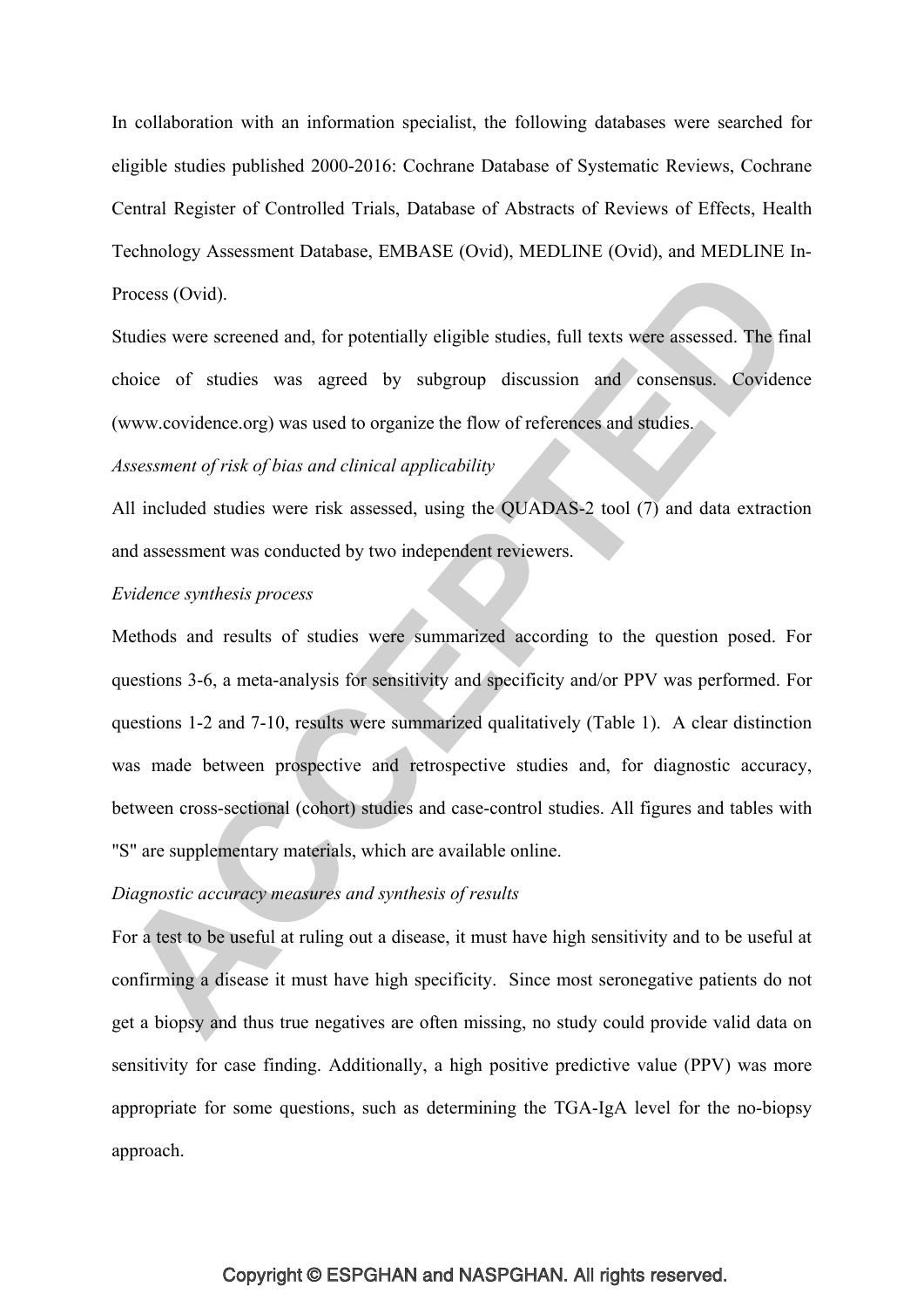In collaboration with an information specialist, the following databases were searched for eligible studies published 2000-2016: Cochrane Database of Systematic Reviews, Cochrane Central Register of Controlled Trials, Database of Abstracts of Reviews of Effects, Health Technology Assessment Database, EMBASE (Ovid), MEDLINE (Ovid), and MEDLINE In-Process (Ovid).

Studies were screened and, for potentially eligible studies, full texts were assessed. The final choice of studies was agreed by subgroup discussion and consensus. Covidence (www.covidence.org) was used to organize the flow of references and studies.

*Assessment of risk of bias and clinical applicability*

All included studies were risk assessed, using the QUADAS-2 tool (7) and data extraction and assessment was conducted by two independent reviewers.

*Evidence synthesis process*

Methods and results of studies were summarized according to the question posed. For questions 3-6, a meta-analysis for sensitivity and specificity and/or PPV was performed. For questions 1-2 and 7-10, results were summarized qualitatively (Table 1). A clear distinction was made between prospective and retrospective studies and, for diagnostic accuracy, between cross-sectional (cohort) studies and case-control studies. All figures and tables with "S" are supplementary materials, which are available online.

*Diagnostic accuracy measures and synthesis of results*

For a test to be useful at ruling out a disease, it must have high sensitivity and to be useful at confirming a disease it must have high specificity. Since most seronegative patients do not get a biopsy and thus true negatives are often missing, no study could provide valid data on sensitivity for case finding. Additionally, a high positive predictive value (PPV) was more appropriate for some questions, such as determining the TGA-IgA level for the no-biopsy approach.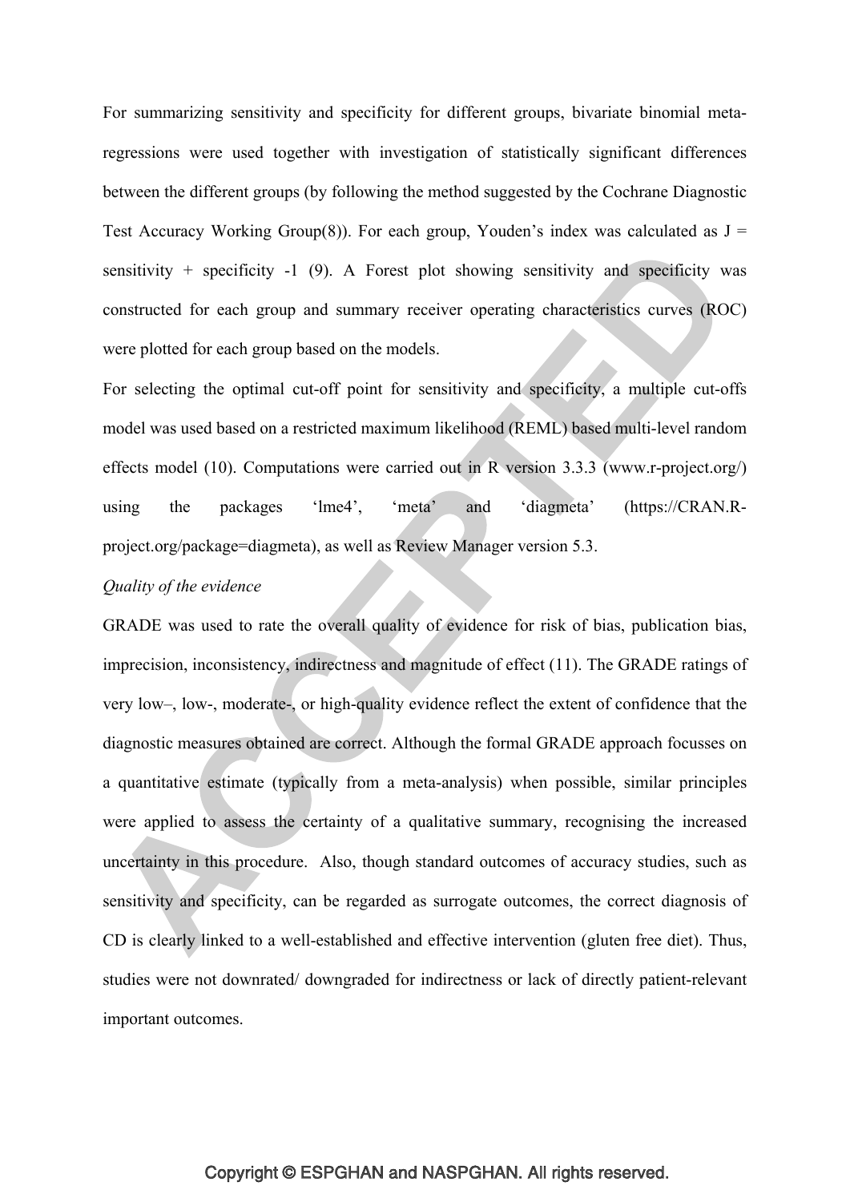For summarizing sensitivity and specificity for different groups, bivariate binomial meta-regressions were used together with investigation of statistically significant differences between the different groups (by following the method suggested by the Cochrane Diagnostic Test Accuracy Working Group(8)). For each group, Youden's index was calculated as J = sensitivity + specificity -1 (9). A Forest plot showing sensitivity and specificity was constructed for each group and summary receiver operating characteristics curves (ROC) were plotted for each group based on the models.

For selecting the optimal cut-off point for sensitivity and specificity, a multiple cut-offs model was used based on a restricted maximum likelihood (REML) based multi-level random effects model (10). Computations were carried out in R version 3.3.3 (www.r-project.org/) using the packages 'lme4', 'meta' and 'diagmeta' (https://CRAN.R-project.org/package=diagmeta), as well as Review Manager version 5.3.

*Quality of the evidence*

GRADE was used to rate the overall quality of evidence for risk of bias, publication bias, imprecision, inconsistency, indirectness and magnitude of effect (11). The GRADE ratings of very low–, low-, moderate-, or high-quality evidence reflect the extent of confidence that the diagnostic measures obtained are correct. Although the formal GRADE approach focusses on a quantitative estimate (typically from a meta-analysis) when possible, similar principles were applied to assess the certainty of a qualitative summary, recognising the increased uncertainty in this procedure. Also, though standard outcomes of accuracy studies, such as sensitivity and specificity, can be regarded as surrogate outcomes, the correct diagnosis of CD is clearly linked to a well-established and effective intervention (gluten free diet). Thus, studies were not downrated/ downgraded for indirectness or lack of directly patient-relevant important outcomes.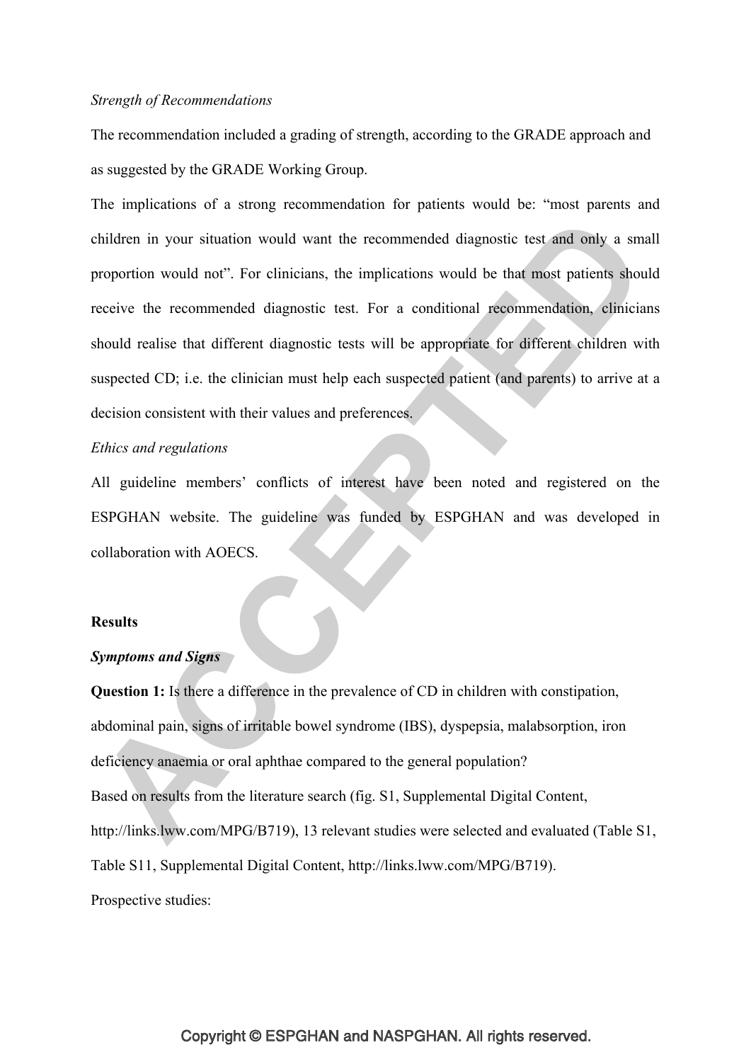*Strength of Recommendations*

The recommendation included a grading of strength, according to the GRADE approach and as suggested by the GRADE Working Group.

The implications of a strong recommendation for patients would be: "most parents and children in your situation would want the recommended diagnostic test and only a small proportion would not". For clinicians, the implications would be that most patients should receive the recommended diagnostic test. For a conditional recommendation, clinicians should realise that different diagnostic tests will be appropriate for different children with suspected CD; i.e. the clinician must help each suspected patient (and parents) to arrive at a decision consistent with their values and preferences.

*Ethics and regulations*

All guideline members' conflicts of interest have been noted and registered on the ESPGHAN website. The guideline was funded by ESPGHAN and was developed in collaboration with AOECS.

**Results**

***Symptoms and Signs***

**Question 1:** Is there a difference in the prevalence of CD in children with constipation, abdominal pain, signs of irritable bowel syndrome (IBS), dyspepsia, malabsorption, iron deficiency anaemia or oral aphthae compared to the general population?

Based on results from the literature search (fig. S1, Supplemental Digital Content, http://links.lww.com/MPG/B719), 13 relevant studies were selected and evaluated (Table S1, Table S11, Supplemental Digital Content, http://links.lww.com/MPG/B719).

Prospective studies: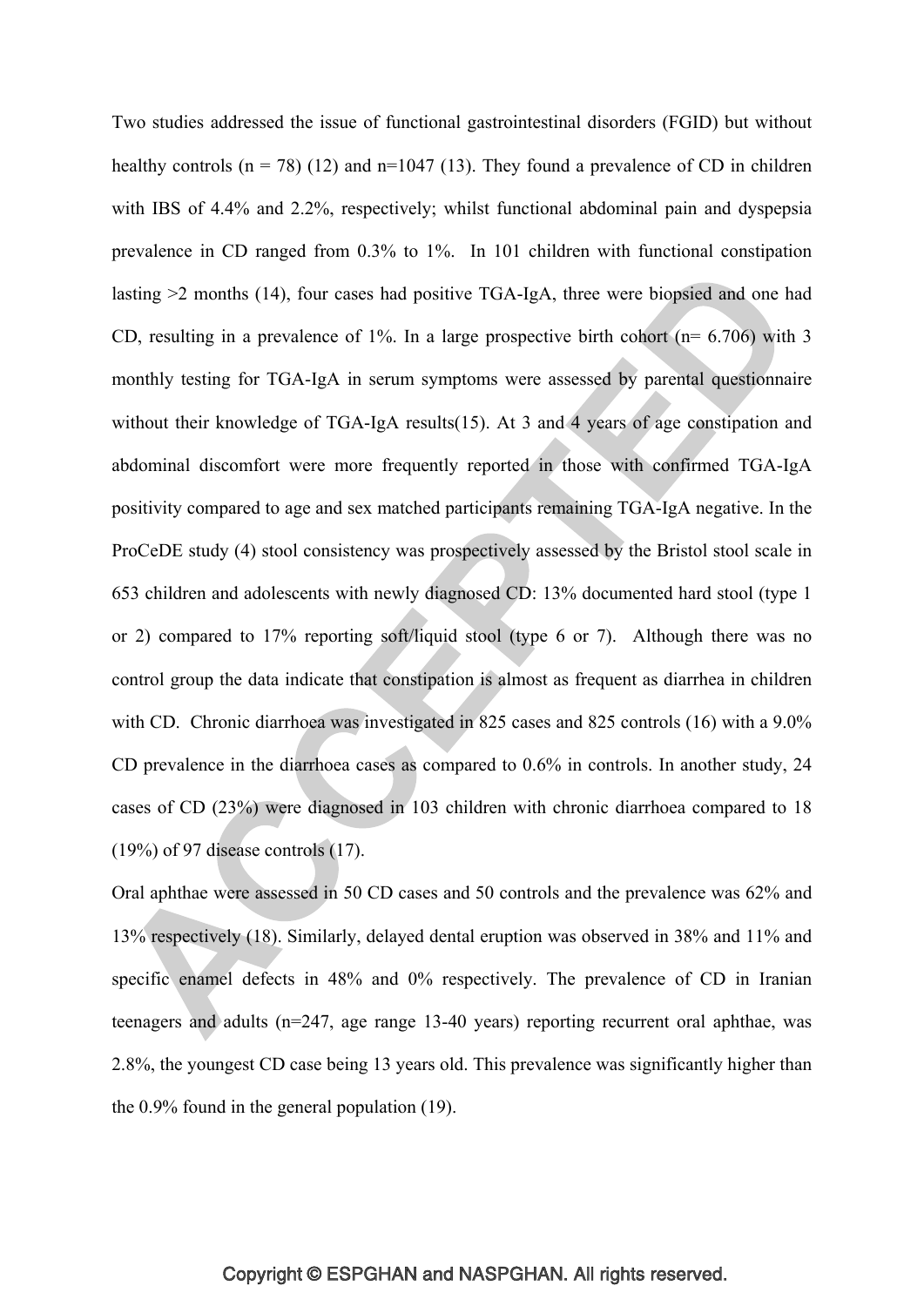Two studies addressed the issue of functional gastrointestinal disorders (FGID) but without healthy controls (n = 78) (12) and n=1047 (13). They found a prevalence of CD in children with IBS of 4.4% and 2.2%, respectively; whilst functional abdominal pain and dyspepsia prevalence in CD ranged from 0.3% to 1%. In 101 children with functional constipation lasting >2 months (14), four cases had positive TGA-IgA, three were biopsied and one had CD, resulting in a prevalence of 1%. In a large prospective birth cohort (n= 6.706) with 3 monthly testing for TGA-IgA in serum symptoms were assessed by parental questionnaire without their knowledge of TGA-IgA results(15). At 3 and 4 years of age constipation and abdominal discomfort were more frequently reported in those with confirmed TGA-IgA positivity compared to age and sex matched participants remaining TGA-IgA negative. In the ProCeDE study (4) stool consistency was prospectively assessed by the Bristol stool scale in 653 children and adolescents with newly diagnosed CD: 13% documented hard stool (type 1 or 2) compared to 17% reporting soft/liquid stool (type 6 or 7). Although there was no control group the data indicate that constipation is almost as frequent as diarrhea in children with CD. Chronic diarrhoea was investigated in 825 cases and 825 controls (16) with a 9.0% CD prevalence in the diarrhoea cases as compared to 0.6% in controls. In another study, 24 cases of CD (23%) were diagnosed in 103 children with chronic diarrhoea compared to 18 (19%) of 97 disease controls (17).

Oral aphthae were assessed in 50 CD cases and 50 controls and the prevalence was 62% and 13% respectively (18). Similarly, delayed dental eruption was observed in 38% and 11% and specific enamel defects in 48% and 0% respectively. The prevalence of CD in Iranian teenagers and adults (n=247, age range 13-40 years) reporting recurrent oral aphthae, was 2.8%, the youngest CD case being 13 years old. This prevalence was significantly higher than the 0.9% found in the general population (19).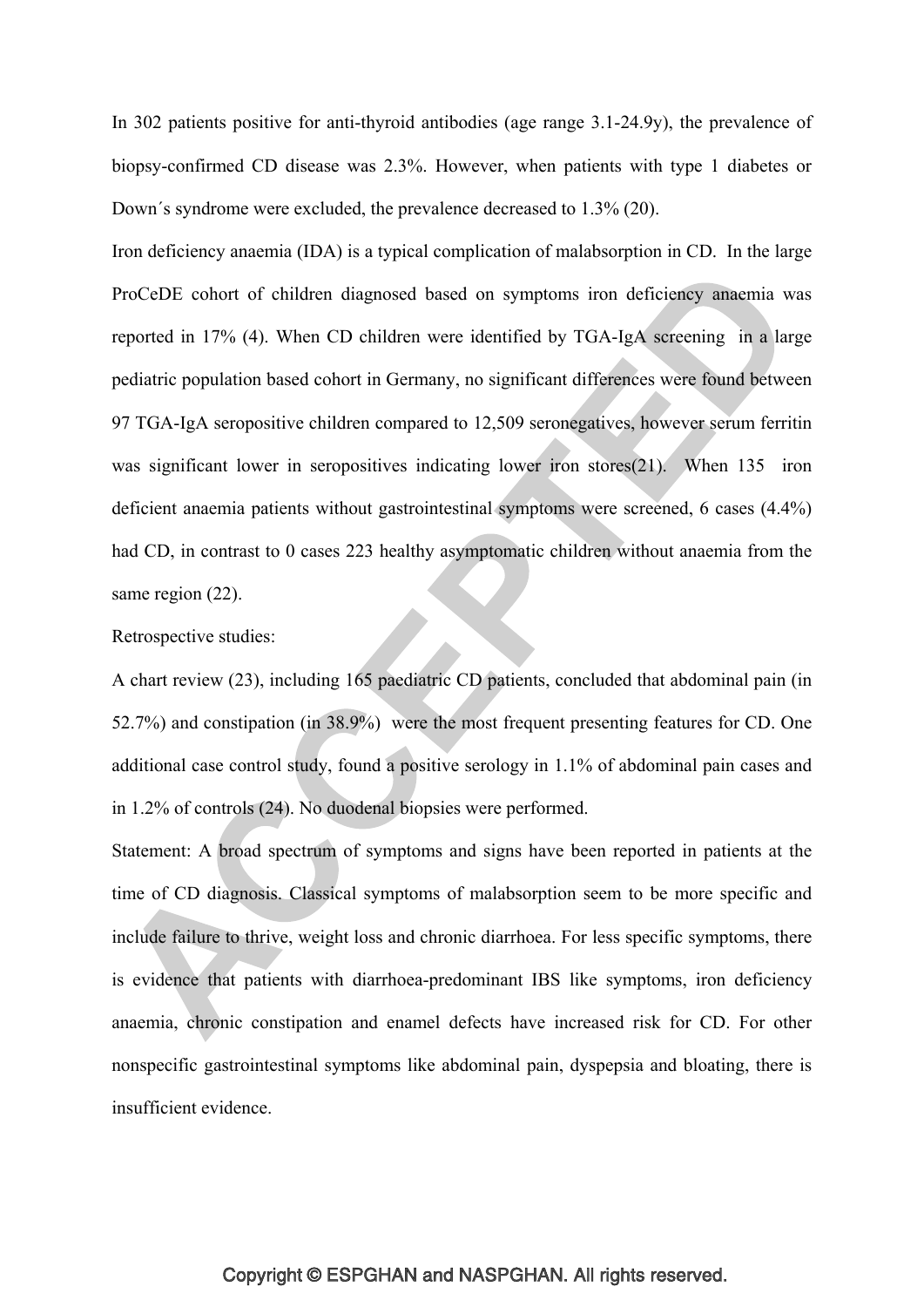In 302 patients positive for anti-thyroid antibodies (age range 3.1-24.9y), the prevalence of biopsy-confirmed CD disease was 2.3%. However, when patients with type 1 diabetes or Down´s syndrome were excluded, the prevalence decreased to 1.3% (20).

Iron deficiency anaemia (IDA) is a typical complication of malabsorption in CD. In the large ProCeDE cohort of children diagnosed based on symptoms iron deficiency anaemia was reported in 17% (4). When CD children were identified by TGA-IgA screening in a large pediatric population based cohort in Germany, no significant differences were found between 97 TGA-IgA seropositive children compared to 12,509 seronegatives, however serum ferritin was significant lower in seropositives indicating lower iron stores(21). When 135 iron deficient anaemia patients without gastrointestinal symptoms were screened, 6 cases (4.4%) had CD, in contrast to 0 cases 223 healthy asymptomatic children without anaemia from the same region (22).

Retrospective studies:

A chart review (23), including 165 paediatric CD patients, concluded that abdominal pain (in 52.7%) and constipation (in 38.9%) were the most frequent presenting features for CD. One additional case control study, found a positive serology in 1.1% of abdominal pain cases and in 1.2% of controls (24). No duodenal biopsies were performed.

Statement: A broad spectrum of symptoms and signs have been reported in patients at the time of CD diagnosis. Classical symptoms of malabsorption seem to be more specific and include failure to thrive, weight loss and chronic diarrhoea. For less specific symptoms, there is evidence that patients with diarrhoea-predominant IBS like symptoms, iron deficiency anaemia, chronic constipation and enamel defects have increased risk for CD. For other nonspecific gastrointestinal symptoms like abdominal pain, dyspepsia and bloating, there is insufficient evidence.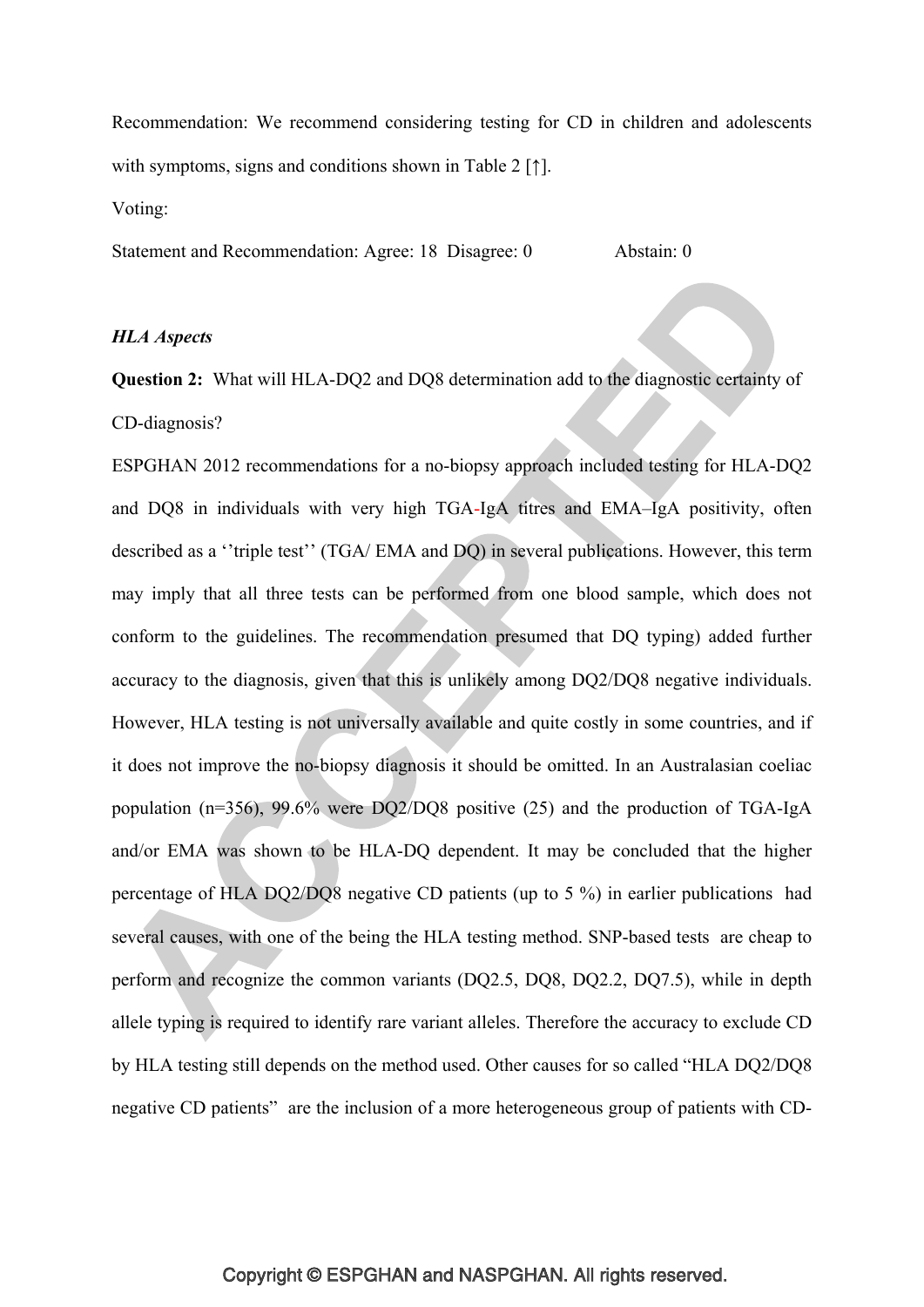Recommendation: We recommend considering testing for CD in children and adolescents with symptoms, signs and conditions shown in Table 2 [↑].

Voting:

Statement and Recommendation: Agree: 18 Disagree: 0 Abstain: 0

***HLA Aspects***

**Question 2:** What will HLA-DQ2 and DQ8 determination add to the diagnostic certainty of CD-diagnosis?

ESPGHAN 2012 recommendations for a no-biopsy approach included testing for HLA-DQ2 and DQ8 in individuals with very high TGA-IgA titres and EMA–IgA positivity, often described as a ''triple test'' (TGA/ EMA and DQ) in several publications. However, this term may imply that all three tests can be performed from one blood sample, which does not conform to the guidelines. The recommendation presumed that DQ typing) added further accuracy to the diagnosis, given that this is unlikely among DQ2/DQ8 negative individuals. However, HLA testing is not universally available and quite costly in some countries, and if it does not improve the no-biopsy diagnosis it should be omitted. In an Australasian coeliac population (n=356), 99.6% were DQ2/DQ8 positive (25) and the production of TGA-IgA and/or EMA was shown to be HLA-DQ dependent. It may be concluded that the higher percentage of HLA DQ2/DQ8 negative CD patients (up to 5 %) in earlier publications had several causes, with one of the being the HLA testing method. SNP-based tests are cheap to perform and recognize the common variants (DQ2.5, DQ8, DQ2.2, DQ7.5), while in depth allele typing is required to identify rare variant alleles. Therefore the accuracy to exclude CD by HLA testing still depends on the method used. Other causes for so called "HLA DQ2/DQ8 negative CD patients" are the inclusion of a more heterogeneous group of patients with CD-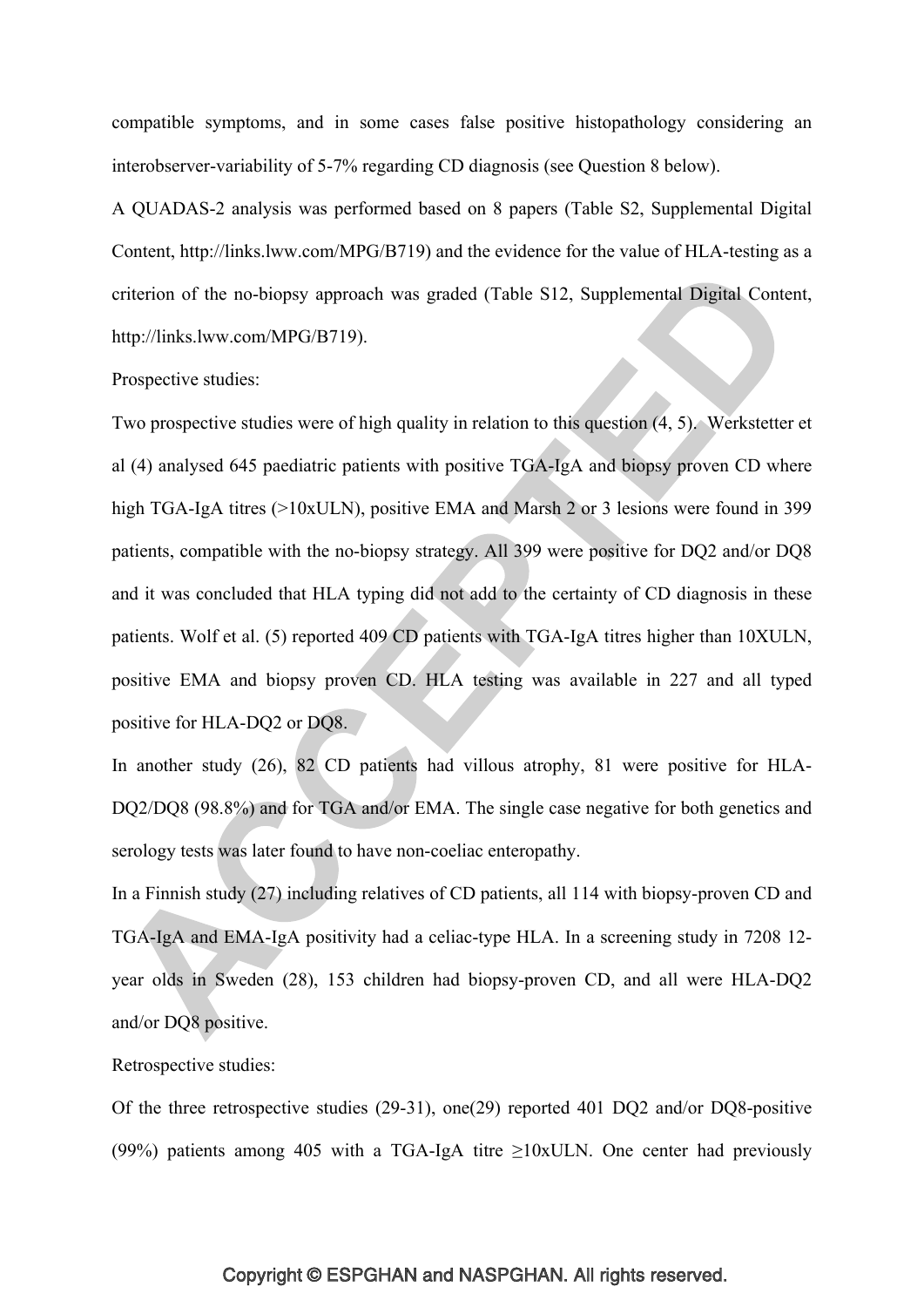compatible symptoms, and in some cases false positive histopathology considering an interobserver-variability of 5-7% regarding CD diagnosis (see Question 8 below).

A QUADAS-2 analysis was performed based on 8 papers (Table S2, Supplemental Digital Content, http://links.lww.com/MPG/B719) and the evidence for the value of HLA-testing as a criterion of the no-biopsy approach was graded (Table S12, Supplemental Digital Content, http://links.lww.com/MPG/B719).

Prospective studies:

Two prospective studies were of high quality in relation to this question (4, 5). Werkstetter et al (4) analysed 645 paediatric patients with positive TGA-IgA and biopsy proven CD where high TGA-IgA titres (>10xULN), positive EMA and Marsh 2 or 3 lesions were found in 399 patients, compatible with the no-biopsy strategy. All 399 were positive for DQ2 and/or DQ8 and it was concluded that HLA typing did not add to the certainty of CD diagnosis in these patients. Wolf et al. (5) reported 409 CD patients with TGA-IgA titres higher than 10XULN, positive EMA and biopsy proven CD. HLA testing was available in 227 and all typed positive for HLA-DQ2 or DQ8.

In another study (26), 82 CD patients had villous atrophy, 81 were positive for HLA-DQ2/DQ8 (98.8%) and for TGA and/or EMA. The single case negative for both genetics and serology tests was later found to have non-coeliac enteropathy.

In a Finnish study (27) including relatives of CD patients, all 114 with biopsy-proven CD and TGA-IgA and EMA-IgA positivity had a celiac-type HLA. In a screening study in 7208 12-year olds in Sweden (28), 153 children had biopsy-proven CD, and all were HLA-DQ2 and/or DQ8 positive.

Retrospective studies:

Of the three retrospective studies (29-31), one(29) reported 401 DQ2 and/or DQ8-positive (99%) patients among 405 with a TGA-IgA titre ≥10xULN. One center had previously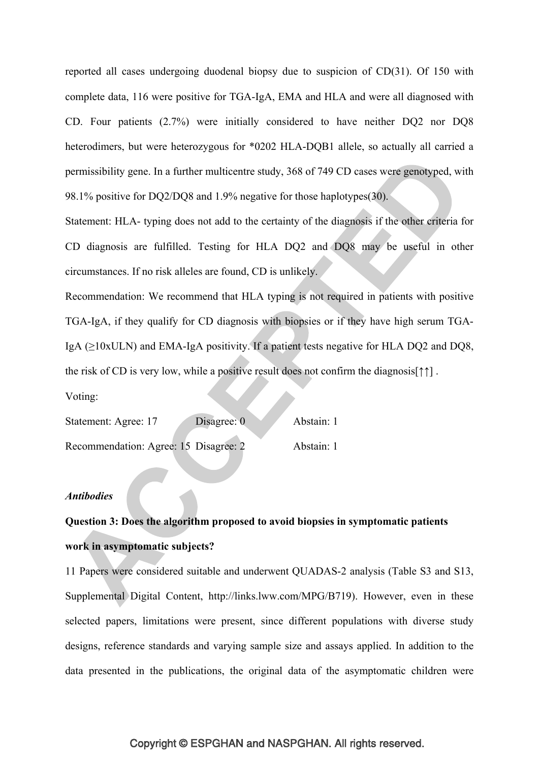reported all cases undergoing duodenal biopsy due to suspicion of CD(31). Of 150 with complete data, 116 were positive for TGA-IgA, EMA and HLA and were all diagnosed with CD. Four patients (2.7%) were initially considered to have neither DQ2 nor DQ8 heterodimers, but were heterozygous for *0202 HLA-DQB1 allele, so actually all carried a permissibility gene. In a further multicentre study, 368 of 749 CD cases were genotyped, with 98.1% positive for DQ2/DQ8 and 1.9% negative for those haplotypes(30).

Statement: HLA- typing does not add to the certainty of the diagnosis if the other criteria for CD diagnosis are fulfilled. Testing for HLA DQ2 and DQ8 may be useful in other circumstances. If no risk alleles are found, CD is unlikely.

Recommendation: We recommend that HLA typing is not required in patients with positive TGA-IgA, if they qualify for CD diagnosis with biopsies or if they have high serum TGA-IgA (≥10xULN) and EMA-IgA positivity. If a patient tests negative for HLA DQ2 and DQ8, the risk of CD is very low, while a positive result does not confirm the diagnosis[↑↑] .

Voting:

Statement: Agree: 17 Disagree: 0 Abstain: 1

Recommendation: Agree: 15 Disagree: 2 Abstain: 1

*Antibodies*

**Question 3: Does the algorithm proposed to avoid biopsies in symptomatic patients work in asymptomatic subjects?**

11 Papers were considered suitable and underwent QUADAS-2 analysis (Table S3 and S13, Supplemental Digital Content, http://links.lww.com/MPG/B719). However, even in these selected papers, limitations were present, since different populations with diverse study designs, reference standards and varying sample size and assays applied. In addition to the data presented in the publications, the original data of the asymptomatic children were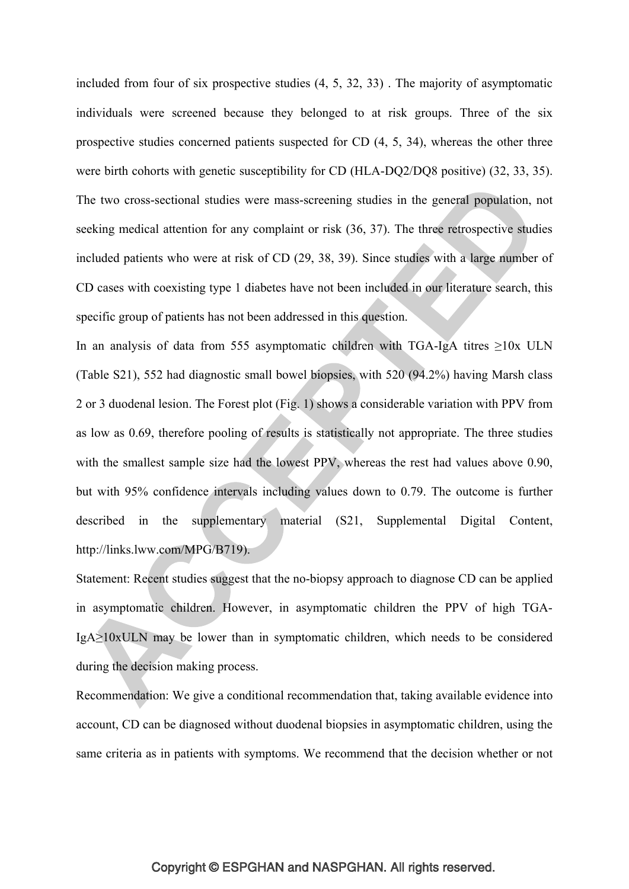included from four of six prospective studies (4, 5, 32, 33) . The majority of asymptomatic individuals were screened because they belonged to at risk groups. Three of the six prospective studies concerned patients suspected for CD (4, 5, 34), whereas the other three were birth cohorts with genetic susceptibility for CD (HLA-DQ2/DQ8 positive) (32, 33, 35). The two cross-sectional studies were mass-screening studies in the general population, not seeking medical attention for any complaint or risk (36, 37). The three retrospective studies included patients who were at risk of CD (29, 38, 39). Since studies with a large number of CD cases with coexisting type 1 diabetes have not been included in our literature search, this specific group of patients has not been addressed in this question.

In an analysis of data from 555 asymptomatic children with TGA-IgA titres ≥10x ULN (Table S21), 552 had diagnostic small bowel biopsies, with 520 (94.2%) having Marsh class 2 or 3 duodenal lesion. The Forest plot (Fig. 1) shows a considerable variation with PPV from as low as 0.69, therefore pooling of results is statistically not appropriate. The three studies with the smallest sample size had the lowest PPV, whereas the rest had values above 0.90, but with 95% confidence intervals including values down to 0.79. The outcome is further described in the supplementary material (S21, Supplemental Digital Content, http://links.lww.com/MPG/B719).

Statement: Recent studies suggest that the no-biopsy approach to diagnose CD can be applied in asymptomatic children. However, in asymptomatic children the PPV of high TGA-IgA≥10xULN may be lower than in symptomatic children, which needs to be considered during the decision making process.

Recommendation: We give a conditional recommendation that, taking available evidence into account, CD can be diagnosed without duodenal biopsies in asymptomatic children, using the same criteria as in patients with symptoms. We recommend that the decision whether or not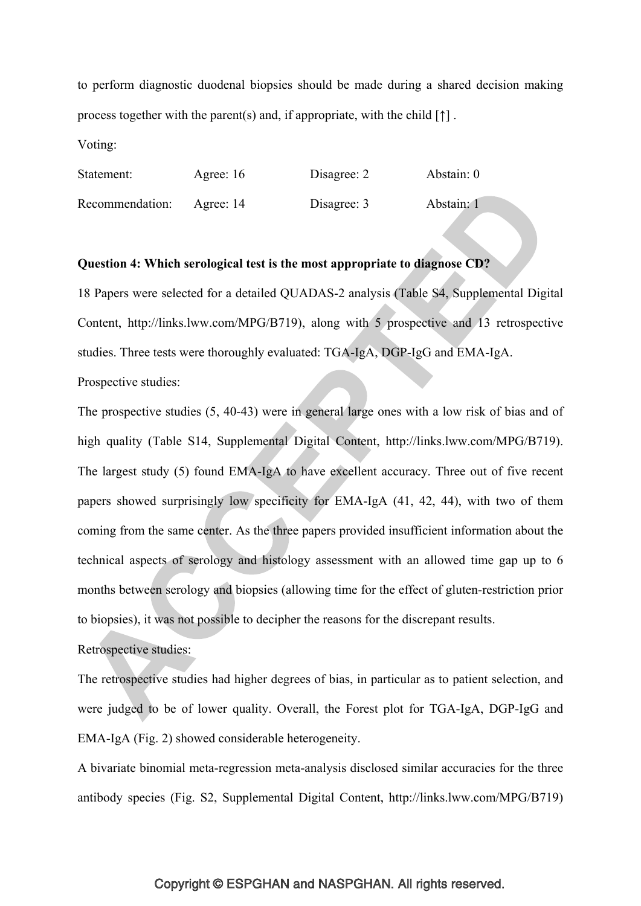to perform diagnostic duodenal biopsies should be made during a shared decision making process together with the parent(s) and, if appropriate, with the child [↑] .

Voting:

| Statement: | Agree: 16 | Disagree: 2 | Abstain: 0 |
|---|---|---|---|
| Recommendation: | Agree: 14 | Disagree: 3 | Abstain: 1 |

**Question 4: Which serological test is the most appropriate to diagnose CD?**

18 Papers were selected for a detailed QUADAS-2 analysis (Table S4, Supplemental Digital Content, http://links.lww.com/MPG/B719), along with 5 prospective and 13 retrospective studies. Three tests were thoroughly evaluated: TGA-IgA, DGP-IgG and EMA-IgA.

Prospective studies:

The prospective studies (5, 40-43) were in general large ones with a low risk of bias and of high quality (Table S14, Supplemental Digital Content, http://links.lww.com/MPG/B719). The largest study (5) found EMA-IgA to have excellent accuracy. Three out of five recent papers showed surprisingly low specificity for EMA-IgA (41, 42, 44), with two of them coming from the same center. As the three papers provided insufficient information about the technical aspects of serology and histology assessment with an allowed time gap up to 6 months between serology and biopsies (allowing time for the effect of gluten-restriction prior to biopsies), it was not possible to decipher the reasons for the discrepant results.

Retrospective studies:

The retrospective studies had higher degrees of bias, in particular as to patient selection, and were judged to be of lower quality. Overall, the Forest plot for TGA-IgA, DGP-IgG and EMA-IgA (Fig. 2) showed considerable heterogeneity.

A bivariate binomial meta-regression meta-analysis disclosed similar accuracies for the three antibody species (Fig. S2, Supplemental Digital Content, http://links.lww.com/MPG/B719)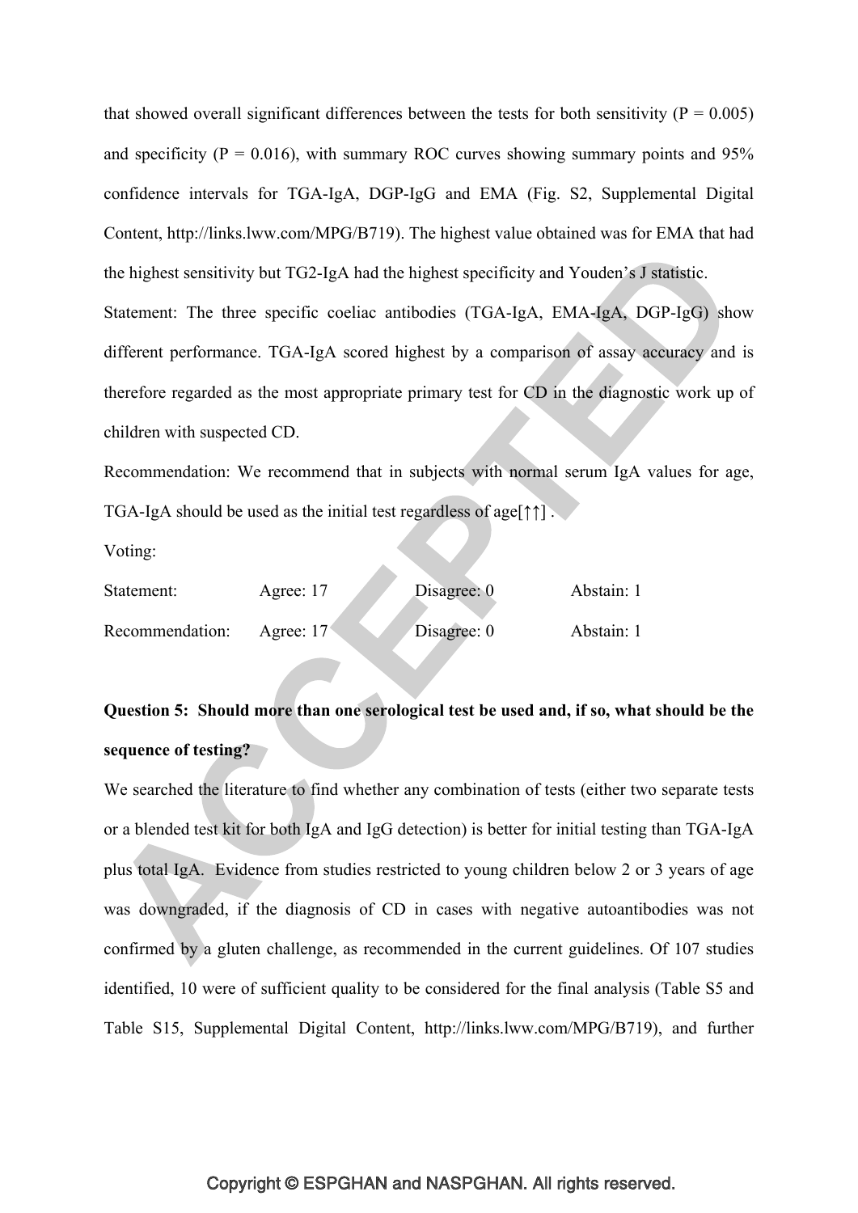that showed overall significant differences between the tests for both sensitivity ($P = 0.005$) and specificity ($P = 0.016$), with summary ROC curves showing summary points and 95% confidence intervals for TGA-IgA, DGP-IgG and EMA (Fig. S2, Supplemental Digital Content, http://links.lww.com/MPG/B719). The highest value obtained was for EMA that had the highest sensitivity but TG2-IgA had the highest specificity and Youden's J statistic.

Statement: The three specific coeliac antibodies (TGA-IgA, EMA-IgA, DGP-IgG) show different performance. TGA-IgA scored highest by a comparison of assay accuracy and is therefore regarded as the most appropriate primary test for CD in the diagnostic work up of children with suspected CD.

Recommendation: We recommend that in subjects with normal serum IgA values for age, TGA-IgA should be used as the initial test regardless of age[↑↑] .

Voting:

| | | | |
|---|---|---|---|
| Statement: | Agree: 17 | Disagree: 0 | Abstain: 1 |
| Recommendation: | Agree: 17 | Disagree: 0 | Abstain: 1 |

**Question 5: Should more than one serological test be used and, if so, what should be the sequence of testing?**

We searched the literature to find whether any combination of tests (either two separate tests or a blended test kit for both IgA and IgG detection) is better for initial testing than TGA-IgA plus total IgA. Evidence from studies restricted to young children below 2 or 3 years of age was downgraded, if the diagnosis of CD in cases with negative autoantibodies was not confirmed by a gluten challenge, as recommended in the current guidelines. Of 107 studies identified, 10 were of sufficient quality to be considered for the final analysis (Table S5 and Table S15, Supplemental Digital Content, http://links.lww.com/MPG/B719), and further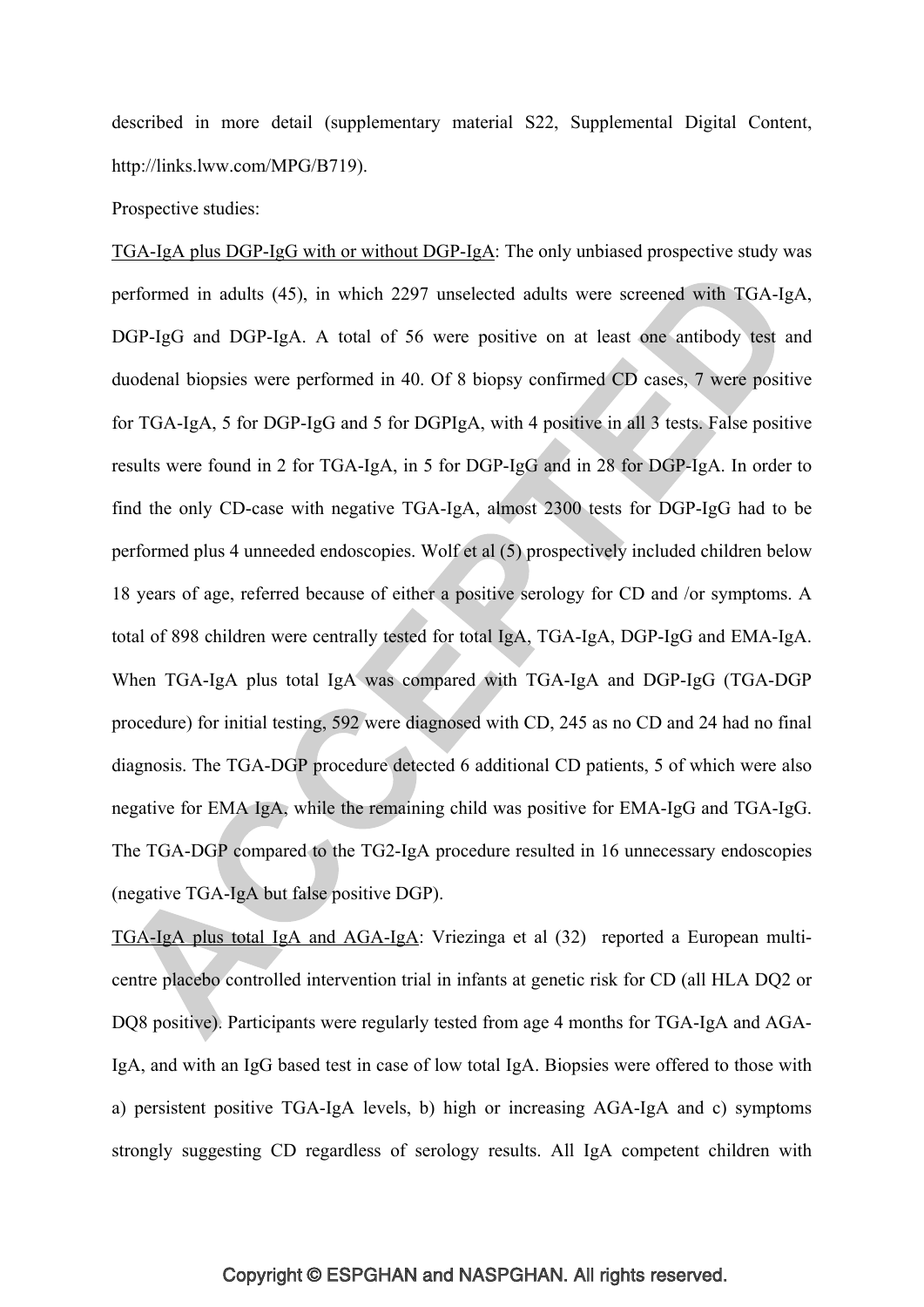described in more detail (supplementary material S22, Supplemental Digital Content, http://links.lww.com/MPG/B719).

Prospective studies:

TGA-IgA plus DGP-IgG with or without DGP-IgA: The only unbiased prospective study was performed in adults (45), in which 2297 unselected adults were screened with TGA-IgA, DGP-IgG and DGP-IgA. A total of 56 were positive on at least one antibody test and duodenal biopsies were performed in 40. Of 8 biopsy confirmed CD cases, 7 were positive for TGA-IgA, 5 for DGP-IgG and 5 for DGPIgA, with 4 positive in all 3 tests. False positive results were found in 2 for TGA-IgA, in 5 for DGP-IgG and in 28 for DGP-IgA. In order to find the only CD-case with negative TGA-IgA, almost 2300 tests for DGP-IgG had to be performed plus 4 unneeded endoscopies. Wolf et al (5) prospectively included children below 18 years of age, referred because of either a positive serology for CD and /or symptoms. A total of 898 children were centrally tested for total IgA, TGA-IgA, DGP-IgG and EMA-IgA. When TGA-IgA plus total IgA was compared with TGA-IgA and DGP-IgG (TGA-DGP procedure) for initial testing, 592 were diagnosed with CD, 245 as no CD and 24 had no final diagnosis. The TGA-DGP procedure detected 6 additional CD patients, 5 of which were also negative for EMA IgA, while the remaining child was positive for EMA-IgG and TGA-IgG. The TGA-DGP compared to the TG2-IgA procedure resulted in 16 unnecessary endoscopies (negative TGA-IgA but false positive DGP).

TGA-IgA plus total IgA and AGA-IgA: Vriezinga et al (32) reported a European multi-centre placebo controlled intervention trial in infants at genetic risk for CD (all HLA DQ2 or DQ8 positive). Participants were regularly tested from age 4 months for TGA-IgA and AGA-IgA, and with an IgG based test in case of low total IgA. Biopsies were offered to those with a) persistent positive TGA-IgA levels, b) high or increasing AGA-IgA and c) symptoms strongly suggesting CD regardless of serology results. All IgA competent children with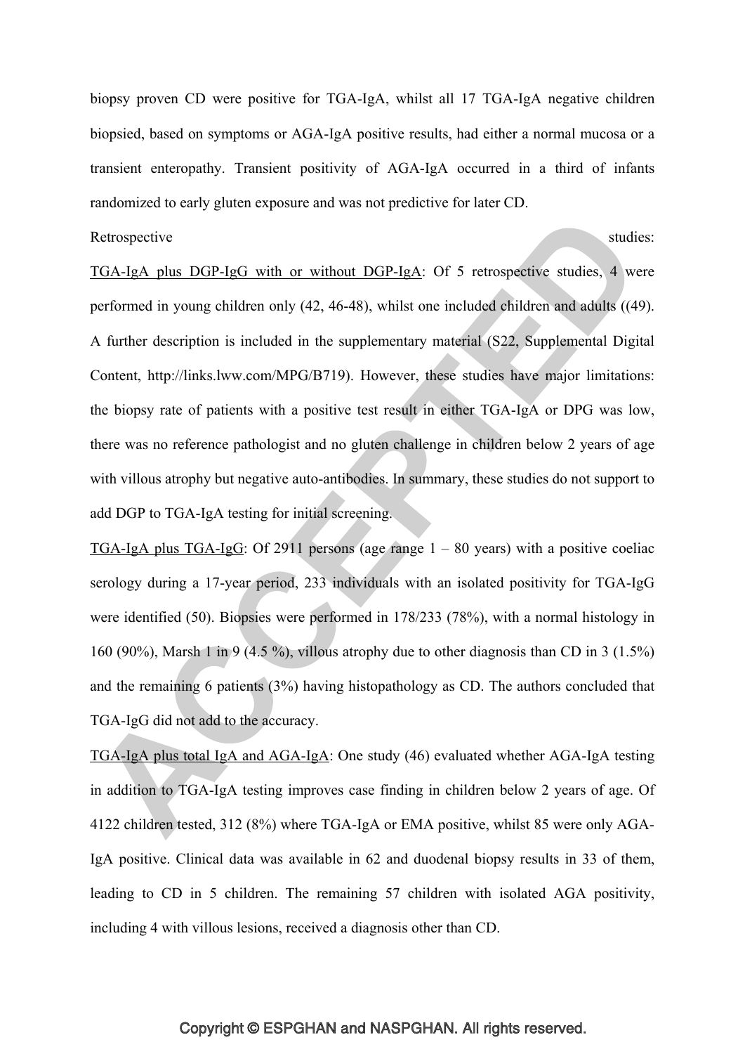biopsy proven CD were positive for TGA-IgA, whilst all 17 TGA-IgA negative children biopsied, based on symptoms or AGA-IgA positive results, had either a normal mucosa or a transient enteropathy. Transient positivity of AGA-IgA occurred in a third of infants randomized to early gluten exposure and was not predictive for later CD.

Retrospective studies:

<u>TGA-IgA plus DGP-IgG with or without DGP-IgA</u>: Of 5 retrospective studies, 4 were performed in young children only (42, 46-48), whilst one included children and adults ((49). A further description is included in the supplementary material (S22, Supplemental Digital Content, http://links.lww.com/MPG/B719). However, these studies have major limitations: the biopsy rate of patients with a positive test result in either TGA-IgA or DPG was low, there was no reference pathologist and no gluten challenge in children below 2 years of age with villous atrophy but negative auto-antibodies. In summary, these studies do not support to add DGP to TGA-IgA testing for initial screening.

<u>TGA-IgA plus TGA-IgG</u>: Of 2911 persons (age range 1 – 80 years) with a positive coeliac serology during a 17-year period, 233 individuals with an isolated positivity for TGA-IgG were identified (50). Biopsies were performed in 178/233 (78%), with a normal histology in 160 (90%), Marsh 1 in 9 (4.5 %), villous atrophy due to other diagnosis than CD in 3 (1.5%) and the remaining 6 patients (3%) having histopathology as CD. The authors concluded that TGA-IgG did not add to the accuracy.

<u>TGA-IgA plus total IgA and AGA-IgA</u>: One study (46) evaluated whether AGA-IgA testing in addition to TGA-IgA testing improves case finding in children below 2 years of age. Of 4122 children tested, 312 (8%) where TGA-IgA or EMA positive, whilst 85 were only AGA-IgA positive. Clinical data was available in 62 and duodenal biopsy results in 33 of them, leading to CD in 5 children. The remaining 57 children with isolated AGA positivity, including 4 with villous lesions, received a diagnosis other than CD.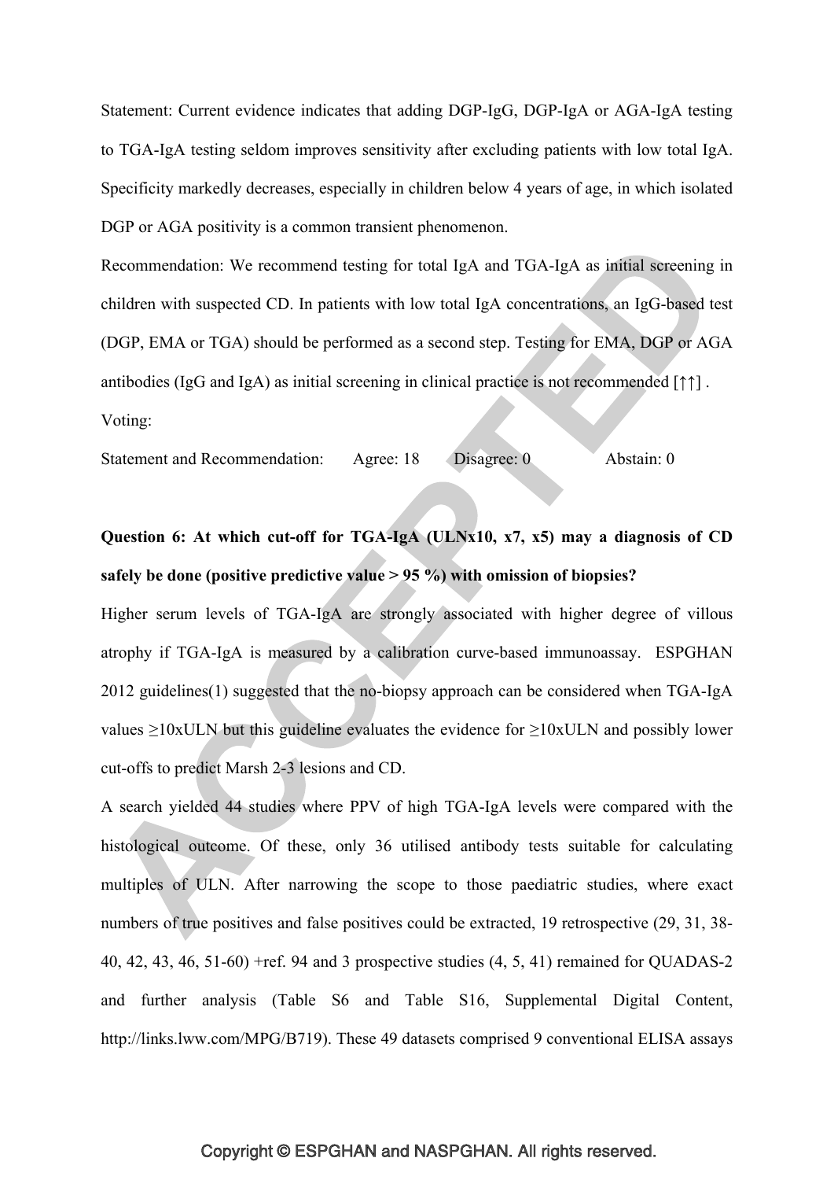Statement: Current evidence indicates that adding DGP-IgG, DGP-IgA or AGA-IgA testing to TGA-IgA testing seldom improves sensitivity after excluding patients with low total IgA. Specificity markedly decreases, especially in children below 4 years of age, in which isolated DGP or AGA positivity is a common transient phenomenon.

Recommendation: We recommend testing for total IgA and TGA-IgA as initial screening in children with suspected CD. In patients with low total IgA concentrations, an IgG-based test (DGP, EMA or TGA) should be performed as a second step. Testing for EMA, DGP or AGA antibodies (IgG and IgA) as initial screening in clinical practice is not recommended [↑↑] .

Voting:

Statement and Recommendation: Agree: 18 Disagree: 0 Abstain: 0

**Question 6: At which cut-off for TGA-IgA (ULNx10, x7, x5) may a diagnosis of CD safely be done (positive predictive value > 95 %) with omission of biopsies?**

Higher serum levels of TGA-IgA are strongly associated with higher degree of villous atrophy if TGA-IgA is measured by a calibration curve-based immunoassay. ESPGHAN 2012 guidelines(1) suggested that the no-biopsy approach can be considered when TGA-IgA values ≥10xULN but this guideline evaluates the evidence for ≥10xULN and possibly lower cut-offs to predict Marsh 2-3 lesions and CD.

A search yielded 44 studies where PPV of high TGA-IgA levels were compared with the histological outcome. Of these, only 36 utilised antibody tests suitable for calculating multiples of ULN. After narrowing the scope to those paediatric studies, where exact numbers of true positives and false positives could be extracted, 19 retrospective (29, 31, 38-40, 42, 43, 46, 51-60) +ref. 94 and 3 prospective studies (4, 5, 41) remained for QUADAS-2 and further analysis (Table S6 and Table S16, Supplemental Digital Content, http://links.lww.com/MPG/B719). These 49 datasets comprised 9 conventional ELISA assays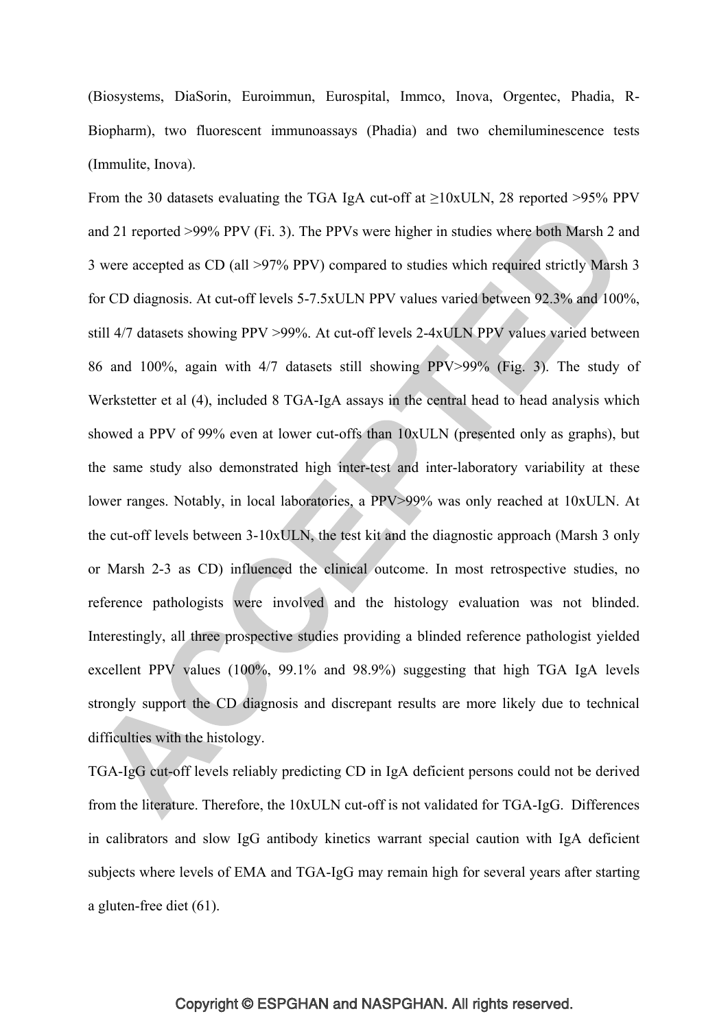(Biosystems, DiaSorin, Euroimmun, Eurospital, Immco, Inova, Orgentec, Phadia, R-Biopharm), two fluorescent immunoassays (Phadia) and two chemiluminescence tests (Immulite, Inova).

From the 30 datasets evaluating the TGA IgA cut-off at ≥10xULN, 28 reported >95% PPV and 21 reported >99% PPV (Fi. 3). The PPVs were higher in studies where both Marsh 2 and 3 were accepted as CD (all >97% PPV) compared to studies which required strictly Marsh 3 for CD diagnosis. At cut-off levels 5-7.5xULN PPV values varied between 92.3% and 100%, still 4/7 datasets showing PPV >99%. At cut-off levels 2-4xULN PPV values varied between 86 and 100%, again with 4/7 datasets still showing PPV>99% (Fig. 3). The study of Werkstetter et al (4), included 8 TGA-IgA assays in the central head to head analysis which showed a PPV of 99% even at lower cut-offs than 10xULN (presented only as graphs), but the same study also demonstrated high inter-test and inter-laboratory variability at these lower ranges. Notably, in local laboratories, a PPV>99% was only reached at 10xULN. At the cut-off levels between 3-10xULN, the test kit and the diagnostic approach (Marsh 3 only or Marsh 2-3 as CD) influenced the clinical outcome. In most retrospective studies, no reference pathologists were involved and the histology evaluation was not blinded. Interestingly, all three prospective studies providing a blinded reference pathologist yielded excellent PPV values (100%, 99.1% and 98.9%) suggesting that high TGA IgA levels strongly support the CD diagnosis and discrepant results are more likely due to technical difficulties with the histology.

TGA-IgG cut-off levels reliably predicting CD in IgA deficient persons could not be derived from the literature. Therefore, the 10xULN cut-off is not validated for TGA-IgG. Differences in calibrators and slow IgG antibody kinetics warrant special caution with IgA deficient subjects where levels of EMA and TGA-IgG may remain high for several years after starting a gluten-free diet (61).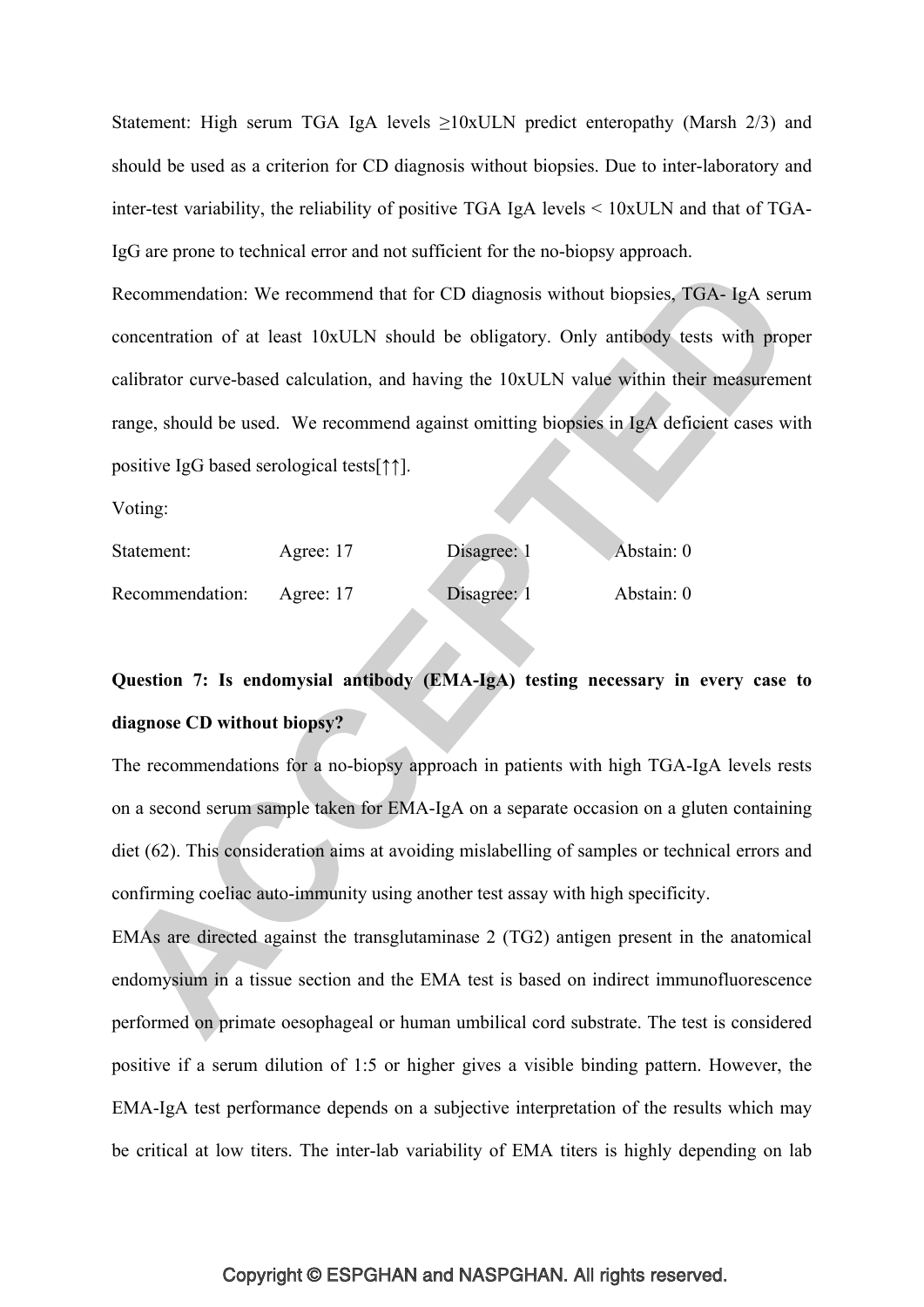Statement: High serum TGA IgA levels ≥10xULN predict enteropathy (Marsh 2/3) and should be used as a criterion for CD diagnosis without biopsies. Due to inter-laboratory and inter-test variability, the reliability of positive TGA IgA levels < 10xULN and that of TGA-IgG are prone to technical error and not sufficient for the no-biopsy approach.

Recommendation: We recommend that for CD diagnosis without biopsies, TGA- IgA serum concentration of at least 10xULN should be obligatory. Only antibody tests with proper calibrator curve-based calculation, and having the 10xULN value within their measurement range, should be used. We recommend against omitting biopsies in IgA deficient cases with positive IgG based serological tests[↑↑].

Voting:

| | | | |
|---|---|---|---|
| Statement: | Agree: 17 | Disagree: 1 | Abstain: 0 |
| Recommendation: | Agree: 17 | Disagree: 1 | Abstain: 0 |

**Question 7: Is endomysial antibody (EMA-IgA) testing necessary in every case to diagnose CD without biopsy?**

The recommendations for a no-biopsy approach in patients with high TGA-IgA levels rests on a second serum sample taken for EMA-IgA on a separate occasion on a gluten containing diet (62). This consideration aims at avoiding mislabelling of samples or technical errors and confirming coeliac auto-immunity using another test assay with high specificity.

EMAs are directed against the transglutaminase 2 (TG2) antigen present in the anatomical endomysium in a tissue section and the EMA test is based on indirect immunofluorescence performed on primate oesophageal or human umbilical cord substrate. The test is considered positive if a serum dilution of 1:5 or higher gives a visible binding pattern. However, the EMA-IgA test performance depends on a subjective interpretation of the results which may be critical at low titers. The inter-lab variability of EMA titers is highly depending on lab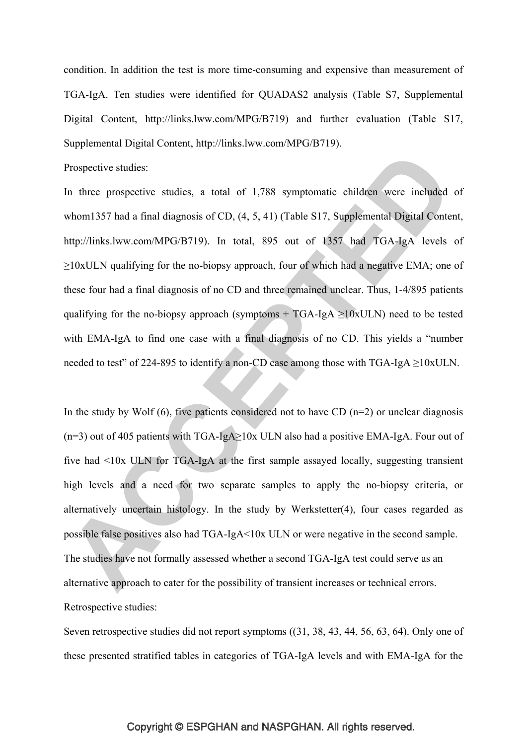condition. In addition the test is more time-consuming and expensive than measurement of TGA-IgA. Ten studies were identified for QUADAS2 analysis (Table S7, Supplemental Digital Content, http://links.lww.com/MPG/B719) and further evaluation (Table S17, Supplemental Digital Content, http://links.lww.com/MPG/B719).

Prospective studies:

In three prospective studies, a total of 1,788 symptomatic children were included of whom1357 had a final diagnosis of CD, (4, 5, 41) (Table S17, Supplemental Digital Content, http://links.lww.com/MPG/B719). In total, 895 out of 1357 had TGA-IgA levels of ≥10xULN qualifying for the no-biopsy approach, four of which had a negative EMA; one of these four had a final diagnosis of no CD and three remained unclear. Thus, 1-4/895 patients qualifying for the no-biopsy approach (symptoms + TGA-IgA ≥10xULN) need to be tested with EMA-IgA to find one case with a final diagnosis of no CD. This yields a "number needed to test" of 224-895 to identify a non-CD case among those with TGA-IgA ≥10xULN.

In the study by Wolf (6), five patients considered not to have CD (n=2) or unclear diagnosis (n=3) out of 405 patients with TGA-IgA≥10x ULN also had a positive EMA-IgA. Four out of five had <10x ULN for TGA-IgA at the first sample assayed locally, suggesting transient high levels and a need for two separate samples to apply the no-biopsy criteria, or alternatively uncertain histology. In the study by Werkstetter(4), four cases regarded as possible false positives also had TGA-IgA<10x ULN or were negative in the second sample. The studies have not formally assessed whether a second TGA-IgA test could serve as an alternative approach to cater for the possibility of transient increases or technical errors.

Retrospective studies:

Seven retrospective studies did not report symptoms ((31, 38, 43, 44, 56, 63, 64). Only one of these presented stratified tables in categories of TGA-IgA levels and with EMA-IgA for the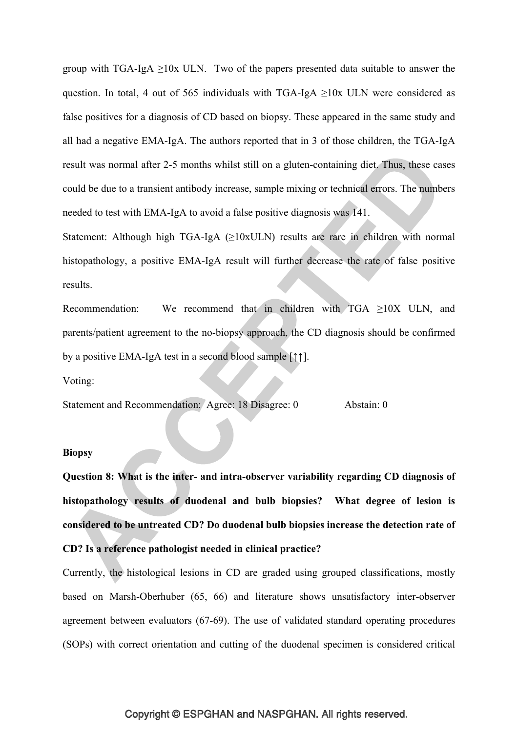group with TGA-IgA ≥10x ULN. Two of the papers presented data suitable to answer the question. In total, 4 out of 565 individuals with TGA-IgA ≥10x ULN were considered as false positives for a diagnosis of CD based on biopsy. These appeared in the same study and all had a negative EMA-IgA. The authors reported that in 3 of those children, the TGA-IgA result was normal after 2-5 months whilst still on a gluten-containing diet. Thus, these cases could be due to a transient antibody increase, sample mixing or technical errors. The numbers needed to test with EMA-IgA to avoid a false positive diagnosis was 141.

Statement: Although high TGA-IgA (≥10xULN) results are rare in children with normal histopathology, a positive EMA-IgA result will further decrease the rate of false positive results.

Recommendation: We recommend that in children with TGA ≥10X ULN, and parents/patient agreement to the no-biopsy approach, the CD diagnosis should be confirmed by a positive EMA-IgA test in a second blood sample [↑↑].

Voting:

Statement and Recommendation: Agree: 18 Disagree: 0 Abstain: 0

**Biopsy**

**Question 8: What is the inter- and intra-observer variability regarding CD diagnosis of histopathology results of duodenal and bulb biopsies? What degree of lesion is considered to be untreated CD? Do duodenal bulb biopsies increase the detection rate of CD? Is a reference pathologist needed in clinical practice?**

Currently, the histological lesions in CD are graded using grouped classifications, mostly based on Marsh-Oberhuber (65, 66) and literature shows unsatisfactory inter-observer agreement between evaluators (67-69). The use of validated standard operating procedures (SOPs) with correct orientation and cutting of the duodenal specimen is considered critical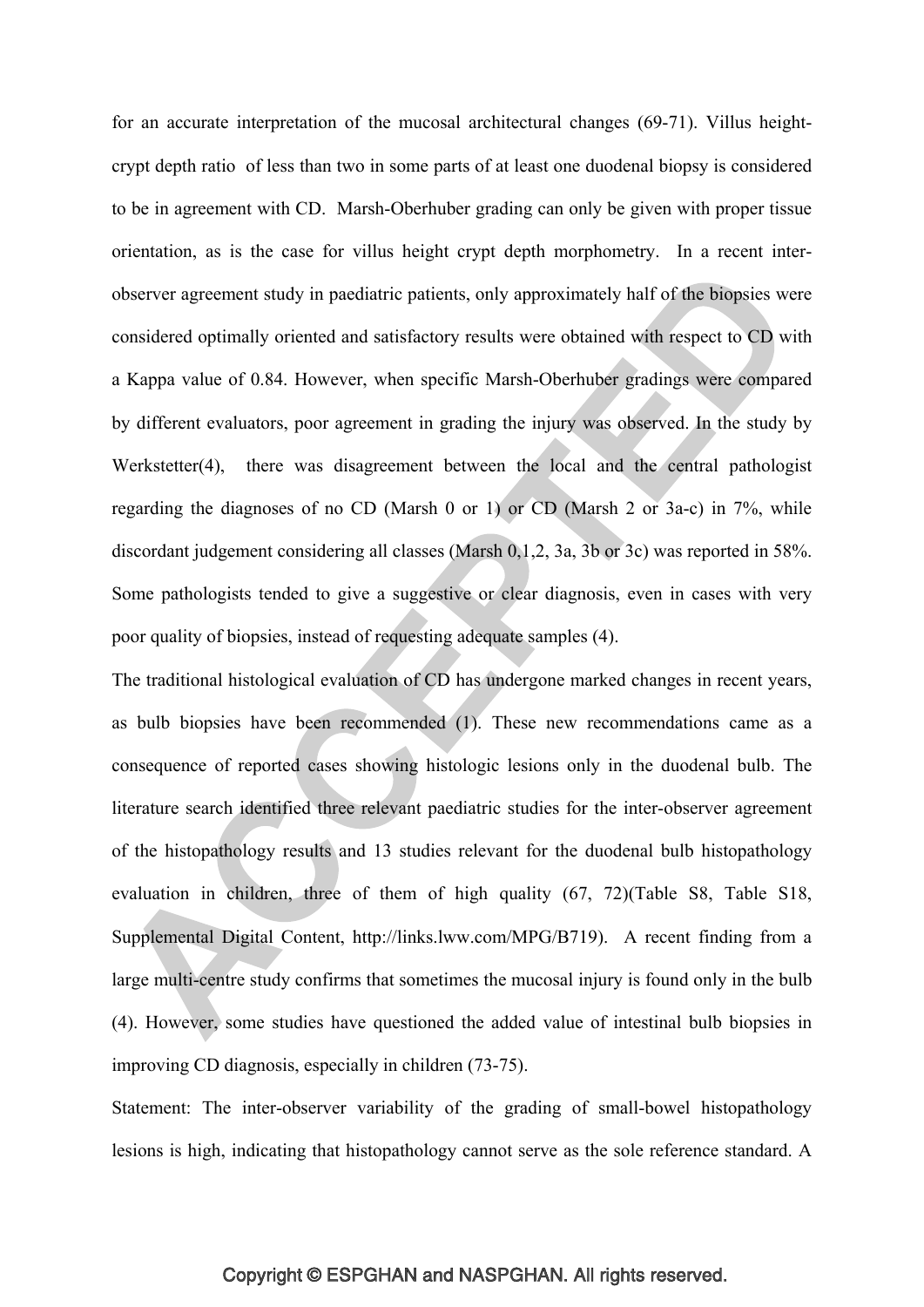for an accurate interpretation of the mucosal architectural changes (69-71). Villus height-crypt depth ratio of less than two in some parts of at least one duodenal biopsy is considered to be in agreement with CD. Marsh-Oberhuber grading can only be given with proper tissue orientation, as is the case for villus height crypt depth morphometry. In a recent inter-observer agreement study in paediatric patients, only approximately half of the biopsies were considered optimally oriented and satisfactory results were obtained with respect to CD with a Kappa value of 0.84. However, when specific Marsh-Oberhuber gradings were compared by different evaluators, poor agreement in grading the injury was observed. In the study by Werkstetter(4), there was disagreement between the local and the central pathologist regarding the diagnoses of no CD (Marsh 0 or 1) or CD (Marsh 2 or 3a-c) in 7%, while discordant judgement considering all classes (Marsh 0,1,2, 3a, 3b or 3c) was reported in 58%. Some pathologists tended to give a suggestive or clear diagnosis, even in cases with very poor quality of biopsies, instead of requesting adequate samples (4).

The traditional histological evaluation of CD has undergone marked changes in recent years, as bulb biopsies have been recommended (1). These new recommendations came as a consequence of reported cases showing histologic lesions only in the duodenal bulb. The literature search identified three relevant paediatric studies for the inter-observer agreement of the histopathology results and 13 studies relevant for the duodenal bulb histopathology evaluation in children, three of them of high quality (67, 72)(Table S8, Table S18, Supplemental Digital Content, http://links.lww.com/MPG/B719). A recent finding from a large multi-centre study confirms that sometimes the mucosal injury is found only in the bulb (4). However, some studies have questioned the added value of intestinal bulb biopsies in improving CD diagnosis, especially in children (73-75).

Statement: The inter-observer variability of the grading of small-bowel histopathology lesions is high, indicating that histopathology cannot serve as the sole reference standard. A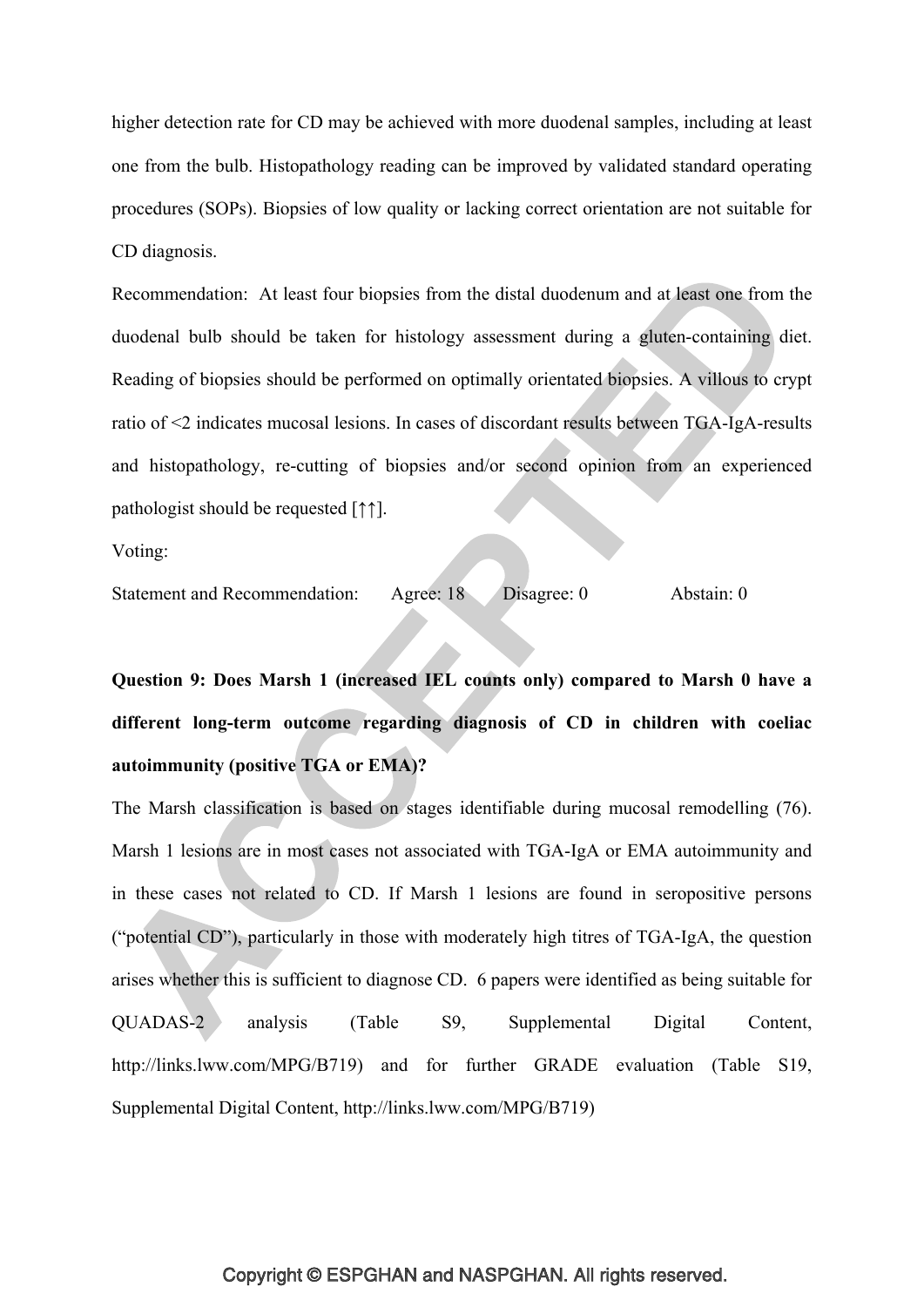higher detection rate for CD may be achieved with more duodenal samples, including at least one from the bulb. Histopathology reading can be improved by validated standard operating procedures (SOPs). Biopsies of low quality or lacking correct orientation are not suitable for CD diagnosis.

Recommendation: At least four biopsies from the distal duodenum and at least one from the duodenal bulb should be taken for histology assessment during a gluten-containing diet. Reading of biopsies should be performed on optimally orientated biopsies. A villous to crypt ratio of <2 indicates mucosal lesions. In cases of discordant results between TGA-IgA-results and histopathology, re-cutting of biopsies and/or second opinion from an experienced pathologist should be requested [↑↑].

Voting:

Statement and Recommendation: Agree: 18 Disagree: 0 Abstain: 0

**Question 9: Does Marsh 1 (increased IEL counts only) compared to Marsh 0 have a different long-term outcome regarding diagnosis of CD in children with coeliac autoimmunity (positive TGA or EMA)?**

The Marsh classification is based on stages identifiable during mucosal remodelling (76). Marsh 1 lesions are in most cases not associated with TGA-IgA or EMA autoimmunity and in these cases not related to CD. If Marsh 1 lesions are found in seropositive persons ("potential CD"), particularly in those with moderately high titres of TGA-IgA, the question arises whether this is sufficient to diagnose CD. 6 papers were identified as being suitable for QUADAS-2 analysis (Table S9, Supplemental Digital Content, http://links.lww.com/MPG/B719) and for further GRADE evaluation (Table S19, Supplemental Digital Content, http://links.lww.com/MPG/B719)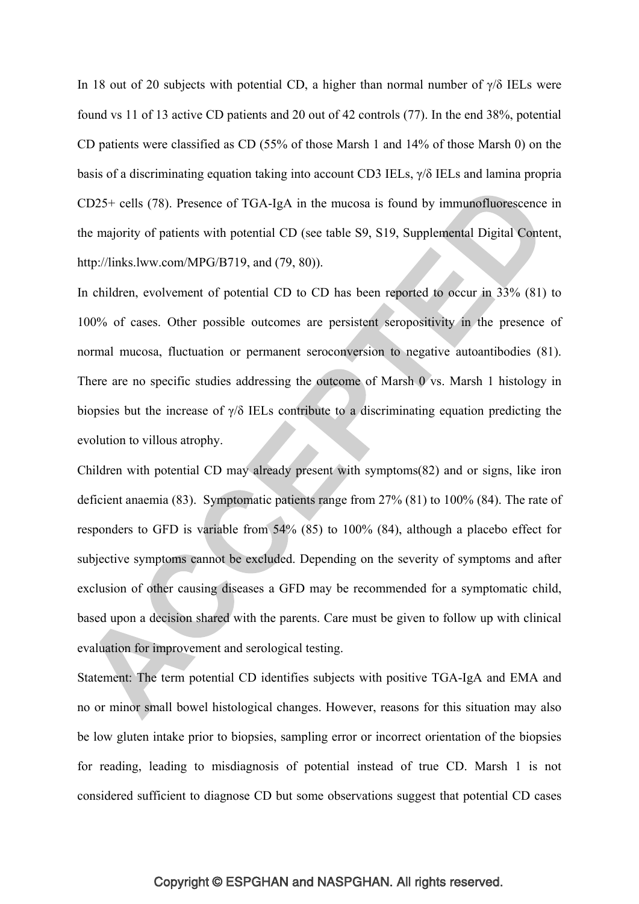In 18 out of 20 subjects with potential CD, a higher than normal number of γ/δ IELs were found vs 11 of 13 active CD patients and 20 out of 42 controls (77). In the end 38%, potential CD patients were classified as CD (55% of those Marsh 1 and 14% of those Marsh 0) on the basis of a discriminating equation taking into account CD3 IELs, γ/δ IELs and lamina propria CD25+ cells (78). Presence of TGA-IgA in the mucosa is found by immunofluorescence in the majority of patients with potential CD (see table S9, S19, Supplemental Digital Content, http://links.lww.com/MPG/B719, and (79, 80)).

In children, evolvement of potential CD to CD has been reported to occur in 33% (81) to 100% of cases. Other possible outcomes are persistent seropositivity in the presence of normal mucosa, fluctuation or permanent seroconversion to negative autoantibodies (81). There are no specific studies addressing the outcome of Marsh 0 vs. Marsh 1 histology in biopsies but the increase of γ/δ IELs contribute to a discriminating equation predicting the evolution to villous atrophy.

Children with potential CD may already present with symptoms(82) and or signs, like iron deficient anaemia (83). Symptomatic patients range from 27% (81) to 100% (84). The rate of responders to GFD is variable from 54% (85) to 100% (84), although a placebo effect for subjective symptoms cannot be excluded. Depending on the severity of symptoms and after exclusion of other causing diseases a GFD may be recommended for a symptomatic child, based upon a decision shared with the parents. Care must be given to follow up with clinical evaluation for improvement and serological testing.

Statement: The term potential CD identifies subjects with positive TGA-IgA and EMA and no or minor small bowel histological changes. However, reasons for this situation may also be low gluten intake prior to biopsies, sampling error or incorrect orientation of the biopsies for reading, leading to misdiagnosis of potential instead of true CD. Marsh 1 is not considered sufficient to diagnose CD but some observations suggest that potential CD cases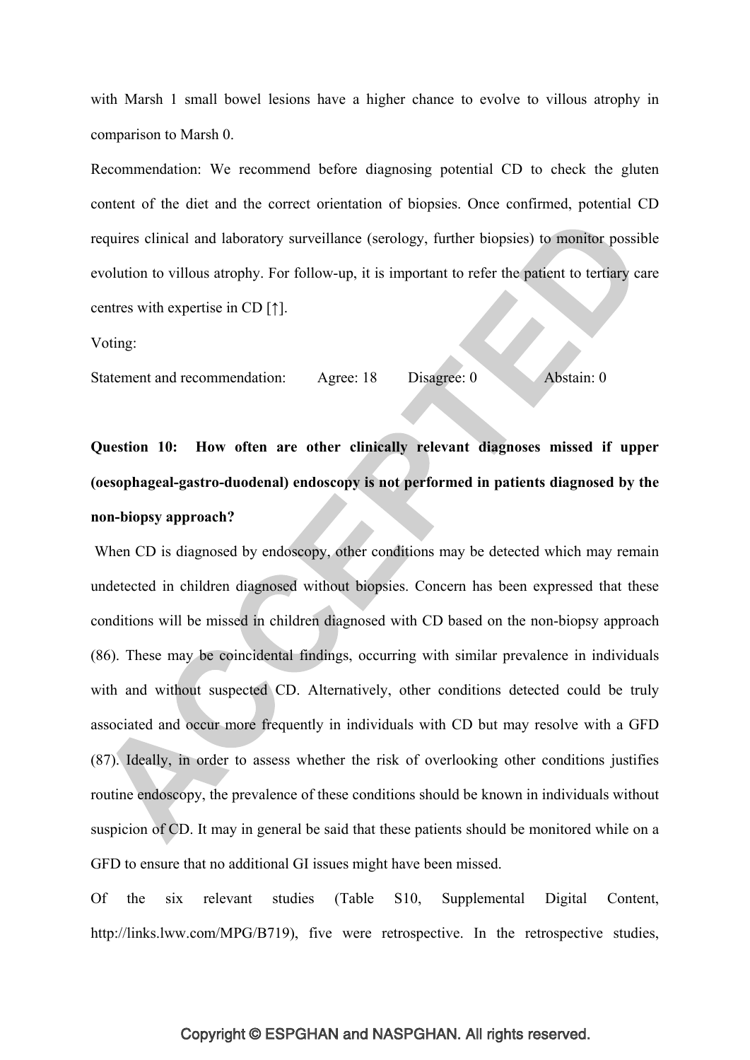with Marsh 1 small bowel lesions have a higher chance to evolve to villous atrophy in comparison to Marsh 0.

Recommendation: We recommend before diagnosing potential CD to check the gluten content of the diet and the correct orientation of biopsies. Once confirmed, potential CD requires clinical and laboratory surveillance (serology, further biopsies) to monitor possible evolution to villous atrophy. For follow-up, it is important to refer the patient to tertiary care centres with expertise in CD [↑].

Voting:

Statement and recommendation: Agree: 18 Disagree: 0 Abstain: 0

**Question 10: How often are other clinically relevant diagnoses missed if upper (oesophageal-gastro-duodenal) endoscopy is not performed in patients diagnosed by the non-biopsy approach?**

When CD is diagnosed by endoscopy, other conditions may be detected which may remain undetected in children diagnosed without biopsies. Concern has been expressed that these conditions will be missed in children diagnosed with CD based on the non-biopsy approach (86). These may be coincidental findings, occurring with similar prevalence in individuals with and without suspected CD. Alternatively, other conditions detected could be truly associated and occur more frequently in individuals with CD but may resolve with a GFD (87). Ideally, in order to assess whether the risk of overlooking other conditions justifies routine endoscopy, the prevalence of these conditions should be known in individuals without suspicion of CD. It may in general be said that these patients should be monitored while on a GFD to ensure that no additional GI issues might have been missed.

Of the six relevant studies (Table S10, Supplemental Digital Content, http://links.lww.com/MPG/B719), five were retrospective. In the retrospective studies,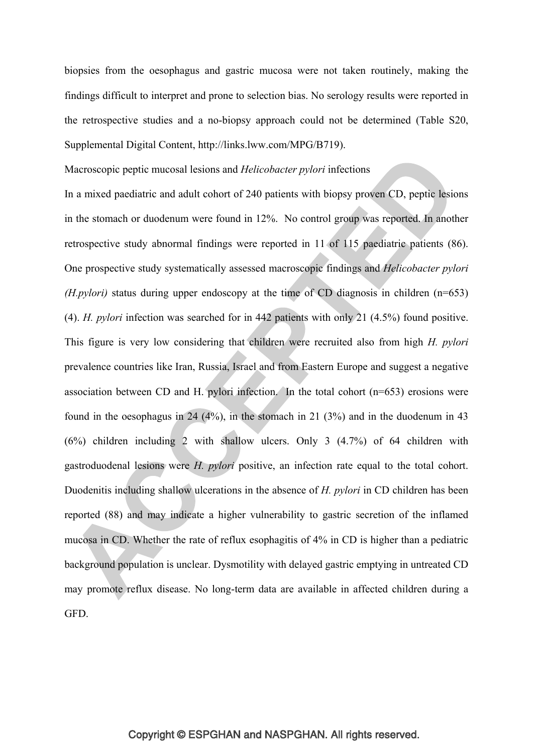biopsies from the oesophagus and gastric mucosa were not taken routinely, making the findings difficult to interpret and prone to selection bias. No serology results were reported in the retrospective studies and a no-biopsy approach could not be determined (Table S20, Supplemental Digital Content, http://links.lww.com/MPG/B719).

### Macroscopic peptic mucosal lesions and *Helicobacter pylori* infections

In a mixed paediatric and adult cohort of 240 patients with biopsy proven CD, peptic lesions in the stomach or duodenum were found in 12%. No control group was reported. In another retrospective study abnormal findings were reported in 11 of 115 paediatric patients (86). One prospective study systematically assessed macroscopic findings and *Helicobacter pylori (H.pylori)* status during upper endoscopy at the time of CD diagnosis in children (n=653) (4). *H. pylori* infection was searched for in 442 patients with only 21 (4.5%) found positive. This figure is very low considering that children were recruited also from high *H. pylori* prevalence countries like Iran, Russia, Israel and from Eastern Europe and suggest a negative association between CD and H. pylori infection. In the total cohort (n=653) erosions were found in the oesophagus in 24 (4%), in the stomach in 21 (3%) and in the duodenum in 43 (6%) children including 2 with shallow ulcers. Only 3 (4.7%) of 64 children with gastroduodenal lesions were *H. pylori* positive, an infection rate equal to the total cohort. Duodenitis including shallow ulcerations in the absence of *H. pylori* in CD children has been reported (88) and may indicate a higher vulnerability to gastric secretion of the inflamed mucosa in CD. Whether the rate of reflux esophagitis of 4% in CD is higher than a pediatric background population is unclear. Dysmotility with delayed gastric emptying in untreated CD may promote reflux disease. No long-term data are available in affected children during a GFD.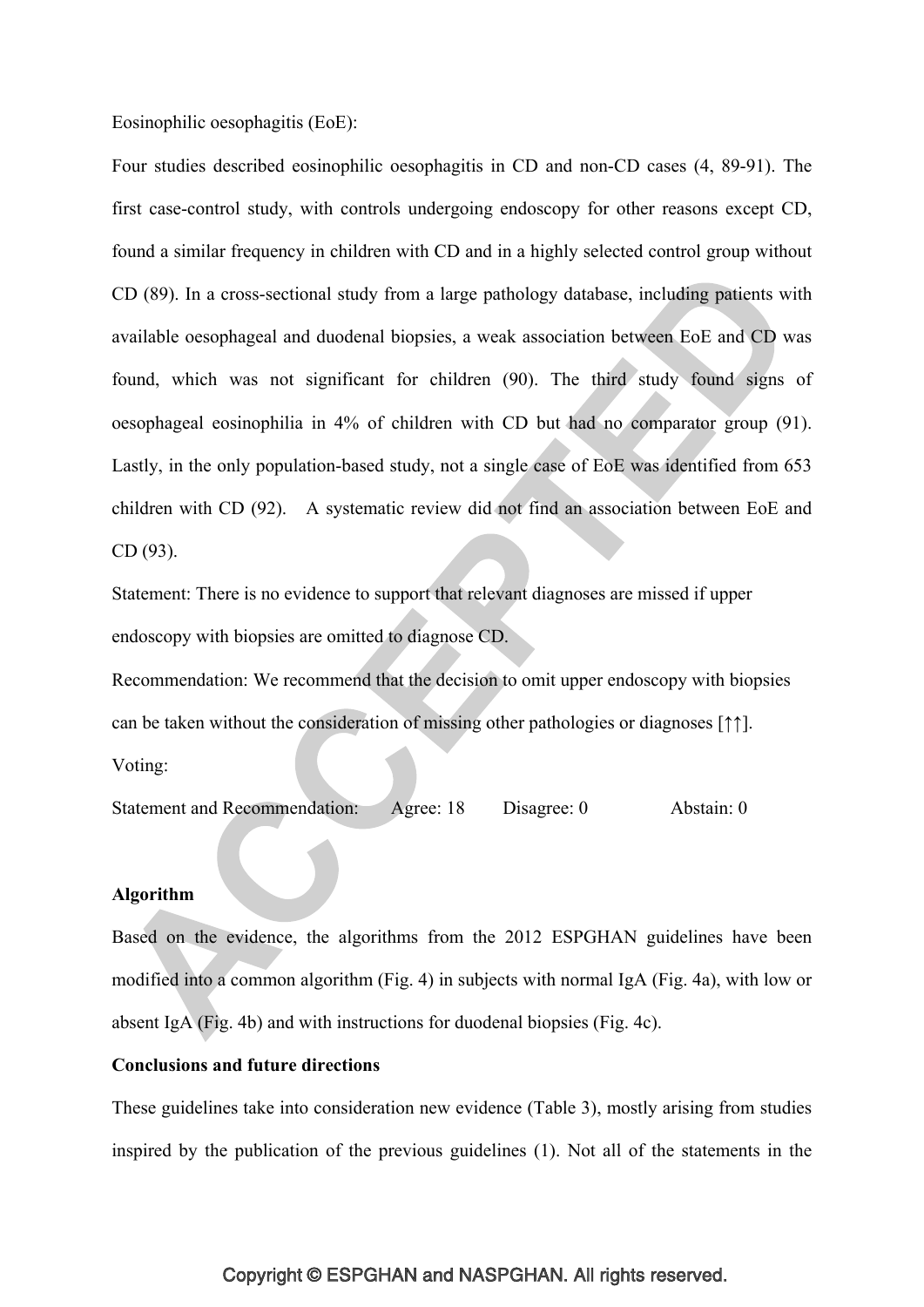Eosinophilic oesophagitis (EoE):

Four studies described eosinophilic oesophagitis in CD and non-CD cases (4, 89-91). The first case-control study, with controls undergoing endoscopy for other reasons except CD, found a similar frequency in children with CD and in a highly selected control group without CD (89). In a cross-sectional study from a large pathology database, including patients with available oesophageal and duodenal biopsies, a weak association between EoE and CD was found, which was not significant for children (90). The third study found signs of oesophageal eosinophilia in 4% of children with CD but had no comparator group (91). Lastly, in the only population-based study, not a single case of EoE was identified from 653 children with CD (92). A systematic review did not find an association between EoE and CD (93).

Statement: There is no evidence to support that relevant diagnoses are missed if upper endoscopy with biopsies are omitted to diagnose CD.

Recommendation: We recommend that the decision to omit upper endoscopy with biopsies can be taken without the consideration of missing other pathologies or diagnoses [↑↑].

Voting:

Statement and Recommendation: Agree: 18 Disagree: 0 Abstain: 0

**Algorithm**

Based on the evidence, the algorithms from the 2012 ESPGHAN guidelines have been modified into a common algorithm (Fig. 4) in subjects with normal IgA (Fig. 4a), with low or absent IgA (Fig. 4b) and with instructions for duodenal biopsies (Fig. 4c).

**Conclusions and future directions**

These guidelines take into consideration new evidence (Table 3), mostly arising from studies inspired by the publication of the previous guidelines (1). Not all of the statements in the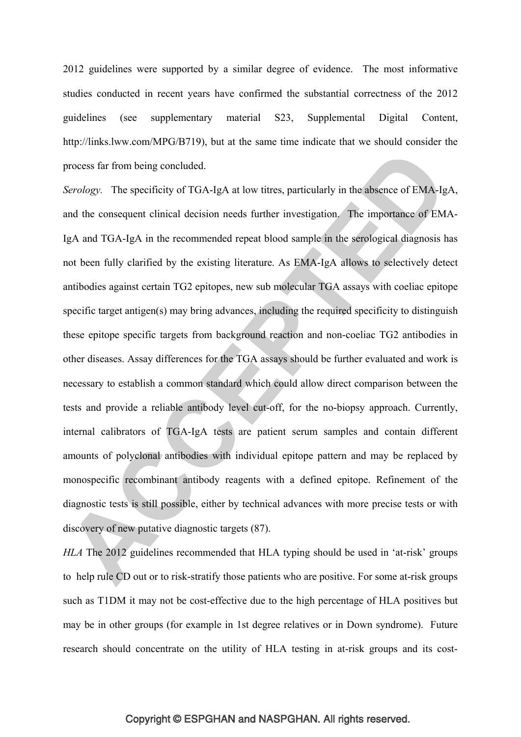2012 guidelines were supported by a similar degree of evidence. The most informative studies conducted in recent years have confirmed the substantial correctness of the 2012 guidelines (see supplementary material S23, Supplemental Digital Content, http://links.lww.com/MPG/B719), but at the same time indicate that we should consider the process far from being concluded.

*Serology.* The specificity of TGA-IgA at low titres, particularly in the absence of EMA-IgA, and the consequent clinical decision needs further investigation. The importance of EMA-IgA and TGA-IgA in the recommended repeat blood sample in the serological diagnosis has not been fully clarified by the existing literature. As EMA-IgA allows to selectively detect antibodies against certain TG2 epitopes, new sub molecular TGA assays with coeliac epitope specific target antigen(s) may bring advances, including the required specificity to distinguish these epitope specific targets from background reaction and non-coeliac TG2 antibodies in other diseases. Assay differences for the TGA assays should be further evaluated and work is necessary to establish a common standard which could allow direct comparison between the tests and provide a reliable antibody level cut-off, for the no-biopsy approach. Currently, internal calibrators of TGA-IgA tests are patient serum samples and contain different amounts of polyclonal antibodies with individual epitope pattern and may be replaced by monospecific recombinant antibody reagents with a defined epitope. Refinement of the diagnostic tests is still possible, either by technical advances with more precise tests or with discovery of new putative diagnostic targets (87).

*HLA* The 2012 guidelines recommended that HLA typing should be used in 'at-risk' groups to help rule CD out or to risk-stratify those patients who are positive. For some at-risk groups such as T1DM it may not be cost-effective due to the high percentage of HLA positives but may be in other groups (for example in 1st degree relatives or in Down syndrome). Future research should concentrate on the utility of HLA testing in at-risk groups and its cost-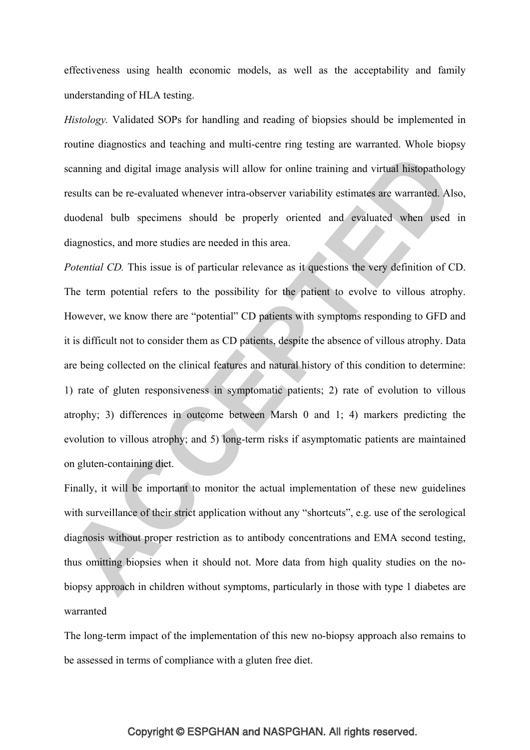effectiveness using health economic models, as well as the acceptability and family understanding of HLA testing.

*Histology.* Validated SOPs for handling and reading of biopsies should be implemented in routine diagnostics and teaching and multi-centre ring testing are warranted. Whole biopsy scanning and digital image analysis will allow for online training and virtual histopathology results can be re-evaluated whenever intra-observer variability estimates are warranted. Also, duodenal bulb specimens should be properly oriented and evaluated when used in diagnostics, and more studies are needed in this area.

*Potential CD.* This issue is of particular relevance as it questions the very definition of CD. The term potential refers to the possibility for the patient to evolve to villous atrophy. However, we know there are "potential" CD patients with symptoms responding to GFD and it is difficult not to consider them as CD patients, despite the absence of villous atrophy. Data are being collected on the clinical features and natural history of this condition to determine: 1) rate of gluten responsiveness in symptomatic patients; 2) rate of evolution to villous atrophy; 3) differences in outcome between Marsh 0 and 1; 4) markers predicting the evolution to villous atrophy; and 5) long-term risks if asymptomatic patients are maintained on gluten-containing diet.

Finally, it will be important to monitor the actual implementation of these new guidelines with surveillance of their strict application without any "shortcuts", e.g. use of the serological diagnosis without proper restriction as to antibody concentrations and EMA second testing, thus omitting biopsies when it should not. More data from high quality studies on the no-biopsy approach in children without symptoms, particularly in those with type 1 diabetes are warranted

The long-term impact of the implementation of this new no-biopsy approach also remains to be assessed in terms of compliance with a gluten free diet.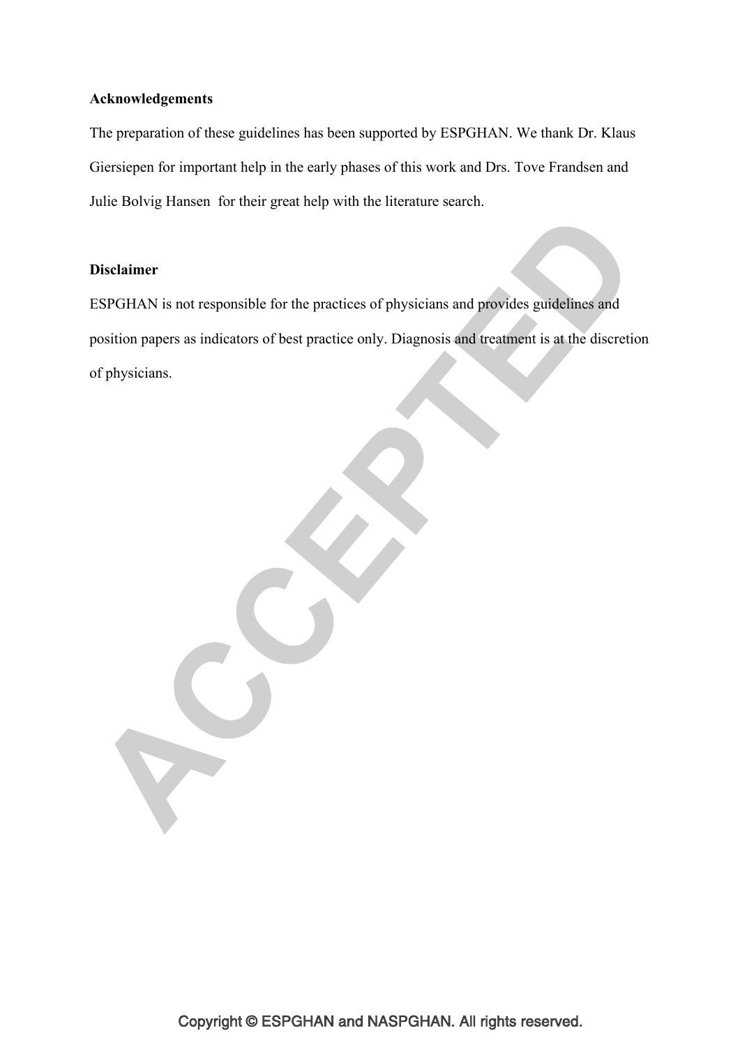**Acknowledgements**

The preparation of these guidelines has been supported by ESPGHAN. We thank Dr. Klaus Giersiepen for important help in the early phases of this work and Drs. Tove Frandsen and Julie Bolvig Hansen for their great help with the literature search.

**Disclaimer**

ESPGHAN is not responsible for the practices of physicians and provides guidelines and position papers as indicators of best practice only. Diagnosis and treatment is at the discretion of physicians.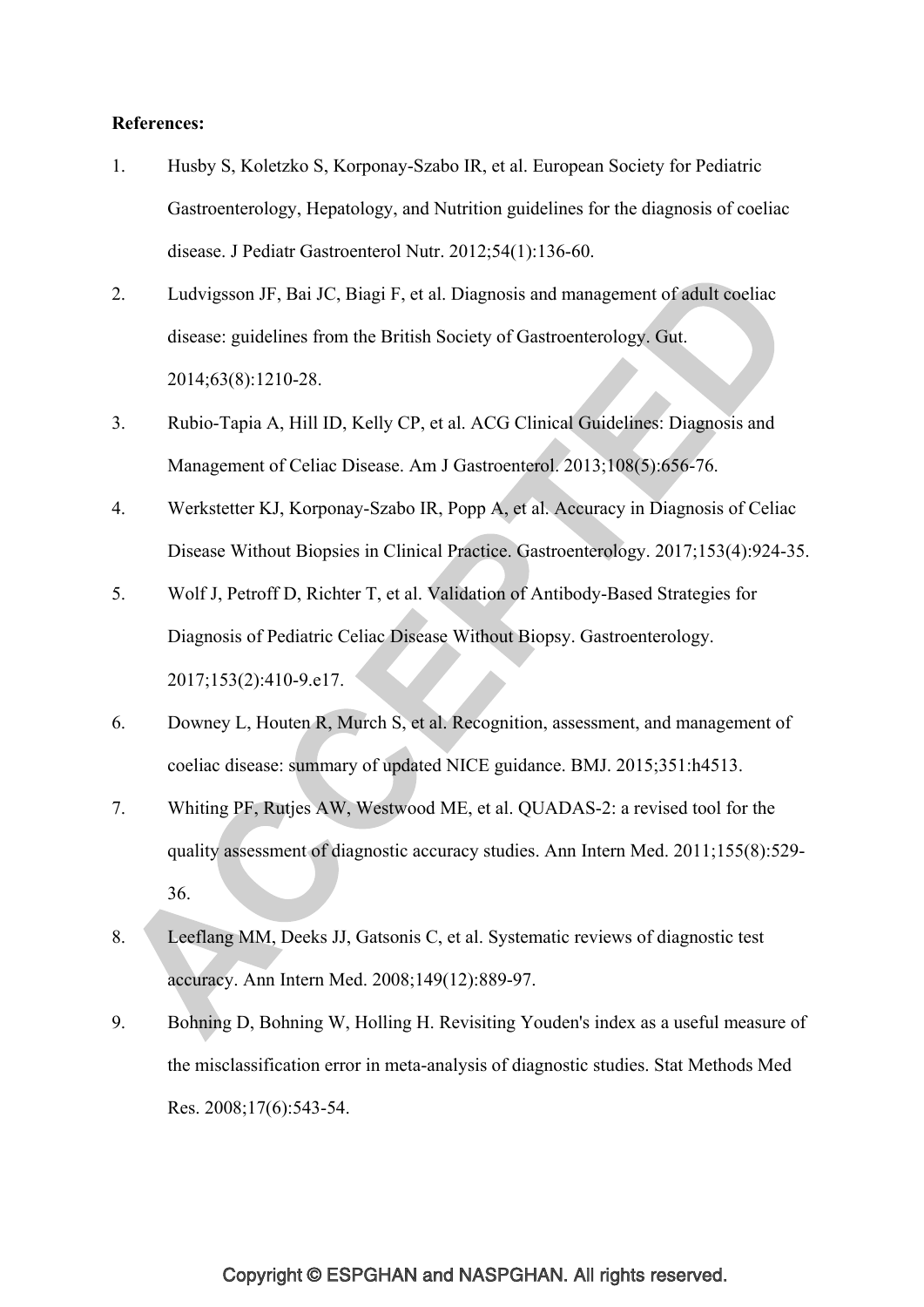**References:**

1. Husby S, Koletzko S, Korponay-Szabo IR, et al. European Society for Pediatric Gastroenterology, Hepatology, and Nutrition guidelines for the diagnosis of coeliac disease. J Pediatr Gastroenterol Nutr. 2012;54(1):136-60.
2. Ludvigsson JF, Bai JC, Biagi F, et al. Diagnosis and management of adult coeliac disease: guidelines from the British Society of Gastroenterology. Gut. 2014;63(8):1210-28.
3. Rubio-Tapia A, Hill ID, Kelly CP, et al. ACG Clinical Guidelines: Diagnosis and Management of Celiac Disease. Am J Gastroenterol. 2013;108(5):656-76.
4. Werkstetter KJ, Korponay-Szabo IR, Popp A, et al. Accuracy in Diagnosis of Celiac Disease Without Biopsies in Clinical Practice. Gastroenterology. 2017;153(4):924-35.
5. Wolf J, Petroff D, Richter T, et al. Validation of Antibody-Based Strategies for Diagnosis of Pediatric Celiac Disease Without Biopsy. Gastroenterology. 2017;153(2):410-9.e17.
6. Downey L, Houten R, Murch S, et al. Recognition, assessment, and management of coeliac disease: summary of updated NICE guidance. BMJ. 2015;351:h4513.
7. Whiting PF, Rutjes AW, Westwood ME, et al. QUADAS-2: a revised tool for the quality assessment of diagnostic accuracy studies. Ann Intern Med. 2011;155(8):529-36.
8. Leeflang MM, Deeks JJ, Gatsonis C, et al. Systematic reviews of diagnostic test accuracy. Ann Intern Med. 2008;149(12):889-97.
9. Bohning D, Bohning W, Holling H. Revisiting Youden's index as a useful measure of the misclassification error in meta-analysis of diagnostic studies. Stat Methods Med Res. 2008;17(6):543-54.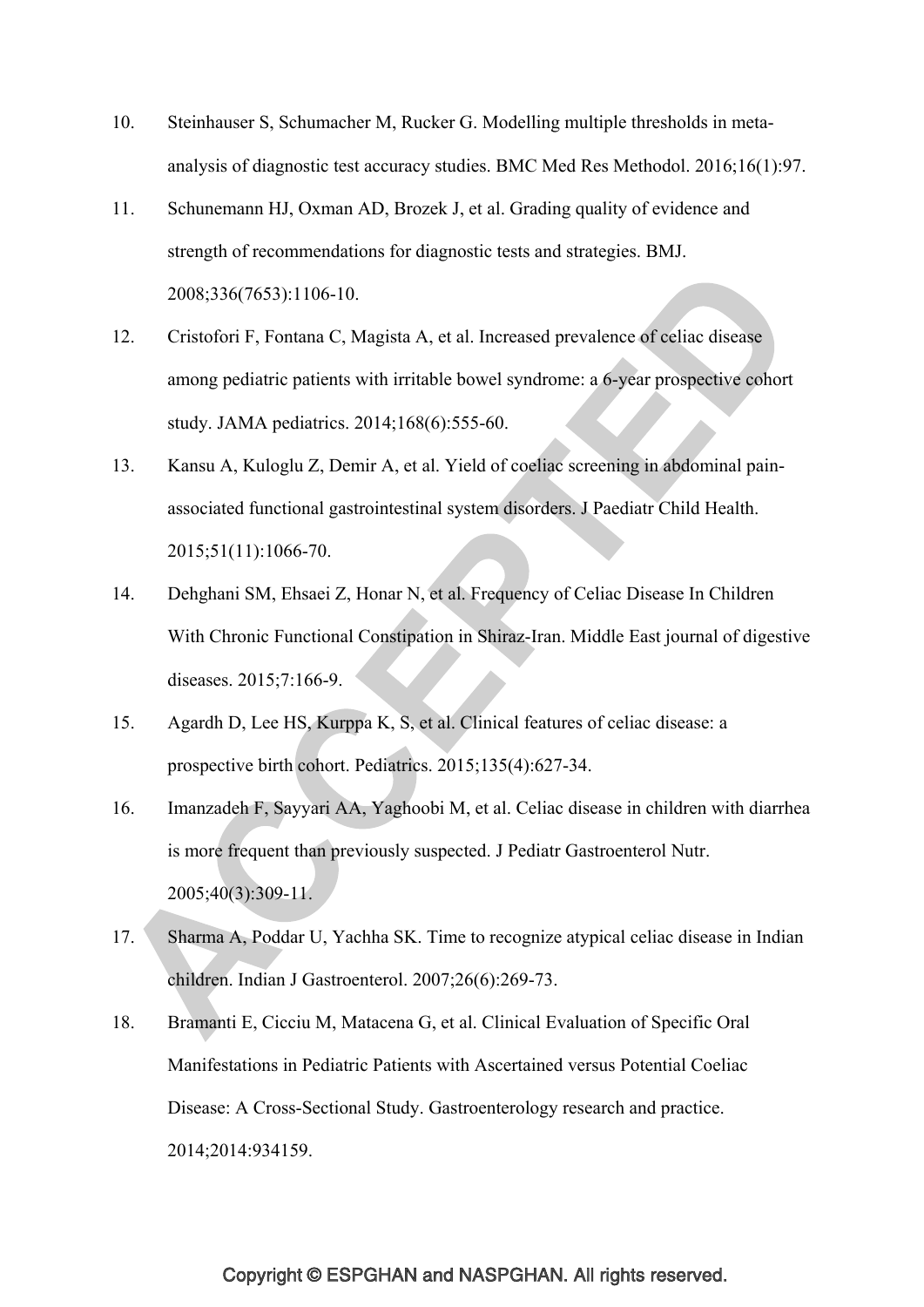10. Steinhauser S, Schumacher M, Rucker G. Modelling multiple thresholds in meta-analysis of diagnostic test accuracy studies. BMC Med Res Methodol. 2016;16(1):97.
11. Schunemann HJ, Oxman AD, Brozek J, et al. Grading quality of evidence and strength of recommendations for diagnostic tests and strategies. BMJ. 2008;336(7653):1106-10.
12. Cristofori F, Fontana C, Magista A, et al. Increased prevalence of celiac disease among pediatric patients with irritable bowel syndrome: a 6-year prospective cohort study. JAMA pediatrics. 2014;168(6):555-60.
13. Kansu A, Kuloglu Z, Demir A, et al. Yield of coeliac screening in abdominal pain-associated functional gastrointestinal system disorders. J Paediatr Child Health. 2015;51(11):1066-70.
14. Dehghani SM, Ehsaei Z, Honar N, et al. Frequency of Celiac Disease In Children With Chronic Functional Constipation in Shiraz-Iran. Middle East journal of digestive diseases. 2015;7:166-9.
15. Agardh D, Lee HS, Kurppa K, S, et al. Clinical features of celiac disease: a prospective birth cohort. Pediatrics. 2015;135(4):627-34.
16. Imanzadeh F, Sayyari AA, Yaghoobi M, et al. Celiac disease in children with diarrhea is more frequent than previously suspected. J Pediatr Gastroenterol Nutr. 2005;40(3):309-11.
17. Sharma A, Poddar U, Yachha SK. Time to recognize atypical celiac disease in Indian children. Indian J Gastroenterol. 2007;26(6):269-73.
18. Bramanti E, Cicciu M, Matacena G, et al. Clinical Evaluation of Specific Oral Manifestations in Pediatric Patients with Ascertained versus Potential Coeliac Disease: A Cross-Sectional Study. Gastroenterology research and practice. 2014;2014:934159.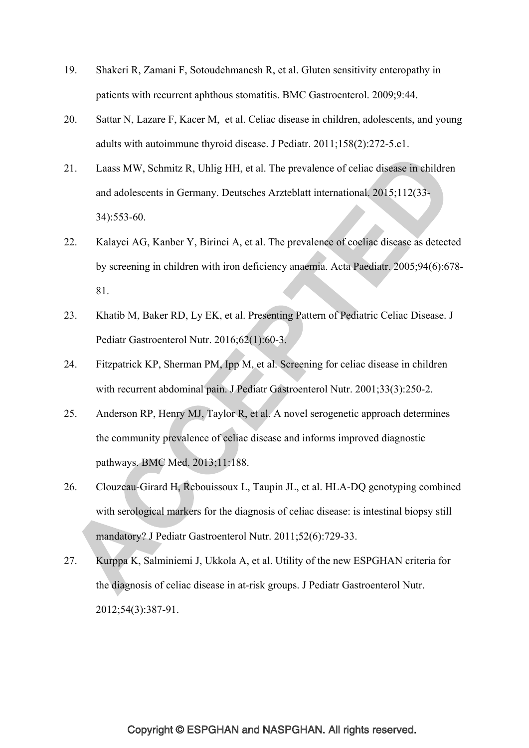19. Shakeri R, Zamani F, Sotoudehmanesh R, et al. Gluten sensitivity enteropathy in patients with recurrent aphthous stomatitis. BMC Gastroenterol. 2009;9:44.
20. Sattar N, Lazare F, Kacer M, et al. Celiac disease in children, adolescents, and young adults with autoimmune thyroid disease. J Pediatr. 2011;158(2):272-5.e1.
21. Laass MW, Schmitz R, Uhlig HH, et al. The prevalence of celiac disease in children and adolescents in Germany. Deutsches Arzteblatt international. 2015;112(33-34):553-60.
22. Kalayci AG, Kanber Y, Birinci A, et al. The prevalence of coeliac disease as detected by screening in children with iron deficiency anaemia. Acta Paediatr. 2005;94(6):678-81.
23. Khatib M, Baker RD, Ly EK, et al. Presenting Pattern of Pediatric Celiac Disease. J Pediatr Gastroenterol Nutr. 2016;62(1):60-3.
24. Fitzpatrick KP, Sherman PM, Ipp M, et al. Screening for celiac disease in children with recurrent abdominal pain. J Pediatr Gastroenterol Nutr. 2001;33(3):250-2.
25. Anderson RP, Henry MJ, Taylor R, et al. A novel serogenetic approach determines the community prevalence of celiac disease and informs improved diagnostic pathways. BMC Med. 2013;11:188.
26. Clouzeau-Girard H, Rebouissoux L, Taupin JL, et al. HLA-DQ genotyping combined with serological markers for the diagnosis of celiac disease: is intestinal biopsy still mandatory? J Pediatr Gastroenterol Nutr. 2011;52(6):729-33.
27. Kurppa K, Salminiemi J, Ukkola A, et al. Utility of the new ESPGHAN criteria for the diagnosis of celiac disease in at-risk groups. J Pediatr Gastroenterol Nutr. 2012;54(3):387-91.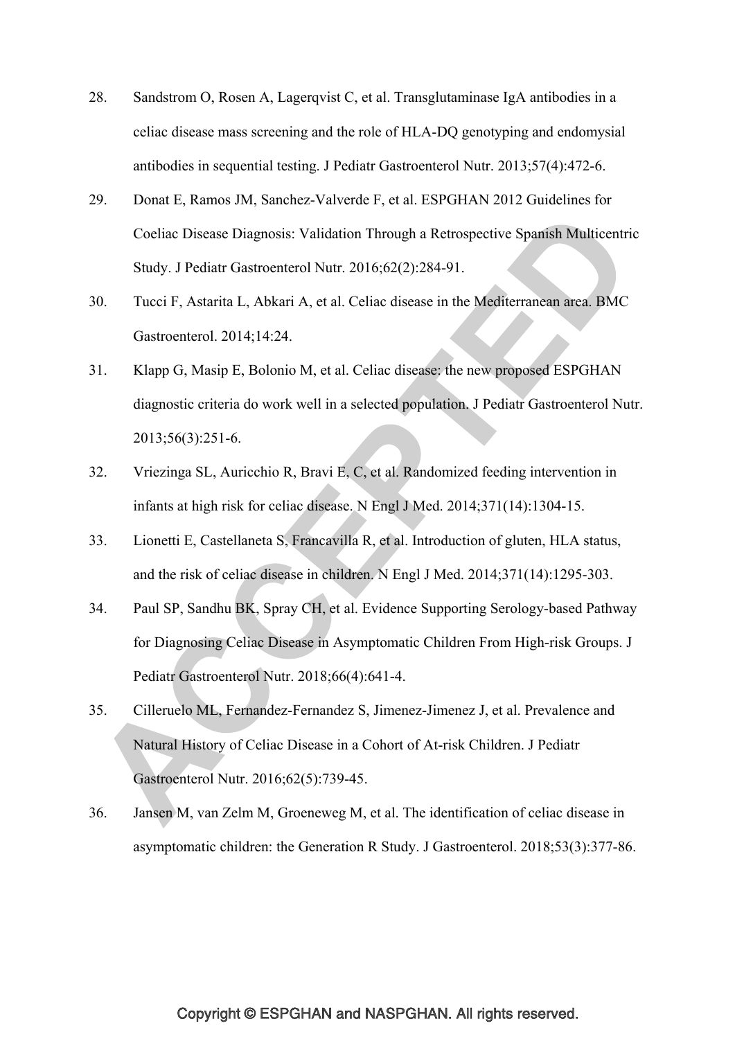28. Sandstrom O, Rosen A, Lagerqvist C, et al. Transglutaminase IgA antibodies in a celiac disease mass screening and the role of HLA-DQ genotyping and endomysial antibodies in sequential testing. J Pediatr Gastroenterol Nutr. 2013;57(4):472-6.

29. Donat E, Ramos JM, Sanchez-Valverde F, et al. ESPGHAN 2012 Guidelines for Coeliac Disease Diagnosis: Validation Through a Retrospective Spanish Multicentric Study. J Pediatr Gastroenterol Nutr. 2016;62(2):284-91.

30. Tucci F, Astarita L, Abkari A, et al. Celiac disease in the Mediterranean area. BMC Gastroenterol. 2014;14:24.

31. Klapp G, Masip E, Bolonio M, et al. Celiac disease: the new proposed ESPGHAN diagnostic criteria do work well in a selected population. J Pediatr Gastroenterol Nutr. 2013;56(3):251-6.

32. Vriezinga SL, Auricchio R, Bravi E, C, et al. Randomized feeding intervention in infants at high risk for celiac disease. N Engl J Med. 2014;371(14):1304-15.

33. Lionetti E, Castellaneta S, Francavilla R, et al. Introduction of gluten, HLA status, and the risk of celiac disease in children. N Engl J Med. 2014;371(14):1295-303.

34. Paul SP, Sandhu BK, Spray CH, et al. Evidence Supporting Serology-based Pathway for Diagnosing Celiac Disease in Asymptomatic Children From High-risk Groups. J Pediatr Gastroenterol Nutr. 2018;66(4):641-4.

35. Cilleruelo ML, Fernandez-Fernandez S, Jimenez-Jimenez J, et al. Prevalence and Natural History of Celiac Disease in a Cohort of At-risk Children. J Pediatr Gastroenterol Nutr. 2016;62(5):739-45.

36. Jansen M, van Zelm M, Groeneweg M, et al. The identification of celiac disease in asymptomatic children: the Generation R Study. J Gastroenterol. 2018;53(3):377-86.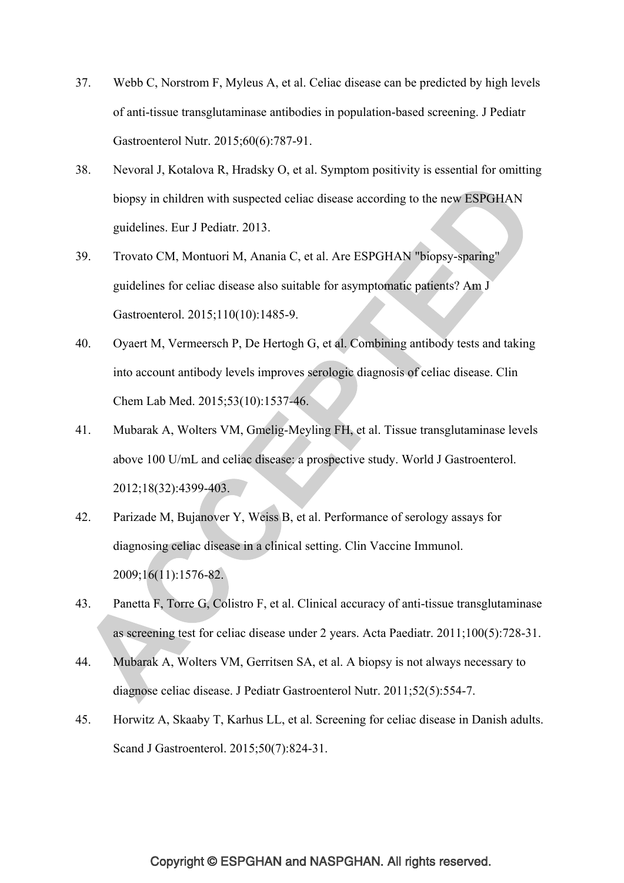37. Webb C, Norstrom F, Myleus A, et al. Celiac disease can be predicted by high levels of anti-tissue transglutaminase antibodies in population-based screening. J Pediatr Gastroenterol Nutr. 2015;60(6):787-91.
38. Nevoral J, Kotalova R, Hradsky O, et al. Symptom positivity is essential for omitting biopsy in children with suspected celiac disease according to the new ESPGHAN guidelines. Eur J Pediatr. 2013.
39. Trovato CM, Montuori M, Anania C, et al. Are ESPGHAN "biopsy-sparing" guidelines for celiac disease also suitable for asymptomatic patients? Am J Gastroenterol. 2015;110(10):1485-9.
40. Oyaert M, Vermeersch P, De Hertogh G, et al. Combining antibody tests and taking into account antibody levels improves serologic diagnosis of celiac disease. Clin Chem Lab Med. 2015;53(10):1537-46.
41. Mubarak A, Wolters VM, Gmelig-Meyling FH, et al. Tissue transglutaminase levels above 100 U/mL and celiac disease: a prospective study. World J Gastroenterol. 2012;18(32):4399-403.
42. Parizade M, Bujanover Y, Weiss B, et al. Performance of serology assays for diagnosing celiac disease in a clinical setting. Clin Vaccine Immunol. 2009;16(11):1576-82.
43. Panetta F, Torre G, Colistro F, et al. Clinical accuracy of anti-tissue transglutaminase as screening test for celiac disease under 2 years. Acta Paediatr. 2011;100(5):728-31.
44. Mubarak A, Wolters VM, Gerritsen SA, et al. A biopsy is not always necessary to diagnose celiac disease. J Pediatr Gastroenterol Nutr. 2011;52(5):554-7.
45. Horwitz A, Skaaby T, Karhus LL, et al. Screening for celiac disease in Danish adults. Scand J Gastroenterol. 2015;50(7):824-31.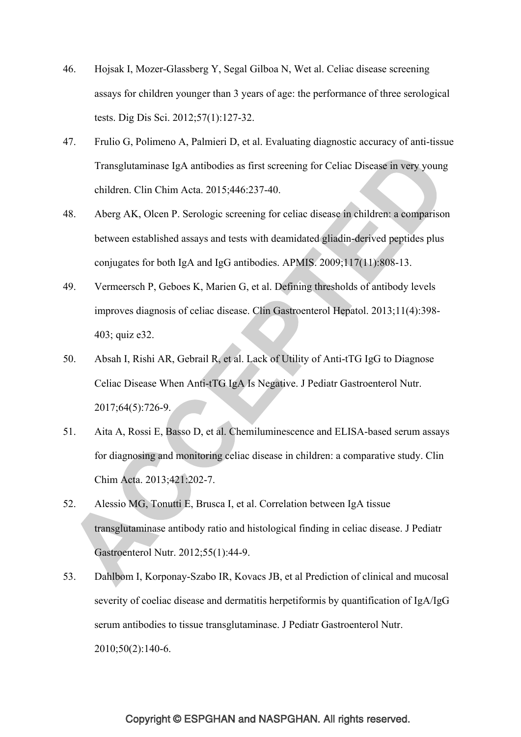46. Hojsak I, Mozer-Glassberg Y, Segal Gilboa N, Wet al. Celiac disease screening assays for children younger than 3 years of age: the performance of three serological tests. Dig Dis Sci. 2012;57(1):127-32.

47. Frulio G, Polimeno A, Palmieri D, et al. Evaluating diagnostic accuracy of anti-tissue Transglutaminase IgA antibodies as first screening for Celiac Disease in very young children. Clin Chim Acta. 2015;446:237-40.

48. Aberg AK, Olcen P. Serologic screening for celiac disease in children: a comparison between established assays and tests with deamidated gliadin-derived peptides plus conjugates for both IgA and IgG antibodies. APMIS. 2009;117(11):808-13.

49. Vermeersch P, Geboes K, Marien G, et al. Defining thresholds of antibody levels improves diagnosis of celiac disease. Clin Gastroenterol Hepatol. 2013;11(4):398-403; quiz e32.

50. Absah I, Rishi AR, Gebrail R, et al. Lack of Utility of Anti-tTG IgG to Diagnose Celiac Disease When Anti-tTG IgA Is Negative. J Pediatr Gastroenterol Nutr. 2017;64(5):726-9.

51. Aita A, Rossi E, Basso D, et al. Chemiluminescence and ELISA-based serum assays for diagnosing and monitoring celiac disease in children: a comparative study. Clin Chim Acta. 2013;421:202-7.

52. Alessio MG, Tonutti E, Brusca I, et al. Correlation between IgA tissue transglutaminase antibody ratio and histological finding in celiac disease. J Pediatr Gastroenterol Nutr. 2012;55(1):44-9.

53. Dahlbom I, Korponay-Szabo IR, Kovacs JB, et al Prediction of clinical and mucosal severity of coeliac disease and dermatitis herpetiformis by quantification of IgA/IgG serum antibodies to tissue transglutaminase. J Pediatr Gastroenterol Nutr. 2010;50(2):140-6.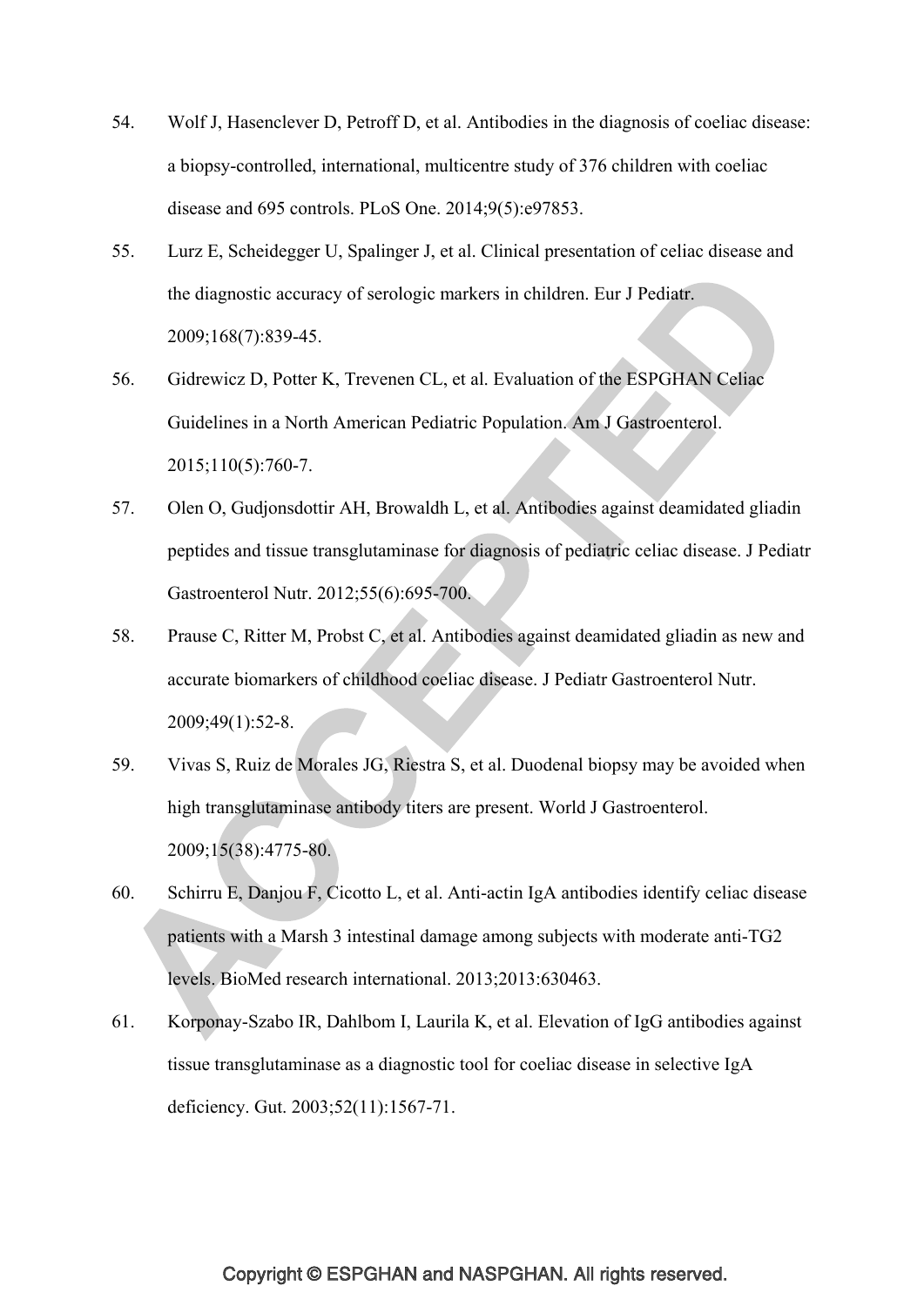54. Wolf J, Hasenclever D, Petroff D, et al. Antibodies in the diagnosis of coeliac disease: a biopsy-controlled, international, multicentre study of 376 children with coeliac disease and 695 controls. PLoS One. 2014;9(5):e97853.

55. Lurz E, Scheidegger U, Spalinger J, et al. Clinical presentation of celiac disease and the diagnostic accuracy of serologic markers in children. Eur J Pediatr. 2009;168(7):839-45.

56. Gidrewicz D, Potter K, Trevenen CL, et al. Evaluation of the ESPGHAN Celiac Guidelines in a North American Pediatric Population. Am J Gastroenterol. 2015;110(5):760-7.

57. Olen O, Gudjonsdottir AH, Browaldh L, et al. Antibodies against deamidated gliadin peptides and tissue transglutaminase for diagnosis of pediatric celiac disease. J Pediatr Gastroenterol Nutr. 2012;55(6):695-700.

58. Prause C, Ritter M, Probst C, et al. Antibodies against deamidated gliadin as new and accurate biomarkers of childhood coeliac disease. J Pediatr Gastroenterol Nutr. 2009;49(1):52-8.

59. Vivas S, Ruiz de Morales JG, Riestra S, et al. Duodenal biopsy may be avoided when high transglutaminase antibody titers are present. World J Gastroenterol. 2009;15(38):4775-80.

60. Schirru E, Danjou F, Cicotto L, et al. Anti-actin IgA antibodies identify celiac disease patients with a Marsh 3 intestinal damage among subjects with moderate anti-TG2 levels. BioMed research international. 2013;2013:630463.

61. Korponay-Szabo IR, Dahlbom I, Laurila K, et al. Elevation of IgG antibodies against tissue transglutaminase as a diagnostic tool for coeliac disease in selective IgA deficiency. Gut. 2003;52(11):1567-71.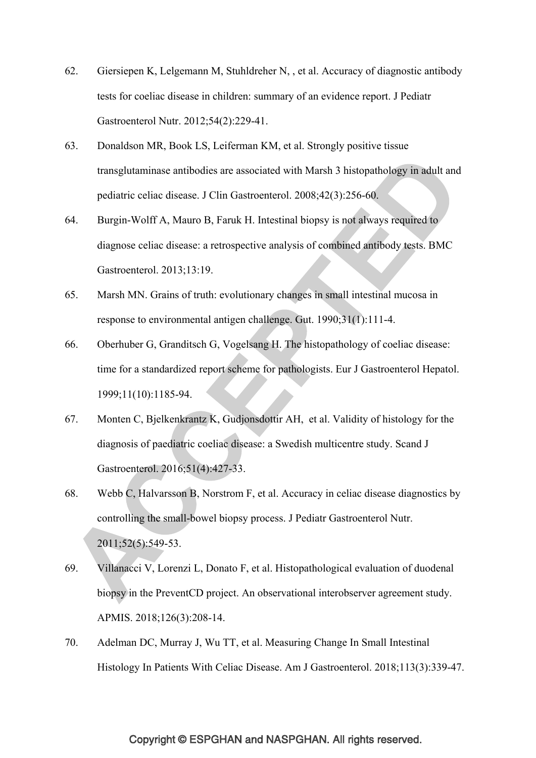62. Giersiepen K, Lelgemann M, Stuhldreher N, , et al. Accuracy of diagnostic antibody tests for coeliac disease in children: summary of an evidence report. J Pediatr Gastroenterol Nutr. 2012;54(2):229-41.

63. Donaldson MR, Book LS, Leiferman KM, et al. Strongly positive tissue transglutaminase antibodies are associated with Marsh 3 histopathology in adult and pediatric celiac disease. J Clin Gastroenterol. 2008;42(3):256-60.

64. Burgin-Wolff A, Mauro B, Faruk H. Intestinal biopsy is not always required to diagnose celiac disease: a retrospective analysis of combined antibody tests. BMC Gastroenterol. 2013;13:19.

65. Marsh MN. Grains of truth: evolutionary changes in small intestinal mucosa in response to environmental antigen challenge. Gut. 1990;31(1):111-4.

66. Oberhuber G, Granditsch G, Vogelsang H. The histopathology of coeliac disease: time for a standardized report scheme for pathologists. Eur J Gastroenterol Hepatol. 1999;11(10):1185-94.

67. Monten C, Bjelkenkrantz K, Gudjonsdottir AH, et al. Validity of histology for the diagnosis of paediatric coeliac disease: a Swedish multicentre study. Scand J Gastroenterol. 2016;51(4):427-33.

68. Webb C, Halvarsson B, Norstrom F, et al. Accuracy in celiac disease diagnostics by controlling the small-bowel biopsy process. J Pediatr Gastroenterol Nutr. 2011;52(5):549-53.

69. Villanacci V, Lorenzi L, Donato F, et al. Histopathological evaluation of duodenal biopsy in the PreventCD project. An observational interobserver agreement study. APMIS. 2018;126(3):208-14.

70. Adelman DC, Murray J, Wu TT, et al. Measuring Change In Small Intestinal Histology In Patients With Celiac Disease. Am J Gastroenterol. 2018;113(3):339-47.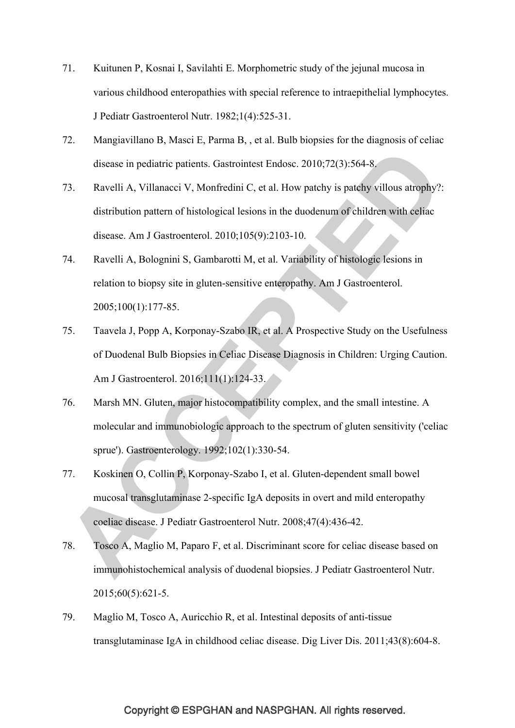71. Kuitunen P, Kosnai I, Savilahti E. Morphometric study of the jejunal mucosa in various childhood enteropathies with special reference to intraepithelial lymphocytes. J Pediatr Gastroenterol Nutr. 1982;1(4):525-31.

72. Mangiavillano B, Masci E, Parma B, , et al. Bulb biopsies for the diagnosis of celiac disease in pediatric patients. Gastrointest Endosc. 2010;72(3):564-8.

73. Ravelli A, Villanacci V, Monfredini C, et al. How patchy is patchy villous atrophy?: distribution pattern of histological lesions in the duodenum of children with celiac disease. Am J Gastroenterol. 2010;105(9):2103-10.

74. Ravelli A, Bolognini S, Gambarotti M, et al. Variability of histologic lesions in relation to biopsy site in gluten-sensitive enteropathy. Am J Gastroenterol. 2005;100(1):177-85.

75. Taavela J, Popp A, Korponay-Szabo IR, et al. A Prospective Study on the Usefulness of Duodenal Bulb Biopsies in Celiac Disease Diagnosis in Children: Urging Caution. Am J Gastroenterol. 2016;111(1):124-33.

76. Marsh MN. Gluten, major histocompatibility complex, and the small intestine. A molecular and immunobiologic approach to the spectrum of gluten sensitivity ('celiac sprue'). Gastroenterology. 1992;102(1):330-54.

77. Koskinen O, Collin P, Korponay-Szabo I, et al. Gluten-dependent small bowel mucosal transglutaminase 2-specific IgA deposits in overt and mild enteropathy coeliac disease. J Pediatr Gastroenterol Nutr. 2008;47(4):436-42.

78. Tosco A, Maglio M, Paparo F, et al. Discriminant score for celiac disease based on immunohistochemical analysis of duodenal biopsies. J Pediatr Gastroenterol Nutr. 2015;60(5):621-5.

79. Maglio M, Tosco A, Auricchio R, et al. Intestinal deposits of anti-tissue transglutaminase IgA in childhood celiac disease. Dig Liver Dis. 2011;43(8):604-8.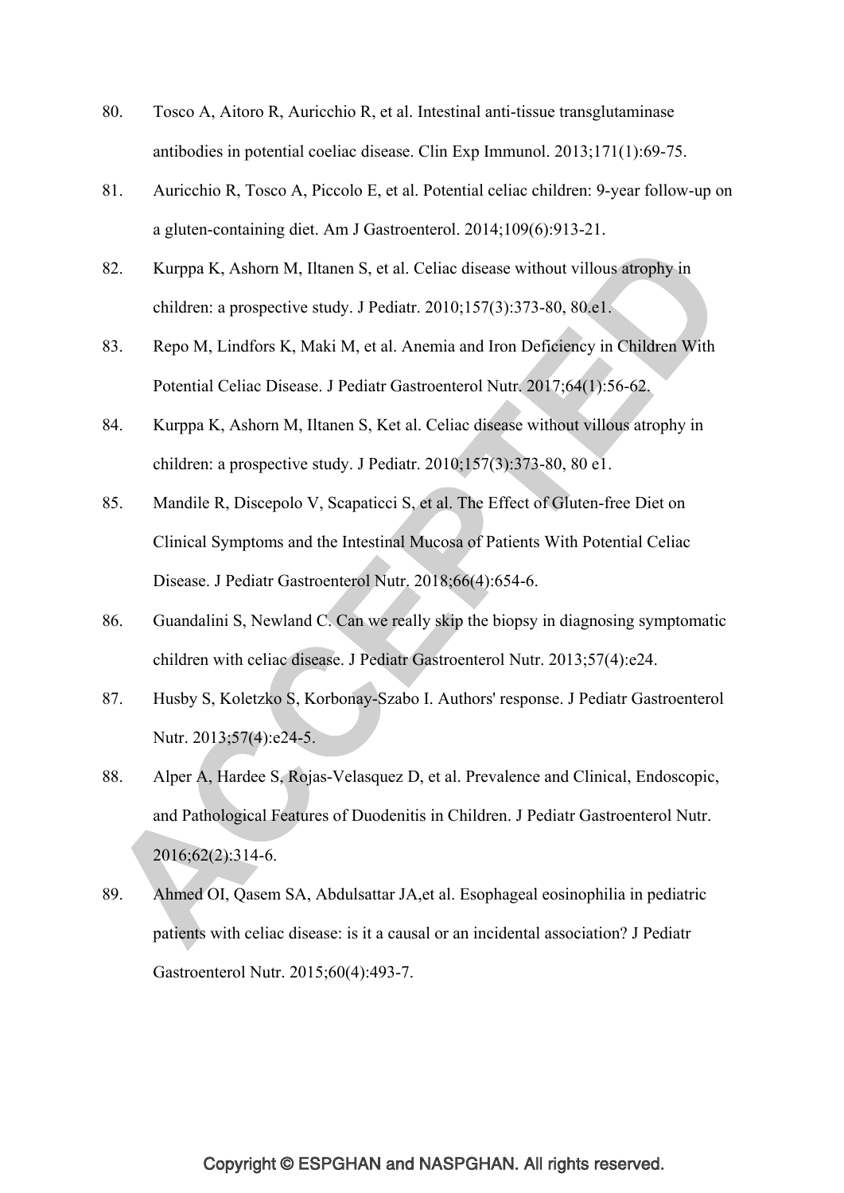80. Tosco A, Aitoro R, Auricchio R, et al. Intestinal anti-tissue transglutaminase antibodies in potential coeliac disease. Clin Exp Immunol. 2013;171(1):69-75.

81. Auricchio R, Tosco A, Piccolo E, et al. Potential celiac children: 9-year follow-up on a gluten-containing diet. Am J Gastroenterol. 2014;109(6):913-21.

82. Kurppa K, Ashorn M, Iltanen S, et al. Celiac disease without villous atrophy in children: a prospective study. J Pediatr. 2010;157(3):373-80, 80.e1.

83. Repo M, Lindfors K, Maki M, et al. Anemia and Iron Deficiency in Children With Potential Celiac Disease. J Pediatr Gastroenterol Nutr. 2017;64(1):56-62.

84. Kurppa K, Ashorn M, Iltanen S, Ket al. Celiac disease without villous atrophy in children: a prospective study. J Pediatr. 2010;157(3):373-80, 80 e1.

85. Mandile R, Discepolo V, Scapaticci S, et al. The Effect of Gluten-free Diet on Clinical Symptoms and the Intestinal Mucosa of Patients With Potential Celiac Disease. J Pediatr Gastroenterol Nutr. 2018;66(4):654-6.

86. Guandalini S, Newland C. Can we really skip the biopsy in diagnosing symptomatic children with celiac disease. J Pediatr Gastroenterol Nutr. 2013;57(4):e24.

87. Husby S, Koletzko S, Korbonay-Szabo I. Authors' response. J Pediatr Gastroenterol Nutr. 2013;57(4):e24-5.

88. Alper A, Hardee S, Rojas-Velasquez D, et al. Prevalence and Clinical, Endoscopic, and Pathological Features of Duodenitis in Children. J Pediatr Gastroenterol Nutr. 2016;62(2):314-6.

89. Ahmed OI, Qasem SA, Abdulsattar JA,et al. Esophageal eosinophilia in pediatric patients with celiac disease: is it a causal or an incidental association? J Pediatr Gastroenterol Nutr. 2015;60(4):493-7.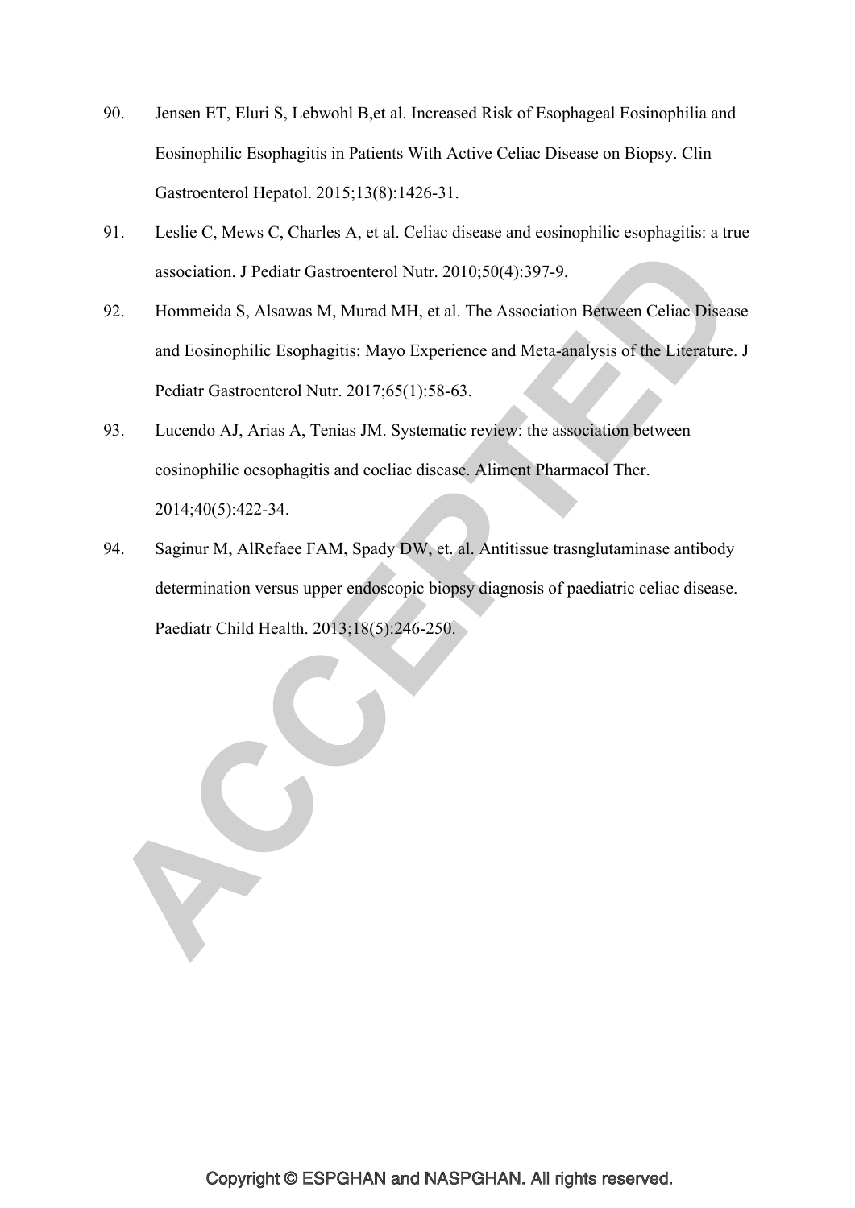90. Jensen ET, Eluri S, Lebwohl B,et al. Increased Risk of Esophageal Eosinophilia and Eosinophilic Esophagitis in Patients With Active Celiac Disease on Biopsy. Clin Gastroenterol Hepatol. 2015;13(8):1426-31.

91. Leslie C, Mews C, Charles A, et al. Celiac disease and eosinophilic esophagitis: a true association. J Pediatr Gastroenterol Nutr. 2010;50(4):397-9.

92. Hommeida S, Alsawas M, Murad MH, et al. The Association Between Celiac Disease and Eosinophilic Esophagitis: Mayo Experience and Meta-analysis of the Literature. J Pediatr Gastroenterol Nutr. 2017;65(1):58-63.

93. Lucendo AJ, Arias A, Tenias JM. Systematic review: the association between eosinophilic oesophagitis and coeliac disease. Aliment Pharmacol Ther. 2014;40(5):422-34.

94. Saginur M, AlRefaee FAM, Spady DW, et. al. Antitissue trasnglutaminase antibody determination versus upper endoscopic biopsy diagnosis of paediatric celiac disease. Paediatr Child Health. 2013;18(5):246-250.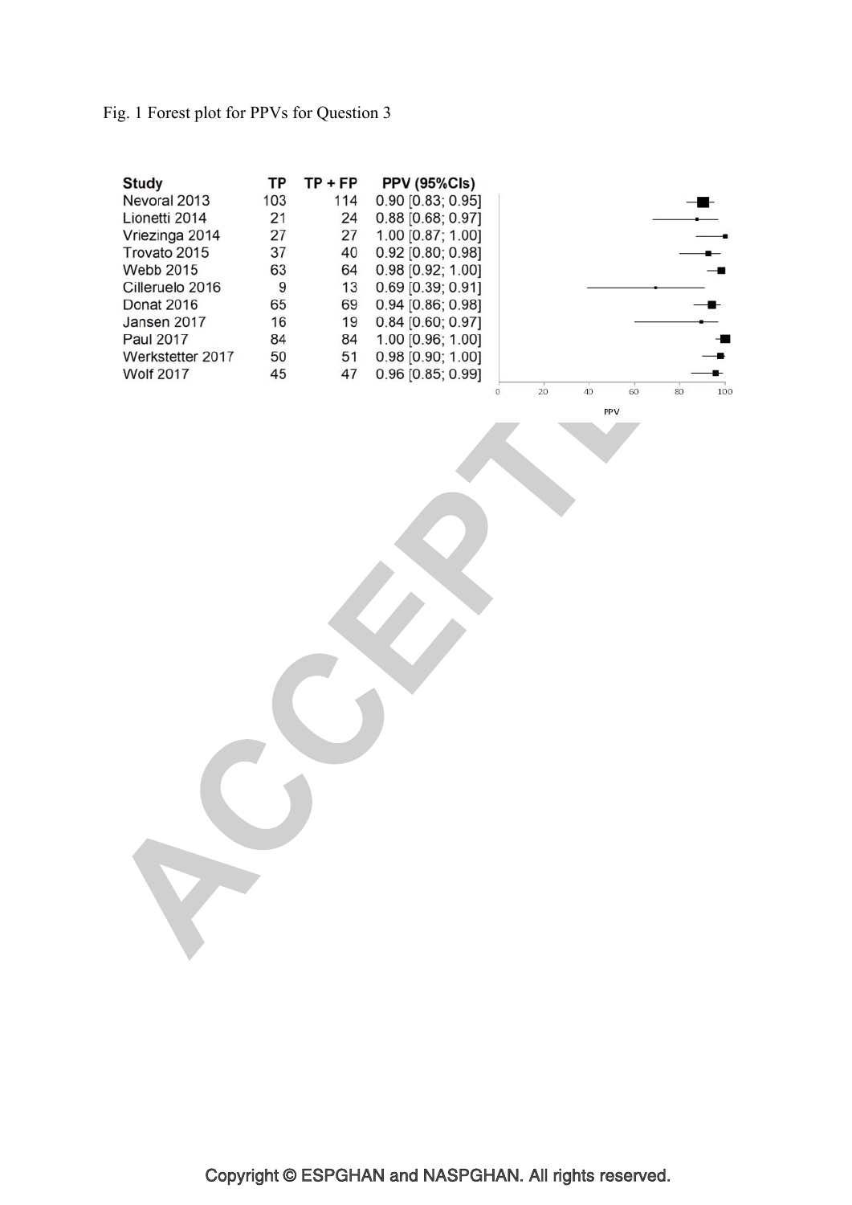Fig. 1 Forest plot for PPVs for Question 3

| Study | TP | TP + FP | PPV (95%CIs) |
|---|---|---|---|
| Nevoral 2013 | 103 | 114 | 0.90 [0.83; 0.95] |
| Lionetti 2014 | 21 | 24 | 0.88 [0.68; 0.97] |
| Vriezinga 2014 | 27 | 27 | 1.00 [0.87; 1.00] |
| Trovato 2015 | 37 | 40 | 0.92 [0.80; 0.98] |
| Webb 2015 | 63 | 64 | 0.98 [0.92; 1.00] |
| Cilleruelo 2016 | 9 | 13 | 0.69 [0.39; 0.91] |
| Donat 2016 | 65 | 69 | 0.94 [0.86; 0.98] |
| Jansen 2017 | 16 | 19 | 0.84 [0.60; 0.97] |
| Paul 2017 | 84 | 84 | 1.00 [0.96; 1.00] |
| Werkstetter 2017 | 50 | 51 | 0.98 [0.90; 1.00] |
| Wolf 2017 | 45 | 47 | 0.96 [0.85; 0.99] |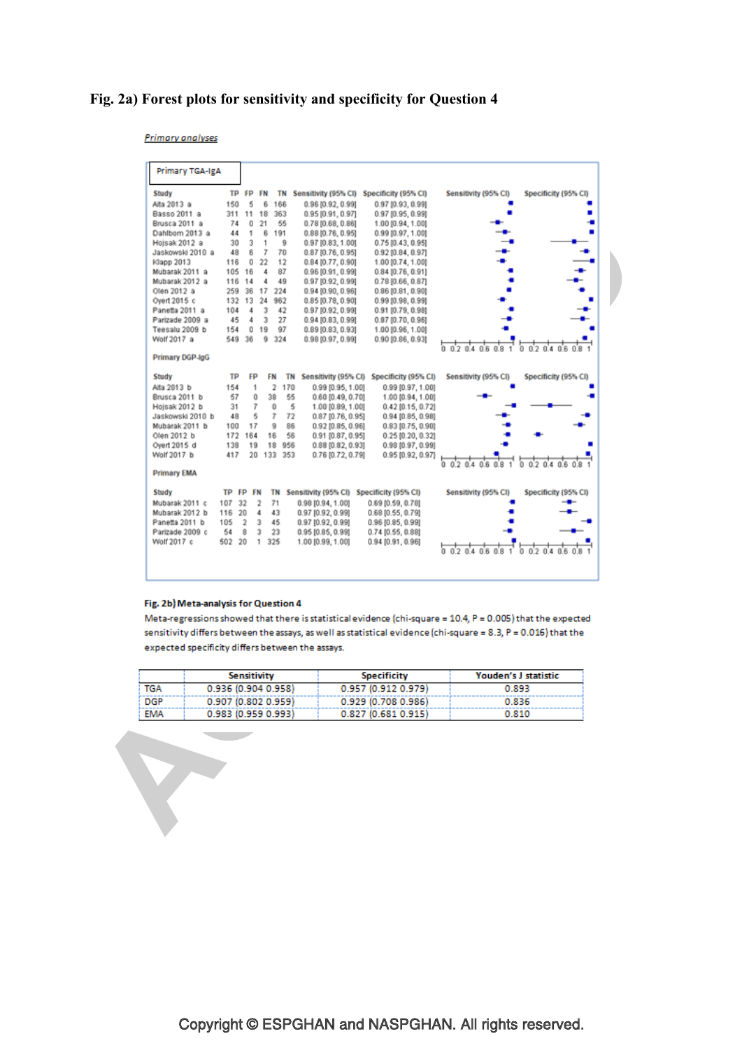# Fig. 2a) Forest plots for sensitivity and specificity for Question 4

*Primary analyses*

**Primary TGA-IgA**

| Study | TP | FP | FN | TN | Sensitivity (95% CI) | Specificity (95% CI) |
|---|---|---|---|---|---|---|
| Alta 2013 a | 150 | 5 | 6 | 166 | 0.96 [0.92, 0.99] | 0.97 [0.93, 0.99] |
| Basso 2011 a | 311 | 11 | 18 | 363 | 0.95 [0.91, 0.97] | 0.97 [0.95, 0.99] |
| Brusca 2011 a | 74 | 0 | 21 | 55 | 0.78 [0.68, 0.86] | 1.00 [0.94, 1.00] |
| Dahlbom 2013 a | 44 | 1 | 6 | 191 | 0.88 [0.76, 0.95] | 0.99 [0.97, 1.00] |
| Hojsak 2012 a | 30 | 3 | 1 | 9 | 0.97 [0.83, 1.00] | 0.75 [0.43, 0.95] |
| Jaskowski 2010 a | 48 | 6 | 7 | 70 | 0.87 [0.76, 0.95] | 0.92 [0.84, 0.97] |
| Klapp 2013 | 116 | 0 | 22 | 12 | 0.84 [0.77, 0.90] | 1.00 [0.74, 1.00] |
| Mubarak 2011 a | 105 | 16 | 4 | 87 | 0.96 [0.91, 0.99] | 0.84 [0.76, 0.91] |
| Mubarak 2012 a | 116 | 14 | 4 | 49 | 0.97 [0.92, 0.99] | 0.78 [0.66, 0.87] |
| Olen 2012 a | 259 | 36 | 17 | 224 | 0.94 [0.90, 0.96] | 0.86 [0.81, 0.90] |
| Oyert 2015 c | 132 | 13 | 24 | 962 | 0.85 [0.78, 0.90] | 0.99 [0.98, 0.99] |
| Panetta 2011 a | 104 | 4 | 3 | 42 | 0.97 [0.92, 0.99] | 0.91 [0.79, 0.98] |
| Parizade 2009 a | 45 | 4 | 3 | 27 | 0.94 [0.83, 0.99] | 0.87 [0.70, 0.96] |
| Teesalu 2009 b | 154 | 0 | 19 | 97 | 0.89 [0.83, 0.93] | 1.00 [0.96, 1.00] |
| Wolf 2017 a | 549 | 36 | 9 | 324 | 0.98 [0.97, 0.99] | 0.90 [0.86, 0.93] |

**Primary DGP-IgG**

| Study | TP | FP | FN | TN | Sensitivity (95% CI) | Specificity (95% CI) |
|---|---|---|---|---|---|---|
| Alta 2013 b | 154 | 1 | 2 | 170 | 0.99 [0.95, 1.00] | 0.99 [0.97, 1.00] |
| Brusca 2011 b | 57 | 0 | 38 | 55 | 0.60 [0.49, 0.70] | 1.00 [0.94, 1.00] |
| Hojsak 2012 b | 31 | 7 | 0 | 5 | 1.00 [0.89, 1.00] | 0.42 [0.15, 0.72] |
| Jaskowski 2010 b | 48 | 5 | 7 | 72 | 0.87 [0.76, 0.95] | 0.94 [0.85, 0.98] |
| Mubarak 2011 b | 100 | 17 | 9 | 86 | 0.92 [0.85, 0.96] | 0.83 [0.75, 0.90] |
| Olen 2012 b | 172 | 164 | 16 | 56 | 0.91 [0.87, 0.95] | 0.25 [0.20, 0.32] |
| Oyert 2015 d | 138 | 19 | 18 | 956 | 0.88 [0.82, 0.93] | 0.98 [0.97, 0.99] |
| Wolf 2017 b | 417 | 20 | 133 | 353 | 0.76 [0.72, 0.79] | 0.95 [0.92, 0.97] |

**Primary EMA**

| Study | TP | FP | FN | TN | Sensitivity (95% CI) | Specificity (95% CI) |
|---|---|---|---|---|---|---|
| Mubarak 2011 c | 107 | 32 | 2 | 71 | 0.98 [0.94, 1.00] | 0.69 [0.59, 0.78] |
| Mubarak 2012 b | 116 | 20 | 4 | 43 | 0.97 [0.92, 0.99] | 0.68 [0.55, 0.79] |
| Panetta 2011 b | 105 | 2 | 3 | 45 | 0.97 [0.92, 0.99] | 0.96 [0.85, 0.99] |
| Parizade 2009 c | 54 | 8 | 3 | 23 | 0.95 [0.85, 0.99] | 0.74 [0.55, 0.88] |
| Wolf 2017 c | 502 | 20 | 1 | 325 | 1.00 [0.99, 1.00] | 0.94 [0.91, 0.96] |

## Fig. 2b) Meta-analysis for Question 4

Meta-regressions showed that there is statistical evidence (chi-square = 10.4, P = 0.005) that the expected sensitivity differs between the assays, as well as statistical evidence (chi-square = 8.3, P = 0.016) that the expected specificity differs between the assays.

| | Sensitivity | Specificity | Youden's J statistic |
|---|---|---|---|
| TGA | 0.936 (0.904 0.958) | 0.957 (0.912 0.979) | 0.893 |
| DGP | 0.907 (0.802 0.959) | 0.929 (0.708 0.986) | 0.836 |
| EMA | 0.983 (0.959 0.993) | 0.827 (0.681 0.915) | 0.810 |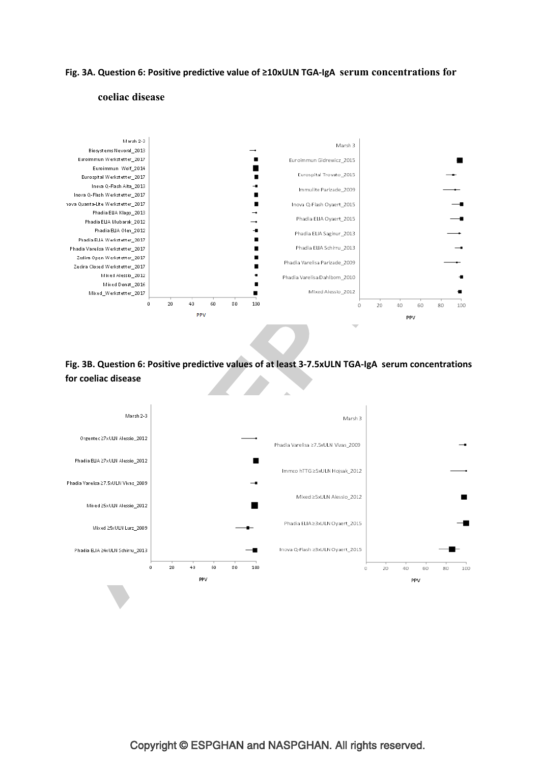**Fig. 3A. Question 6: Positive predictive value of ≥10xULN TGA-IgA serum concentrations for coeliac disease**

Marsh 2-3

Biosystems Nevoral_2013
Euroimmun Werkstetter_2017
Euroimmun Wolf_2014
Eurospital Werkstetter_2017
Inova Q-Flash Aita_2013
Inova Q-Flash Werkstetter_2017
Inova Quanta-Lite Werkstetter_2017
Phadia EliA Klapp_2013
Phadia EliA Mubarak_2012
Phadia EliA Olen_2012
Phadia EliA Werkstetter_2017
Phadia Varelisa Werkstetter_2017
Zedira Open Werkstetter_2017
Zedira Closed Werkstetter_2017
Mixed Alessio_2012
Mixed Donat_2016
Mixed_Werkstetter_2017

0 20 40 60 80 100

PPV

Marsh 3

Euroimmun Gidrewicz_2015
Eurospital Trovato_2015
Immulite Parizade_2009
Inova Q-Flash Oyaert_2015
Phadia EliA Oyaert_2015
Phadia EliA Saginur_2013
Phadia EliA Schirru_2013
Phadia Varelisa Parizade_2009
Phadia Varelisa Dahlbom_2010
Mixed Alessio_2012

0 20 40 60 80 100

PPV

**Fig. 3B. Question 6: Positive predictive values of at least 3-7.5xULN TGA-IgA serum concentrations for coeliac disease**

Marsh 2-3

Orgentec ≥7xULN Alessio_2012
Phadia EliA ≥7xULN Alessio_2012
Phadia Varelisa ≥7.5xULN Vivas_2009
Mixed ≥5xULN Alessio_2012
Mixed ≥5xULN Lurz_2009
Phadia EliA ≥4xULN Schirru_2013

0 20 40 60 80 100

PPV

Marsh 3

Phadia Varelisa ≥7.5xULN Vivas_2009
Immco hTTG ≥5xULN Hojsak_2012
Mixed ≥5xULN Alessio_2012
Phadia EliA ≥3xULN Oyaert_2015
Inova Q-Flash ≥3xULN Oyaert_2015

0 20 40 60 80 100

PPV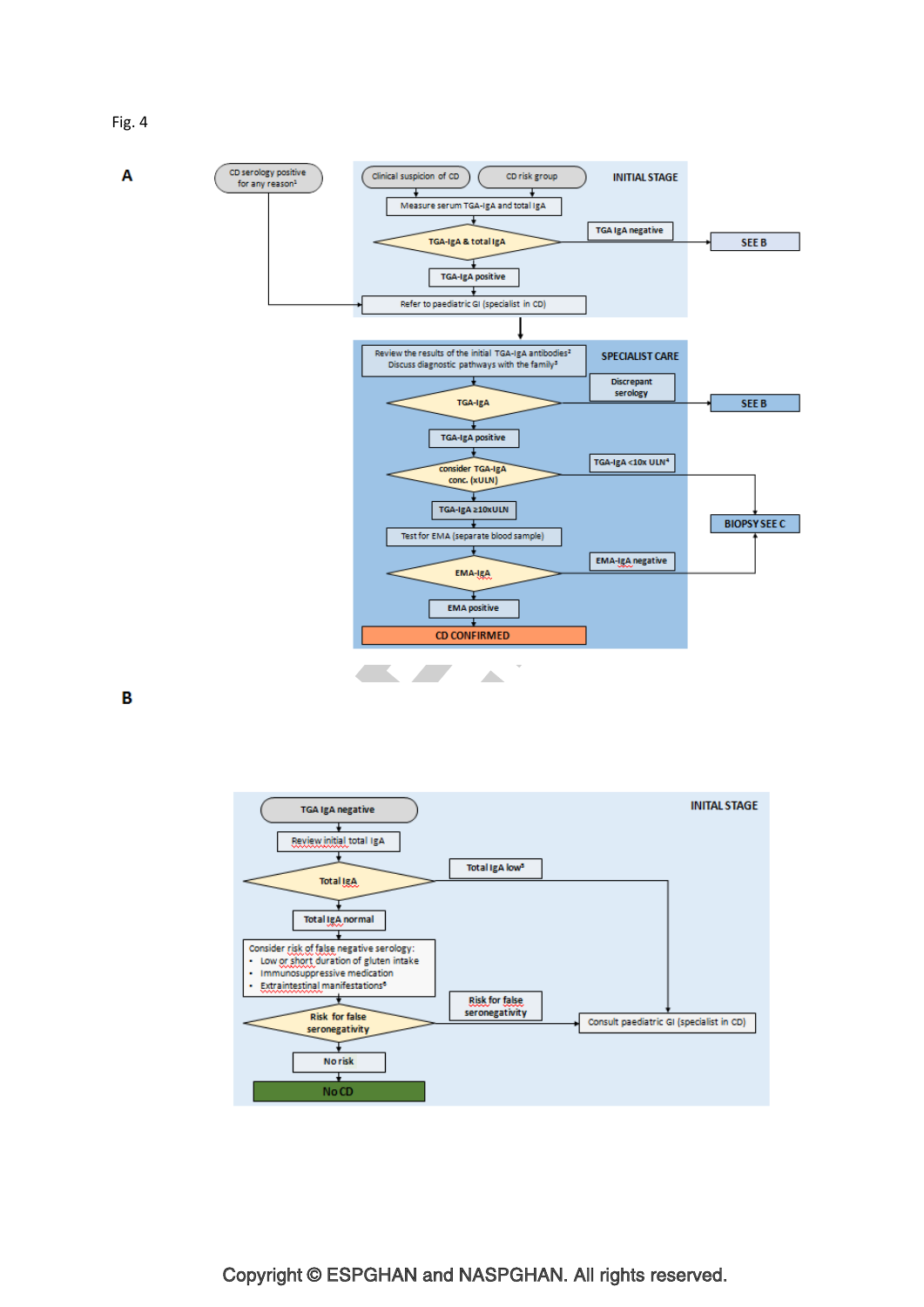Fig. 4

**A**

CD serology positive for any reason[1]

**INITIAL STAGE**

Clinical suspicion of CD

CD risk group

Measure serum TGA-IgA and total IgA

TGA-IgA & total IgA

TGA IgA negative → SEE B

TGA-IgA positive

Refer to paediatric GI (specialist in CD)

**SPECIALIST CARE**

Review the results of the initial TGA-IgA antibodies[2]
Discuss diagnostic pathways with the family[3]

TGA-IgA

Discrepant serology → SEE B

TGA-IgA positive

consider TGA-IgA conc. (xULN)

TGA-IgA <10x ULN[4] → BIOPSY SEE C

TGA-IgA ≥10xULN

Test for EMA (separate blood sample)

EMA-IgA

EMA-IgA negative → BIOPSY SEE C

EMA positive

CD CONFIRMED

**B**

**INITAL STAGE**

TGA IgA negative

Review initial total IgA

Total IgA

Total IgA low[5] → Consult paediatric GI (specialist in CD)

Total IgA normal

Consider risk of false negative serology:

- Low or short duration of gluten intake
- Immunosuppressive medication
- Extraintestinal manifestations[6]

Risk for false seronegativity

Risk for false seronegativity → Consult paediatric GI (specialist in CD)

No risk

No CD

Copyright © ESPGHAN and NASPGHAN. All rights reserved.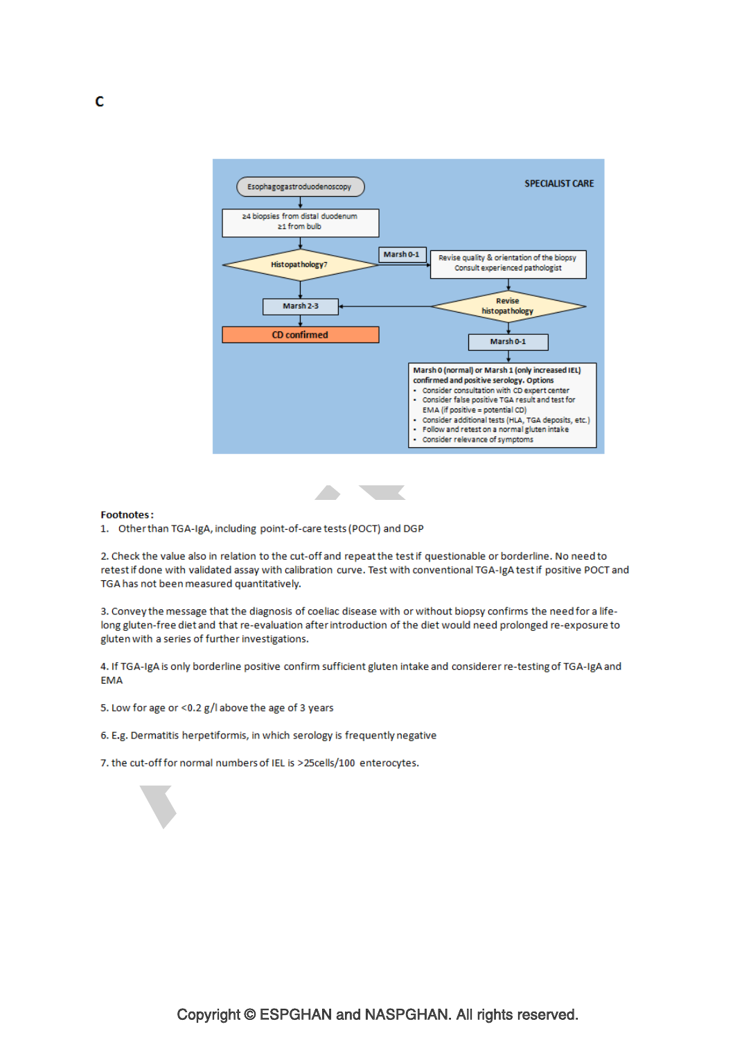C

SPECIALIST CARE

Esophagogastroduodenoscopy

≥4 biopsies from distal duodenum
≥1 from bulb

Histopathology7

Marsh 0-1

Revise quality & orientation of the biopsy
Consult experienced pathologist

Marsh 2-3

Revise histopathology

CD confirmed

Marsh 0-1

**Marsh 0 (normal) or Marsh 1 (only increased IEL) confirmed and positive serology. Options**

- Consider consultation with CD expert center
- Consider false positive TGA result and test for EMA (if positive = potential CD)
- Consider additional tests (HLA, TGA deposits, etc.)
- Follow and retest on a normal gluten intake
- Consider relevance of symptoms

**Footnotes:**

1. Other than TGA-IgA, including point-of-care tests (POCT) and DGP

2. Check the value also in relation to the cut-off and repeat the test if questionable or borderline. No need to retest if done with validated assay with calibration curve. Test with conventional TGA-IgA test if positive POCT and TGA has not been measured quantitatively.

3. Convey the message that the diagnosis of coeliac disease with or without biopsy confirms the need for a life-long gluten-free diet and that re-evaluation after introduction of the diet would need prolonged re-exposure to gluten with a series of further investigations.

4. If TGA-IgA is only borderline positive confirm sufficient gluten intake and considerer re-testing of TGA-IgA and EMA

5. Low for age or <0.2 g/l above the age of 3 years

6. E.g. Dermatitis herpetiformis, in which serology is frequently negative

7. the cut-off for normal numbers of IEL is >25cells/100 enterocytes.

Copyright © ESPGHAN and NASPGHAN. All rights reserved.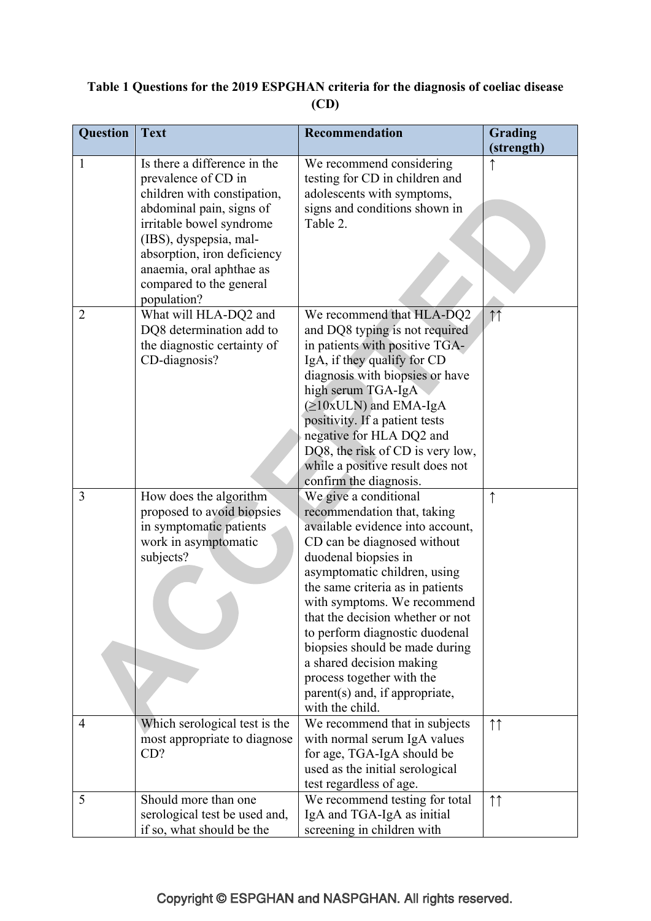**Table 1 Questions for the 2019 ESPGHAN criteria for the diagnosis of coeliac disease (CD)**

| Question | Text | Recommendation | Grading (strength) |
|---|---|---|---|
| 1 | Is there a difference in the prevalence of CD in children with constipation, abdominal pain, signs of irritable bowel syndrome (IBS), dyspepsia, mal-absorption, iron deficiency anaemia, oral aphthae as compared to the general population? | We recommend considering testing for CD in children and adolescents with symptoms, signs and conditions shown in Table 2. | ↑ |
| 2 | What will HLA-DQ2 and DQ8 determination add to the diagnostic certainty of CD-diagnosis? | We recommend that HLA-DQ2 and DQ8 typing is not required in patients with positive TGA-IgA, if they qualify for CD diagnosis with biopsies or have high serum TGA-IgA (≥10xULN) and EMA-IgA positivity. If a patient tests negative for HLA DQ2 and DQ8, the risk of CD is very low, while a positive result does not confirm the diagnosis. | ↑↑ |
| 3 | How does the algorithm proposed to avoid biopsies in symptomatic patients work in asymptomatic subjects? | We give a conditional recommendation that, taking available evidence into account, CD can be diagnosed without duodenal biopsies in asymptomatic children, using the same criteria as in patients with symptoms. We recommend that the decision whether or not to perform diagnostic duodenal biopsies should be made during a shared decision making process together with the parent(s) and, if appropriate, with the child. | ↑ |
| 4 | Which serological test is the most appropriate to diagnose CD? | We recommend that in subjects with normal serum IgA values for age, TGA-IgA should be used as the initial serological test regardless of age. | ↑↑ |
| 5 | Should more than one serological test be used and, if so, what should be the | We recommend testing for total IgA and TGA-IgA as initial screening in children with | ↑↑ |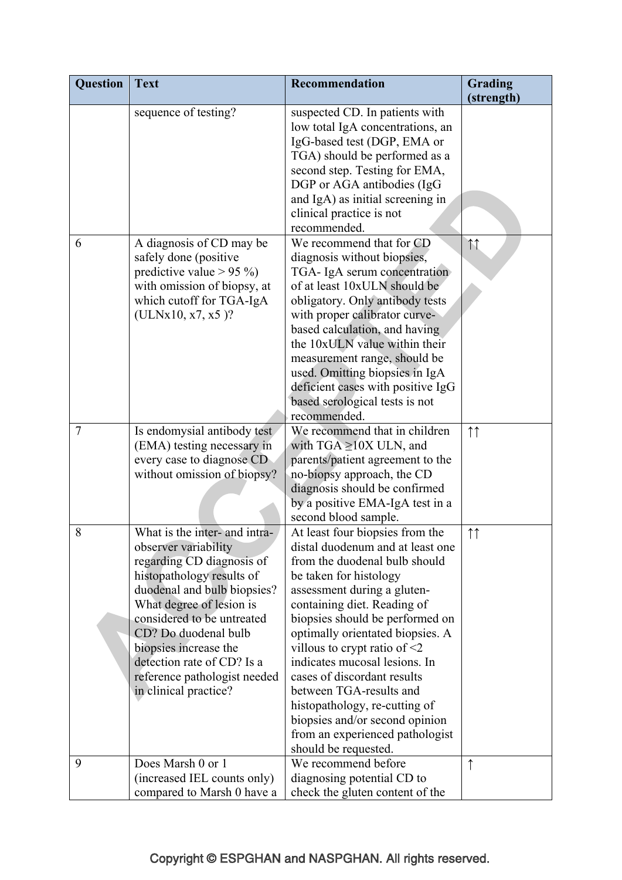| Question | Text | Recommendation | Grading (strength) |
|---|---|---|---|
| | sequence of testing? | suspected CD. In patients with low total IgA concentrations, an IgG-based test (DGP, EMA or TGA) should be performed as a second step. Testing for EMA, DGP or AGA antibodies (IgG and IgA) as initial screening in clinical practice is not recommended. | |
| 6 | A diagnosis of CD may be safely done (positive predictive value > 95 %) with omission of biopsy, at which cutoff for TGA-IgA (ULNx10, x7, x5 )? | We recommend that for CD diagnosis without biopsies, TGA- IgA serum concentration of at least 10xULN should be obligatory. Only antibody tests with proper calibrator curve-based calculation, and having the 10xULN value within their measurement range, should be used. Omitting biopsies in IgA deficient cases with positive IgG based serological tests is not recommended. | ↑↑ |
| 7 | Is endomysial antibody test (EMA) testing necessary in every case to diagnose CD without omission of biopsy? | We recommend that in children with TGA ≥10X ULN, and parents/patient agreement to the no-biopsy approach, the CD diagnosis should be confirmed by a positive EMA-IgA test in a second blood sample. | ↑↑ |
| 8 | What is the inter- and intra-observer variability regarding CD diagnosis of histopathology results of duodenal and bulb biopsies? What degree of lesion is considered to be untreated CD? Do duodenal bulb biopsies increase the detection rate of CD? Is a reference pathologist needed in clinical practice? | At least four biopsies from the distal duodenum and at least one from the duodenal bulb should be taken for histology assessment during a gluten-containing diet. Reading of biopsies should be performed on optimally orientated biopsies. A villous to crypt ratio of <2 indicates mucosal lesions. In cases of discordant results between TGA-results and histopathology, re-cutting of biopsies and/or second opinion from an experienced pathologist should be requested. | ↑↑ |
| 9 | Does Marsh 0 or 1 (increased IEL counts only) compared to Marsh 0 have a | We recommend before diagnosing potential CD to check the gluten content of the | ↑ |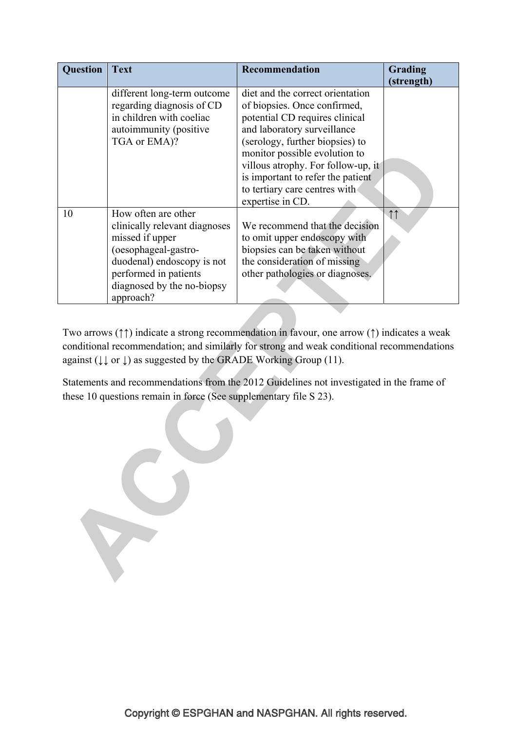| Question | Text | Recommendation | Grading (strength) |
|---|---|---|---|
| | different long-term outcome regarding diagnosis of CD in children with coeliac autoimmunity (positive TGA or EMA)? | diet and the correct orientation of biopsies. Once confirmed, potential CD requires clinical and laboratory surveillance (serology, further biopsies) to monitor possible evolution to villous atrophy. For follow-up, it is important to refer the patient to tertiary care centres with expertise in CD. | |
| 10 | How often are other clinically relevant diagnoses missed if upper (oesophageal-gastro-duodenal) endoscopy is not performed in patients diagnosed by the no-biopsy approach? | We recommend that the decision to omit upper endoscopy with biopsies can be taken without the consideration of missing other pathologies or diagnoses. | ↑↑ |

Two arrows (↑↑) indicate a strong recommendation in favour, one arrow (↑) indicates a weak conditional recommendation; and similarly for strong and weak conditional recommendations against (↓↓ or ↓) as suggested by the GRADE Working Group (11).

Statements and recommendations from the 2012 Guidelines not investigated in the frame of these 10 questions remain in force (See supplementary file S 23).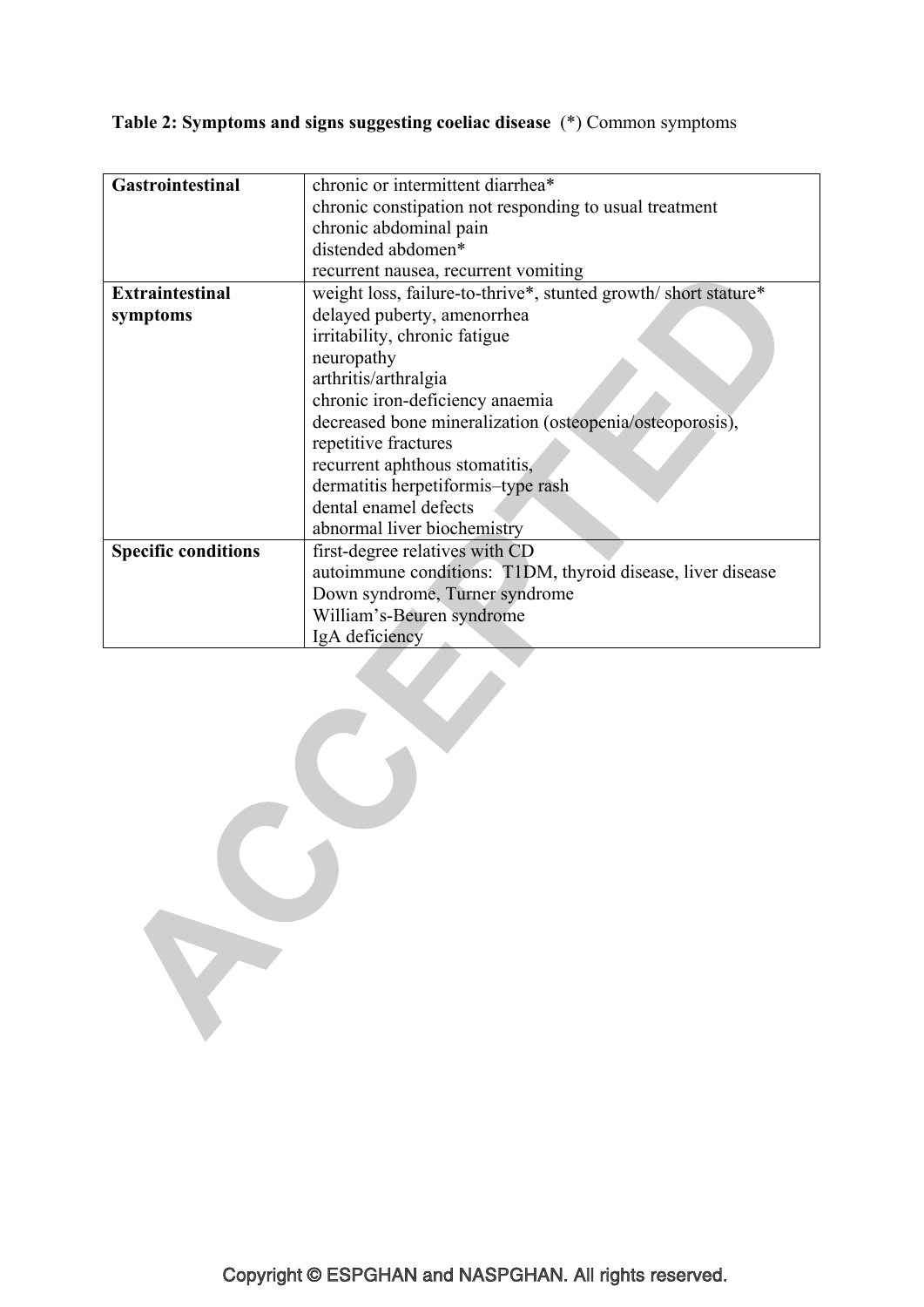**Table 2: Symptoms and signs suggesting coeliac disease** (*) Common symptoms

| | |
|---|---|
| **Gastrointestinal** | chronic or intermittent diarrhea*<br>chronic constipation not responding to usual treatment<br>chronic abdominal pain<br>distended abdomen*<br>recurrent nausea, recurrent vomiting |
| **Extraintestinal symptoms** | weight loss, failure-to-thrive*, stunted growth/ short stature*<br>delayed puberty, amenorrhea<br>irritability, chronic fatigue<br>neuropathy<br>arthritis/arthralgia<br>chronic iron-deficiency anaemia<br>decreased bone mineralization (osteopenia/osteoporosis), repetitive fractures<br>recurrent aphthous stomatitis,<br>dermatitis herpetiformis–type rash<br>dental enamel defects<br>abnormal liver biochemistry |
| **Specific conditions** | first-degree relatives with CD<br>autoimmune conditions: T1DM, thyroid disease, liver disease<br>Down syndrome, Turner syndrome<br>William's-Beuren syndrome<br>IgA deficiency |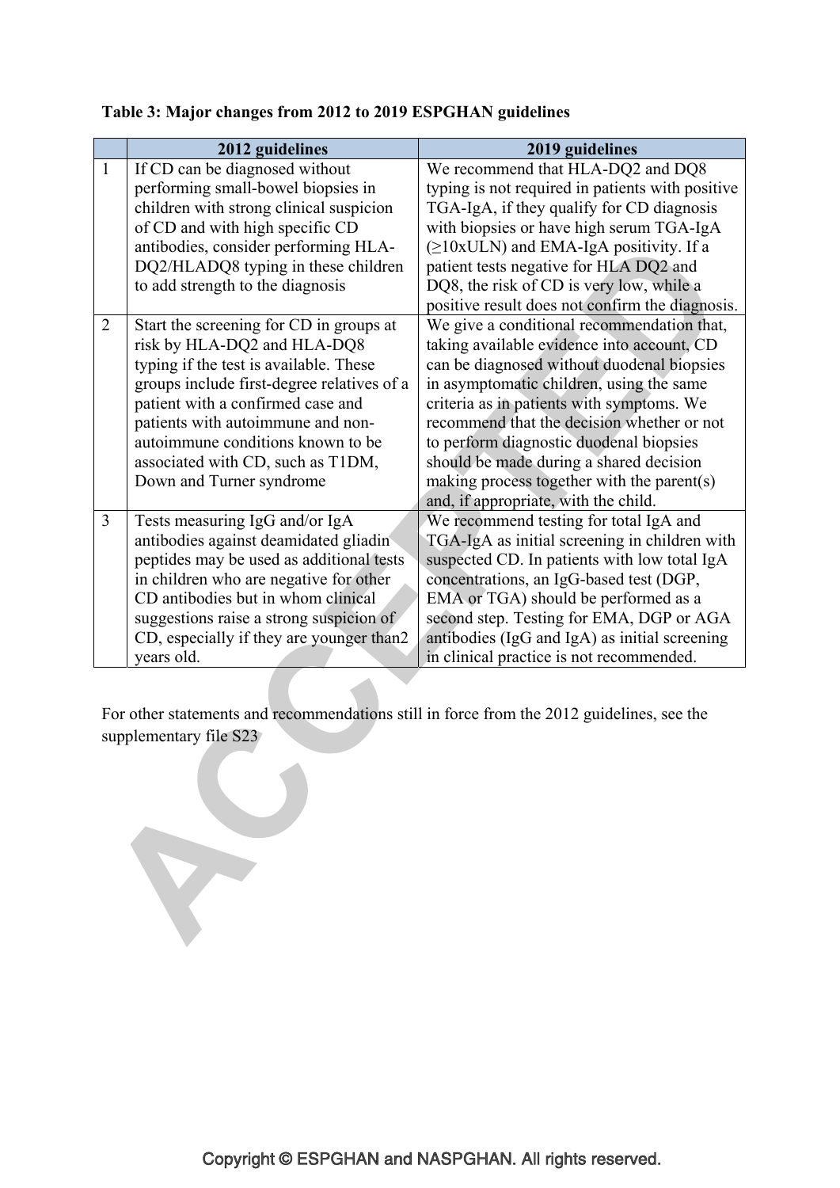**Table 3: Major changes from 2012 to 2019 ESPGHAN guidelines**

| | 2012 guidelines | 2019 guidelines |
|---|---|---|
| 1 | If CD can be diagnosed without performing small-bowel biopsies in children with strong clinical suspicion of CD and with high specific CD antibodies, consider performing HLA-DQ2/HLADQ8 typing in these children to add strength to the diagnosis | We recommend that HLA-DQ2 and DQ8 typing is not required in patients with positive TGA-IgA, if they qualify for CD diagnosis with biopsies or have high serum TGA-IgA (≥10xULN) and EMA-IgA positivity. If a patient tests negative for HLA DQ2 and DQ8, the risk of CD is very low, while a positive result does not confirm the diagnosis. |
| 2 | Start the screening for CD in groups at risk by HLA-DQ2 and HLA-DQ8 typing if the test is available. These groups include first-degree relatives of a patient with a confirmed case and patients with autoimmune and non-autoimmune conditions known to be associated with CD, such as T1DM, Down and Turner syndrome | We give a conditional recommendation that, taking available evidence into account, CD can be diagnosed without duodenal biopsies in asymptomatic children, using the same criteria as in patients with symptoms. We recommend that the decision whether or not to perform diagnostic duodenal biopsies should be made during a shared decision making process together with the parent(s) and, if appropriate, with the child. |
| 3 | Tests measuring IgG and/or IgA antibodies against deamidated gliadin peptides may be used as additional tests in children who are negative for other CD antibodies but in whom clinical suggestions raise a strong suspicion of CD, especially if they are younger than2 years old. | We recommend testing for total IgA and TGA-IgA as initial screening in children with suspected CD. In patients with low total IgA concentrations, an IgG-based test (DGP, EMA or TGA) should be performed as a second step. Testing for EMA, DGP or AGA antibodies (IgG and IgA) as initial screening in clinical practice is not recommended. |

For other statements and recommendations still in force from the 2012 guidelines, see the supplementary file S23